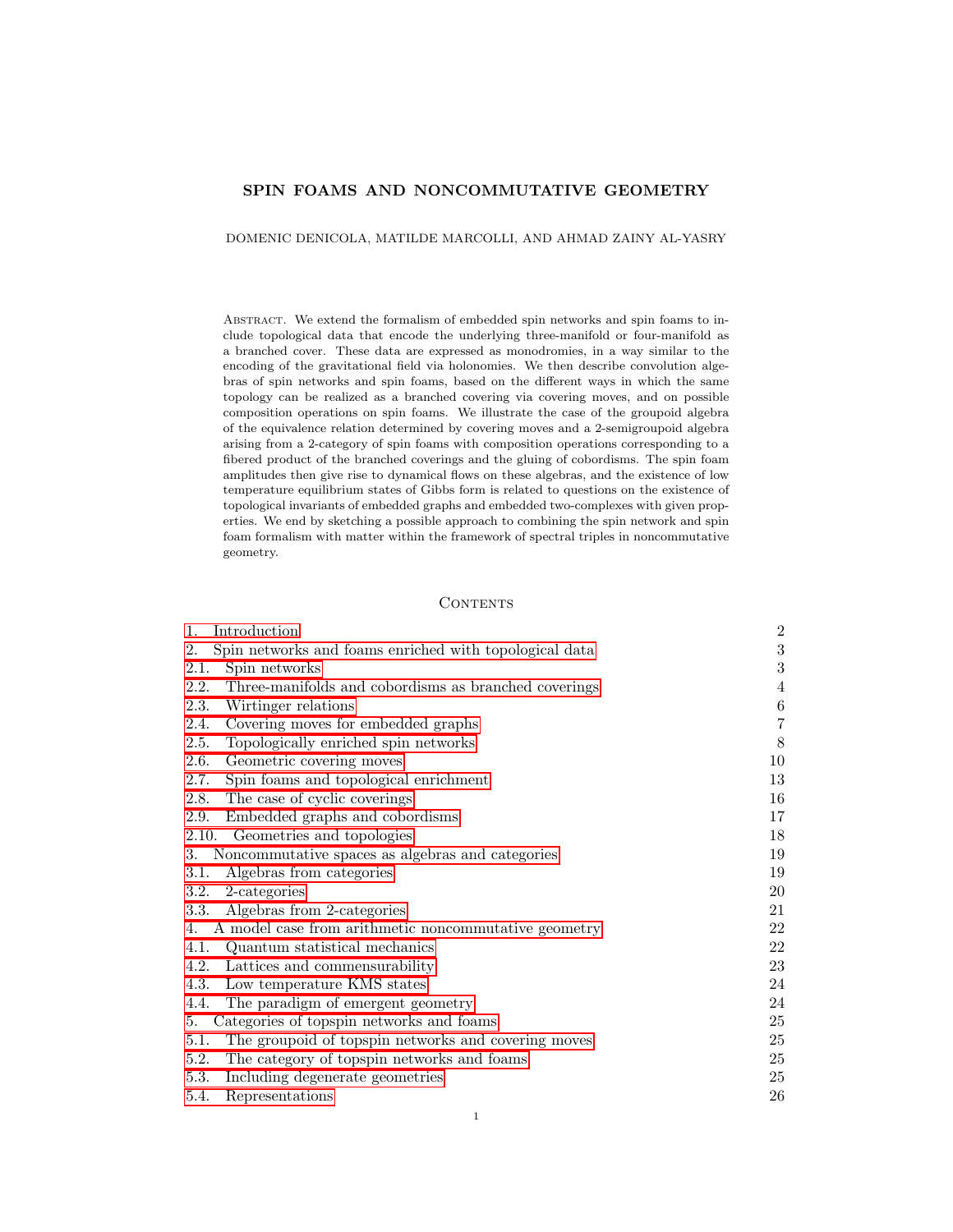# SPIN FOAMS AND NONCOMMUTATIVE GEOMETRY

DOMENIC DENICOLA, MATILDE MARCOLLI, AND AHMAD ZAINY AL-YASRY

Abstract. We extend the formalism of embedded spin networks and spin foams to include topological data that encode the underlying three-manifold or four-manifold as a branched cover. These data are expressed as monodromies, in a way similar to the encoding of the gravitational field via holonomies. We then describe convolution algebras of spin networks and spin foams, based on the different ways in which the same topology can be realized as a branched covering via covering moves, and on possible composition operations on spin foams. We illustrate the case of the groupoid algebra of the equivalence relation determined by covering moves and a 2-semigroupoid algebra arising from a 2-category of spin foams with composition operations corresponding to a fibered product of the branched coverings and the gluing of cobordisms. The spin foam amplitudes then give rise to dynamical flows on these algebras, and the existence of low temperature equilibrium states of Gibbs form is related to questions on the existence of topological invariants of embedded graphs and embedded two-complexes with given properties. We end by sketching a possible approach to combining the spin network and spin foam formalism with matter within the framework of spectral triples in noncommutative geometry.

## Contents

| | |
|---|---|
| 1. Introduction | 2 |
| 2. Spin networks and foams enriched with topological data | 3 |
| 2.1. Spin networks | 3 |
| 2.2. Three-manifolds and cobordisms as branched coverings | 4 |
| 2.3. Wirtinger relations | 6 |
| 2.4. Covering moves for embedded graphs | 7 |
| 2.5. Topologically enriched spin networks | 8 |
| 2.6. Geometric covering moves | 10 |
| 2.7. Spin foams and topological enrichment | 13 |
| 2.8. The case of cyclic coverings | 16 |
| 2.9. Embedded graphs and cobordisms | 17 |
| 2.10. Geometries and topologies | 18 |
| 3. Noncommutative spaces as algebras and categories | 19 |
| 3.1. Algebras from categories | 19 |
| 3.2. 2-categories | 20 |
| 3.3. Algebras from 2-categories | 21 |
| 4. A model case from arithmetic noncommutative geometry | 22 |
| 4.1. Quantum statistical mechanics | 22 |
| 4.2. Lattices and commensurability | 23 |
| 4.3. Low temperature KMS states | 24 |
| 4.4. The paradigm of emergent geometry | 24 |
| 5. Categories of topspin networks and foams | 25 |
| 5.1. The groupoid of topspin networks and covering moves | 25 |
| 5.2. The category of topspin networks and foams | 25 |
| 5.3. Including degenerate geometries | 25 |
| 5.4. Representations | 26 |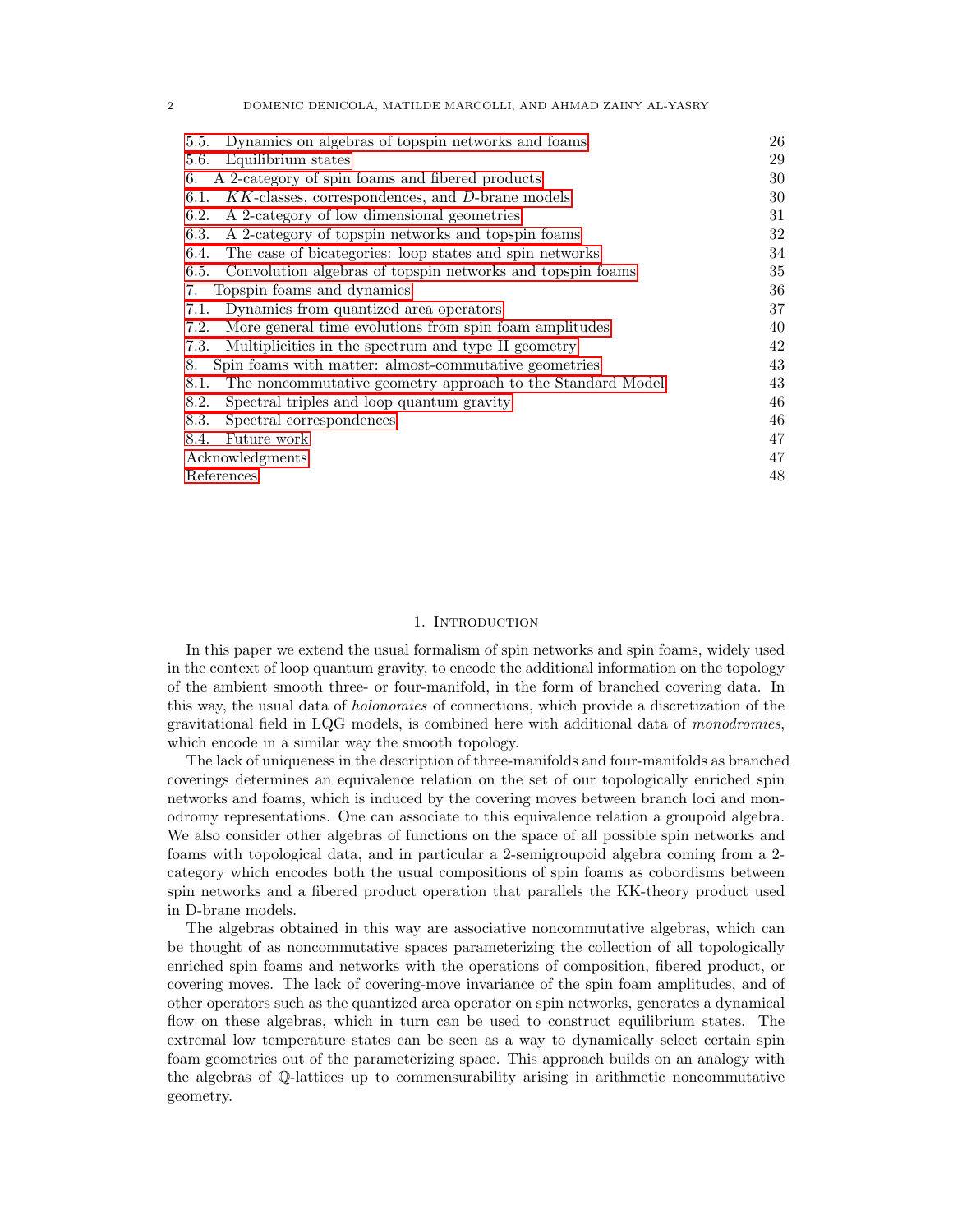5.5. Dynamics on algebras of topspin networks and foams 26
5.6. Equilibrium states 29
6. A 2-category of spin foams and fibered products 30
6.1. $KK$-classes, correspondences, and $D$-brane models 30
6.2. A 2-category of low dimensional geometries 31
6.3. A 2-category of topspin networks and topspin foams 32
6.4. The case of bicategories: loop states and spin networks 34
6.5. Convolution algebras of topspin networks and topspin foams 35
7. Topspin foams and dynamics 36
7.1. Dynamics from quantized area operators 37
7.2. More general time evolutions from spin foam amplitudes 40
7.3. Multiplicities in the spectrum and type II geometry 42
8. Spin foams with matter: almost-commutative geometries 43
8.1. The noncommutative geometry approach to the Standard Model 43
8.2. Spectral triples and loop quantum gravity 46
8.3. Spectral correspondences 46
8.4. Future work 47
Acknowledgments 47
References 48

## 1. Introduction

In this paper we extend the usual formalism of spin networks and spin foams, widely used in the context of loop quantum gravity, to encode the additional information on the topology of the ambient smooth three- or four-manifold, in the form of branched covering data. In this way, the usual data of *holonomies* of connections, which provide a discretization of the gravitational field in LQG models, is combined here with additional data of *monodromies*, which encode in a similar way the smooth topology.

The lack of uniqueness in the description of three-manifolds and four-manifolds as branched coverings determines an equivalence relation on the set of our topologically enriched spin networks and foams, which is induced by the covering moves between branch loci and monodromy representations. One can associate to this equivalence relation a groupoid algebra. We also consider other algebras of functions on the space of all possible spin networks and foams with topological data, and in particular a 2-semigroupoid algebra coming from a 2-category which encodes both the usual compositions of spin foams as cobordisms between spin networks and a fibered product operation that parallels the KK-theory product used in D-brane models.

The algebras obtained in this way are associative noncommutative algebras, which can be thought of as noncommutative spaces parameterizing the collection of all topologically enriched spin foams and networks with the operations of composition, fibered product, or covering moves. The lack of covering-move invariance of the spin foam amplitudes, and of other operators such as the quantized area operator on spin networks, generates a dynamical flow on these algebras, which in turn can be used to construct equilibrium states. The extremal low temperature states can be seen as a way to dynamically select certain spin foam geometries out of the parameterizing space. This approach builds on an analogy with the algebras of $\mathbb{Q}$-lattices up to commensurability arising in arithmetic noncommutative geometry.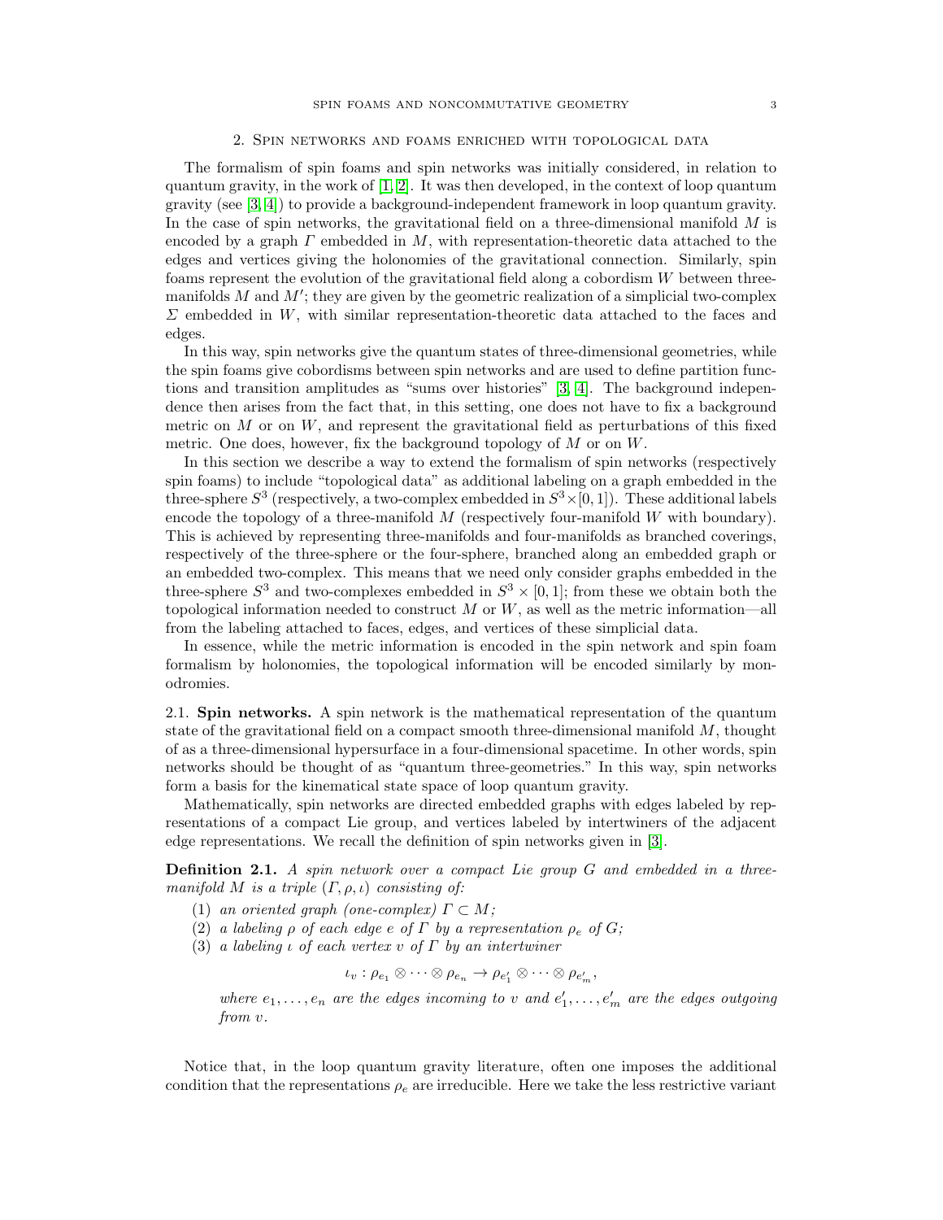## 2. Spin networks and foams enriched with topological data

The formalism of spin foams and spin networks was initially considered, in relation to quantum gravity, in the work of [1, 2]. It was then developed, in the context of loop quantum gravity (see [3, 4]) to provide a background-independent framework in loop quantum gravity. In the case of spin networks, the gravitational field on a three-dimensional manifold $M$ is encoded by a graph $\Gamma$ embedded in $M$, with representation-theoretic data attached to the edges and vertices giving the holonomies of the gravitational connection. Similarly, spin foams represent the evolution of the gravitational field along a cobordism $W$ between three-manifolds $M$ and $M'$; they are given by the geometric realization of a simplicial two-complex $\Sigma$ embedded in $W$, with similar representation-theoretic data attached to the faces and edges.

In this way, spin networks give the quantum states of three-dimensional geometries, while the spin foams give cobordisms between spin networks and are used to define partition functions and transition amplitudes as "sums over histories" [3, 4]. The background independence then arises from the fact that, in this setting, one does not have to fix a background metric on $M$ or on $W$, and represent the gravitational field as perturbations of this fixed metric. One does, however, fix the background topology of $M$ or on $W$.

In this section we describe a way to extend the formalism of spin networks (respectively spin foams) to include "topological data" as additional labeling on a graph embedded in the three-sphere $S^3$ (respectively, a two-complex embedded in $S^3 \times [0,1]$). These additional labels encode the topology of a three-manifold $M$ (respectively four-manifold $W$ with boundary). This is achieved by representing three-manifolds and four-manifolds as branched coverings, respectively of the three-sphere or the four-sphere, branched along an embedded graph or an embedded two-complex. This means that we need only consider graphs embedded in the three-sphere $S^3$ and two-complexes embedded in $S^3 \times [0,1]$; from these we obtain both the topological information needed to construct $M$ or $W$, as well as the metric information—all from the labeling attached to faces, edges, and vertices of these simplicial data.

In essence, while the metric information is encoded in the spin network and spin foam formalism by holonomies, the topological information will be encoded similarly by monodromies.

### 2.1. Spin networks.

A spin network is the mathematical representation of the quantum state of the gravitational field on a compact smooth three-dimensional manifold $M$, thought of as a three-dimensional hypersurface in a four-dimensional spacetime. In other words, spin networks should be thought of as "quantum three-geometries." In this way, spin networks form a basis for the kinematical state space of loop quantum gravity.

Mathematically, spin networks are directed embedded graphs with edges labeled by representations of a compact Lie group, and vertices labeled by intertwiners of the adjacent edge representations. We recall the definition of spin networks given in [3].

**Definition 2.1.** *A spin network over a compact Lie group $G$ and embedded in a three-manifold $M$ is a triple $(\Gamma, \rho, \iota)$ consisting of:*

1. *an oriented graph (one-complex) $\Gamma \subset M$;*
2. *a labeling $\rho$ of each edge $e$ of $\Gamma$ by a representation $\rho_e$ of $G$;*
3. *a labeling $\iota$ of each vertex $v$ of $\Gamma$ by an intertwiner*

$$\iota_v : \rho_{e_1} \otimes \cdots \otimes \rho_{e_n} \to \rho_{e'_1} \otimes \cdots \otimes \rho_{e'_m},$$

*where $e_1, \ldots, e_n$ are the edges incoming to $v$ and $e'_1, \ldots, e'_m$ are the edges outgoing from $v$.*

Notice that, in the loop quantum gravity literature, often one imposes the additional condition that the representations $\rho_e$ are irreducible. Here we take the less restrictive variant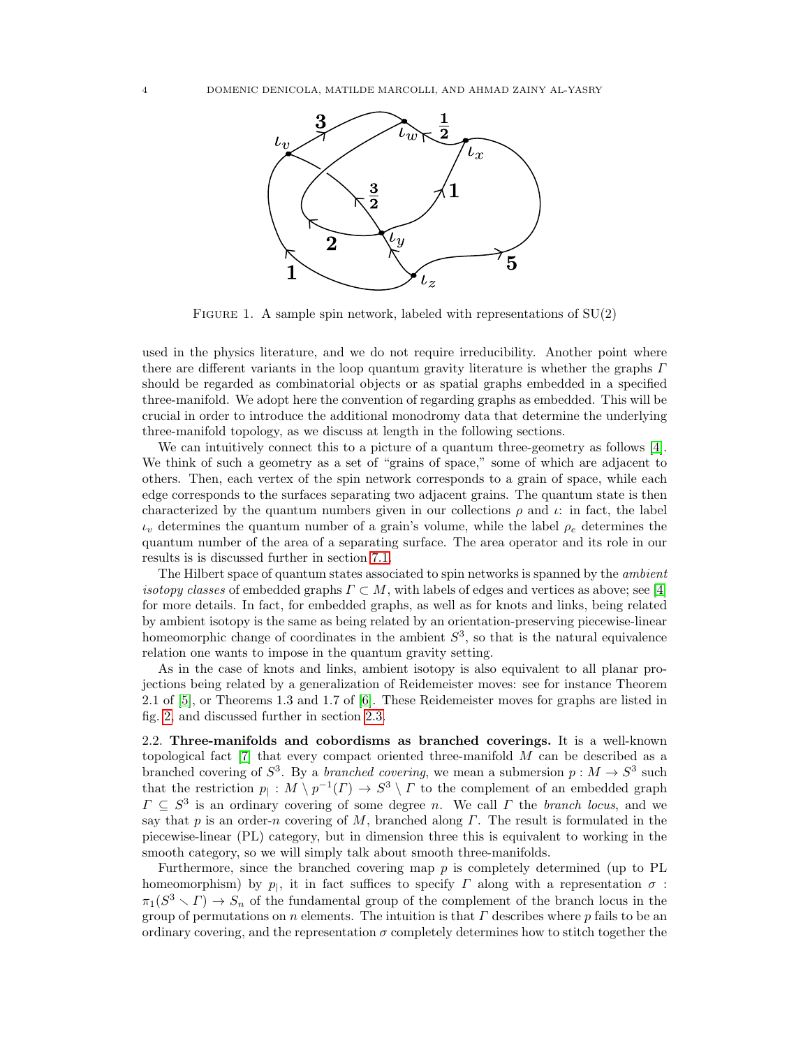FIGURE 1. A sample spin network, labeled with representations of SU(2)

used in the physics literature, and we do not require irreducibility. Another point where there are different variants in the loop quantum gravity literature is whether the graphs $\Gamma$ should be regarded as combinatorial objects or as spatial graphs embedded in a specified three-manifold. We adopt here the convention of regarding graphs as embedded. This will be crucial in order to introduce the additional monodromy data that determine the underlying three-manifold topology, as we discuss at length in the following sections.

We can intuitively connect this to a picture of a quantum three-geometry as follows [4]. We think of such a geometry as a set of "grains of space," some of which are adjacent to others. Then, each vertex of the spin network corresponds to a grain of space, while each edge corresponds to the surfaces separating two adjacent grains. The quantum state is then characterized by the quantum numbers given in our collections $\rho$ and $\iota$: in fact, the label $\iota_v$ determines the quantum number of a grain's volume, while the label $\rho_e$ determines the quantum number of the area of a separating surface. The area operator and its role in our results is is discussed further in section 7.1.

The Hilbert space of quantum states associated to spin networks is spanned by the *ambient isotopy classes* of embedded graphs $\Gamma \subset M$, with labels of edges and vertices as above; see [4] for more details. In fact, for embedded graphs, as well as for knots and links, being related by ambient isotopy is the same as being related by an orientation-preserving piecewise-linear homeomorphic change of coordinates in the ambient $S^3$, so that is the natural equivalence relation one wants to impose in the quantum gravity setting.

As in the case of knots and links, ambient isotopy is also equivalent to all planar projections being related by a generalization of Reidemeister moves: see for instance Theorem 2.1 of [5], or Theorems 1.3 and 1.7 of [6]. These Reidemeister moves for graphs are listed in fig. 2, and discussed further in section 2.3.

**2.2. Three-manifolds and cobordisms as branched coverings.** It is a well-known topological fact [7] that every compact oriented three-manifold $M$ can be described as a branched covering of $S^3$. By a *branched covering*, we mean a submersion $p : M \to S^3$ such that the restriction $p_| : M \setminus p^{-1}(\Gamma) \to S^3 \setminus \Gamma$ to the complement of an embedded graph $\Gamma \subseteq S^3$ is an ordinary covering of some degree $n$. We call $\Gamma$ the *branch locus*, and we say that $p$ is an order-$n$ covering of $M$, branched along $\Gamma$. The result is formulated in the piecewise-linear (PL) category, but in dimension three this is equivalent to working in the smooth category, so we will simply talk about smooth three-manifolds.

Furthermore, since the branched covering map $p$ is completely determined (up to PL homeomorphism) by $p_|$, it in fact suffices to specify $\Gamma$ along with a representation $\sigma : \pi_1(S^3 \smallsetminus \Gamma) \to S_n$ of the fundamental group of the complement of the branch locus in the group of permutations on $n$ elements. The intuition is that $\Gamma$ describes where $p$ fails to be an ordinary covering, and the representation $\sigma$ completely determines how to stitch together the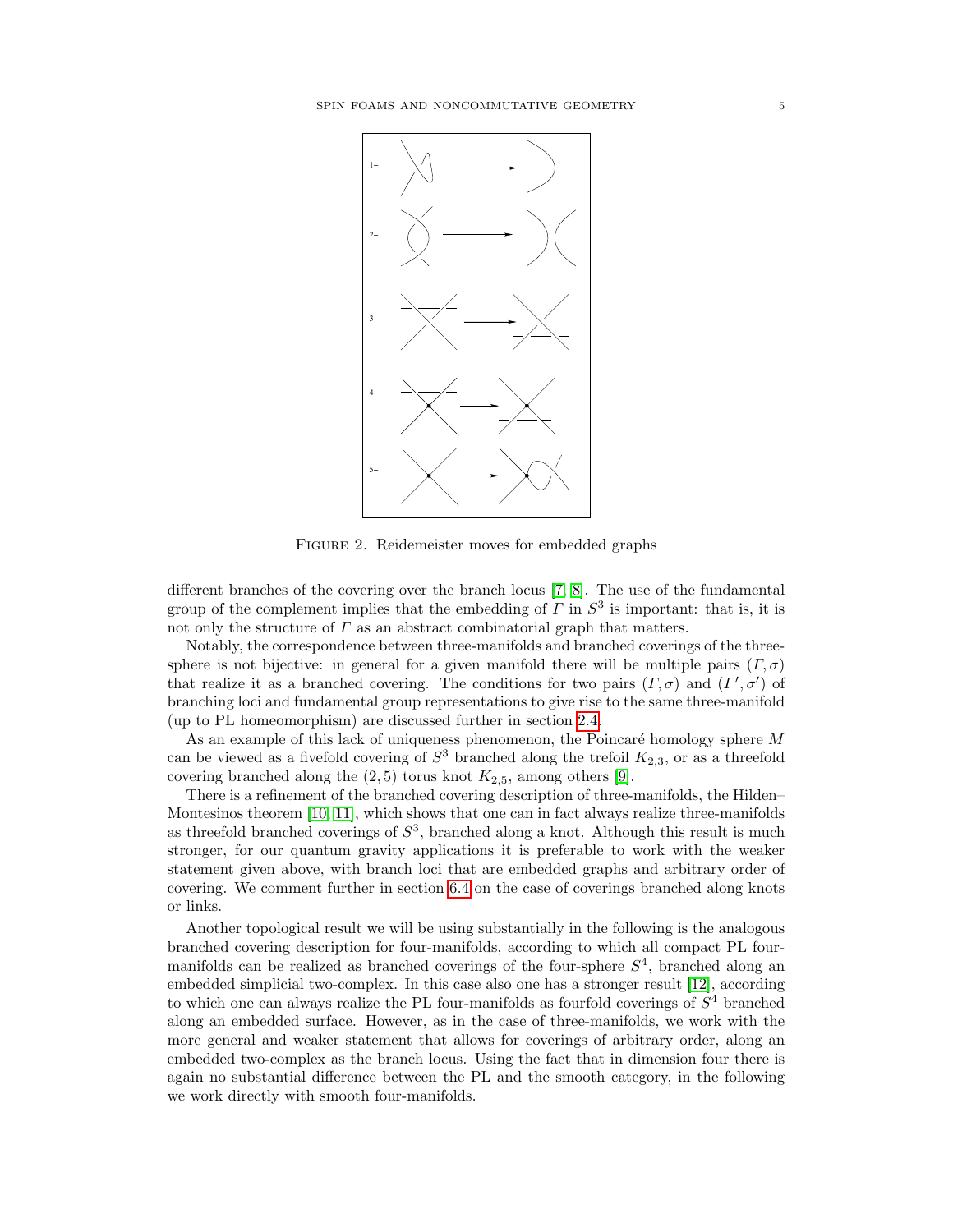FIGURE 2. Reidemeister moves for embedded graphs

different branches of the covering over the branch locus [7, 8]. The use of the fundamental group of the complement implies that the embedding of $\Gamma$ in $S^3$ is important: that is, it is not only the structure of $\Gamma$ as an abstract combinatorial graph that matters.

Notably, the correspondence between three-manifolds and branched coverings of the three-sphere is not bijective: in general for a given manifold there will be multiple pairs $(\Gamma, \sigma)$ that realize it as a branched covering. The conditions for two pairs $(\Gamma, \sigma)$ and $(\Gamma', \sigma')$ of branching loci and fundamental group representations to give rise to the same three-manifold (up to PL homeomorphism) are discussed further in section 2.4.

As an example of this lack of uniqueness phenomenon, the Poincaré homology sphere $M$ can be viewed as a fivefold covering of $S^3$ branched along the trefoil $K_{2,3}$, or as a threefold covering branched along the $(2,5)$ torus knot $K_{2,5}$, among others [9].

There is a refinement of the branched covering description of three-manifolds, the Hilden–Montesinos theorem [10, 11], which shows that one can in fact always realize three-manifolds as threefold branched coverings of $S^3$, branched along a knot. Although this result is much stronger, for our quantum gravity applications it is preferable to work with the weaker statement given above, with branch loci that are embedded graphs and arbitrary order of covering. We comment further in section 6.4 on the case of coverings branched along knots or links.

Another topological result we will be using substantially in the following is the analogous branched covering description for four-manifolds, according to which all compact PL four-manifolds can be realized as branched coverings of the four-sphere $S^4$, branched along an embedded simplicial two-complex. In this case also one has a stronger result [12], according to which one can always realize the PL four-manifolds as fourfold coverings of $S^4$ branched along an embedded surface. However, as in the case of three-manifolds, we work with the more general and weaker statement that allows for coverings of arbitrary order, along an embedded two-complex as the branch locus. Using the fact that in dimension four there is again no substantial difference between the PL and the smooth category, in the following we work directly with smooth four-manifolds.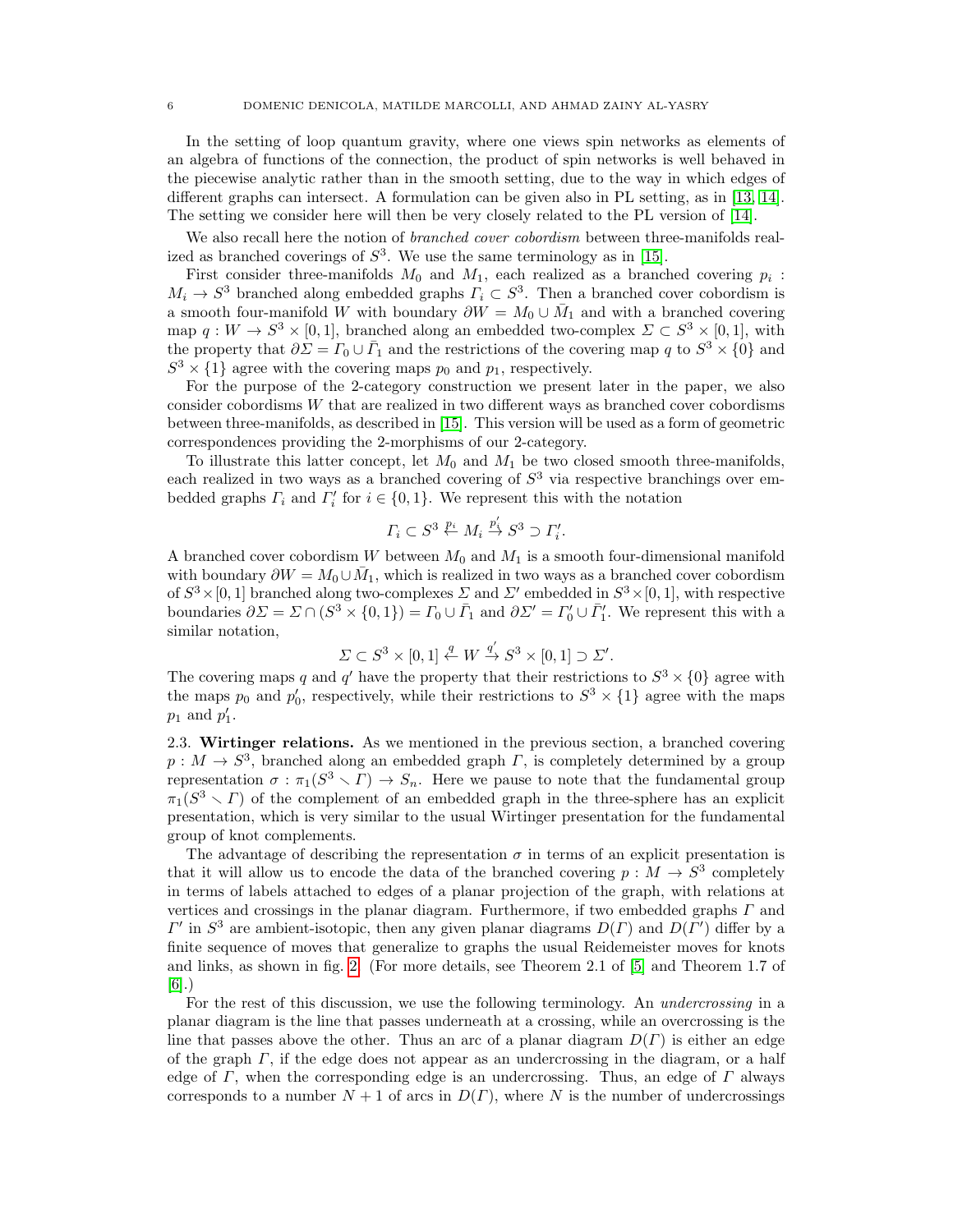In the setting of loop quantum gravity, where one views spin networks as elements of an algebra of functions of the connection, the product of spin networks is well behaved in the piecewise analytic rather than in the smooth setting, due to the way in which edges of different graphs can intersect. A formulation can be given also in PL setting, as in [13, 14]. The setting we consider here will then be very closely related to the PL version of [14].

We also recall here the notion of *branched cover cobordism* between three-manifolds realized as branched coverings of $S^3$. We use the same terminology as in [15].

First consider three-manifolds $M_0$ and $M_1$, each realized as a branched covering $p_i : M_i \to S^3$ branched along embedded graphs $\Gamma_i \subset S^3$. Then a branched cover cobordism is a smooth four-manifold $W$ with boundary $\partial W = M_0 \cup \bar{M}_1$ and with a branched covering map $q : W \to S^3 \times [0,1]$, branched along an embedded two-complex $\Sigma \subset S^3 \times [0,1]$, with the property that $\partial \Sigma = \Gamma_0 \cup \bar{\Gamma}_1$ and the restrictions of the covering map $q$ to $S^3 \times \{0\}$ and $S^3 \times \{1\}$ agree with the covering maps $p_0$ and $p_1$, respectively.

For the purpose of the 2-category construction we present later in the paper, we also consider cobordisms $W$ that are realized in two different ways as branched cover cobordisms between three-manifolds, as described in [15]. This version will be used as a form of geometric correspondences providing the 2-morphisms of our 2-category.

To illustrate this latter concept, let $M_0$ and $M_1$ be two closed smooth three-manifolds, each realized in two ways as a branched covering of $S^3$ via respective branchings over embedded graphs $\Gamma_i$ and $\Gamma_i'$ for $i \in \{0,1\}$. We represent this with the notation

$$\Gamma_i \subset S^3 \overset{p_i}{\leftarrow} M_i \overset{p_i'}{\to} S^3 \supset \Gamma_i'.$$

A branched cover cobordism $W$ between $M_0$ and $M_1$ is a smooth four-dimensional manifold with boundary $\partial W = M_0 \cup \bar{M}_1$, which is realized in two ways as a branched cover cobordism of $S^3 \times [0,1]$ branched along two-complexes $\Sigma$ and $\Sigma'$ embedded in $S^3 \times [0,1]$, with respective boundaries $\partial \Sigma = \Sigma \cap (S^3 \times \{0,1\}) = \Gamma_0 \cup \bar{\Gamma}_1$ and $\partial \Sigma' = \Gamma_0' \cup \bar{\Gamma}_1'$. We represent this with a similar notation,

$$\Sigma \subset S^3 \times [0,1] \overset{q}{\leftarrow} W \overset{q'}{\to} S^3 \times [0,1] \supset \Sigma'.$$

The covering maps $q$ and $q'$ have the property that their restrictions to $S^3 \times \{0\}$ agree with the maps $p_0$ and $p_0'$, respectively, while their restrictions to $S^3 \times \{1\}$ agree with the maps $p_1$ and $p_1'$.

2.3. **Wirtinger relations.** As we mentioned in the previous section, a branched covering $p : M \to S^3$, branched along an embedded graph $\Gamma$, is completely determined by a group representation $\sigma : \pi_1(S^3 \smallsetminus \Gamma) \to S_n$. Here we pause to note that the fundamental group $\pi_1(S^3 \smallsetminus \Gamma)$ of the complement of an embedded graph in the three-sphere has an explicit presentation, which is very similar to the usual Wirtinger presentation for the fundamental group of knot complements.

The advantage of describing the representation $\sigma$ in terms of an explicit presentation is that it will allow us to encode the data of the branched covering $p : M \to S^3$ completely in terms of labels attached to edges of a planar projection of the graph, with relations at vertices and crossings in the planar diagram. Furthermore, if two embedded graphs $\Gamma$ and $\Gamma'$ in $S^3$ are ambient-isotopic, then any given planar diagrams $D(\Gamma)$ and $D(\Gamma')$ differ by a finite sequence of moves that generalize to graphs the usual Reidemeister moves for knots and links, as shown in fig. 2. (For more details, see Theorem 2.1 of [5] and Theorem 1.7 of [6].)

For the rest of this discussion, we use the following terminology. An *undercrossing* in a planar diagram is the line that passes underneath at a crossing, while an overcrossing is the line that passes above the other. Thus an arc of a planar diagram $D(\Gamma)$ is either an edge of the graph $\Gamma$, if the edge does not appear as an undercrossing in the diagram, or a half edge of $\Gamma$, when the corresponding edge is an undercrossing. Thus, an edge of $\Gamma$ always corresponds to a number $N + 1$ of arcs in $D(\Gamma)$, where $N$ is the number of undercrossings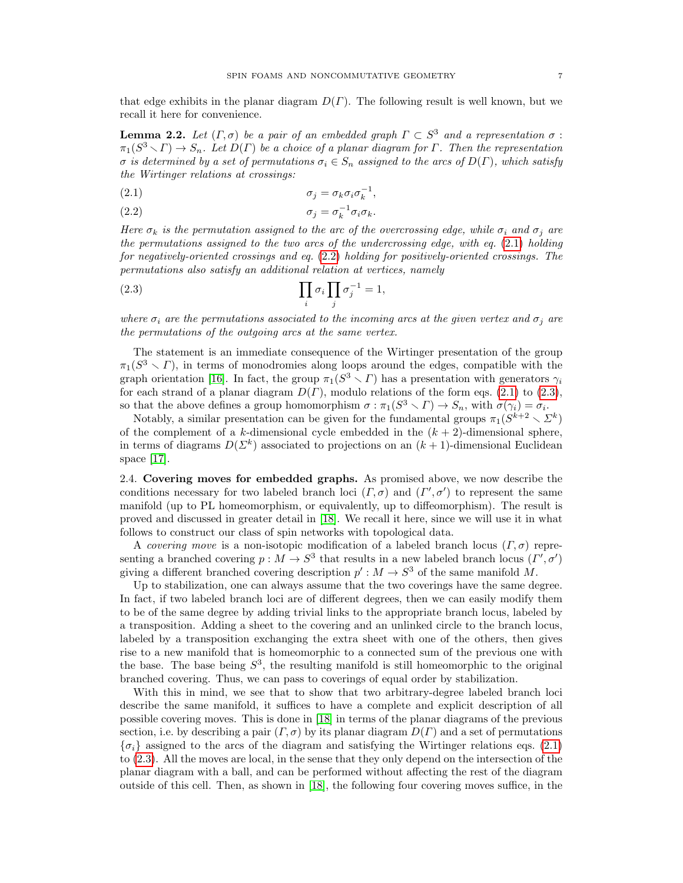that edge exhibits in the planar diagram $D(\Gamma)$. The following result is well known, but we recall it here for convenience.

**Lemma 2.2.** *Let $(\Gamma, \sigma)$ be a pair of an embedded graph $\Gamma \subset S^3$ and a representation $\sigma : \pi_1(S^3 \smallsetminus \Gamma) \to S_n$. Let $D(\Gamma)$ be a choice of a planar diagram for $\Gamma$. Then the representation $\sigma$ is determined by a set of permutations $\sigma_i \in S_n$ assigned to the arcs of $D(\Gamma)$, which satisfy the Wirtinger relations at crossings:*

$$\sigma_j = \sigma_k \sigma_i \sigma_k^{-1}, \tag{2.1}$$

$$\sigma_j = \sigma_k^{-1} \sigma_i \sigma_k. \tag{2.2}$$

*Here $\sigma_k$ is the permutation assigned to the arc of the overcrossing edge, while $\sigma_i$ and $\sigma_j$ are the permutations assigned to the two arcs of the undercrossing edge, with eq. (2.1) holding for negatively-oriented crossings and eq. (2.2) holding for positively-oriented crossings. The permutations also satisfy an additional relation at vertices, namely*

$$\prod_i \sigma_i \prod_j \sigma_j^{-1} = 1, \tag{2.3}$$

*where $\sigma_i$ are the permutations associated to the incoming arcs at the given vertex and $\sigma_j$ are the permutations of the outgoing arcs at the same vertex.*

The statement is an immediate consequence of the Wirtinger presentation of the group $\pi_1(S^3 \smallsetminus \Gamma)$, in terms of monodromies along loops around the edges, compatible with the graph orientation [16]. In fact, the group $\pi_1(S^3 \smallsetminus \Gamma)$ has a presentation with generators $\gamma_i$ for each strand of a planar diagram $D(\Gamma)$, modulo relations of the form eqs. (2.1) to (2.3), so that the above defines a group homomorphism $\sigma : \pi_1(S^3 \smallsetminus \Gamma) \to S_n$, with $\sigma(\gamma_i) = \sigma_i$.

Notably, a similar presentation can be given for the fundamental groups $\pi_1(S^{k+2} \smallsetminus \Sigma^k)$ of the complement of a $k$-dimensional cycle embedded in the $(k+2)$-dimensional sphere, in terms of diagrams $D(\Sigma^k)$ associated to projections on an $(k+1)$-dimensional Euclidean space [17].

2.4. **Covering moves for embedded graphs.** As promised above, we now describe the conditions necessary for two labeled branch loci $(\Gamma, \sigma)$ and $(\Gamma', \sigma')$ to represent the same manifold (up to PL homeomorphism, or equivalently, up to diffeomorphism). The result is proved and discussed in greater detail in [18]. We recall it here, since we will use it in what follows to construct our class of spin networks with topological data.

A *covering move* is a non-isotopic modification of a labeled branch locus $(\Gamma, \sigma)$ representing a branched covering $p : M \to S^3$ that results in a new labeled branch locus $(\Gamma', \sigma')$ giving a different branched covering description $p' : M \to S^3$ of the same manifold $M$.

Up to stabilization, one can always assume that the two coverings have the same degree. In fact, if two labeled branch loci are of different degrees, then we can easily modify them to be of the same degree by adding trivial links to the appropriate branch locus, labeled by a transposition. Adding a sheet to the covering and an unlinked circle to the branch locus, labeled by a transposition exchanging the extra sheet with one of the others, then gives rise to a new manifold that is homeomorphic to a connected sum of the previous one with the base. The base being $S^3$, the resulting manifold is still homeomorphic to the original branched covering. Thus, we can pass to coverings of equal order by stabilization.

With this in mind, we see that to show that two arbitrary-degree labeled branch loci describe the same manifold, it suffices to have a complete and explicit description of all possible covering moves. This is done in [18] in terms of the planar diagrams of the previous section, i.e. by describing a pair $(\Gamma, \sigma)$ by its planar diagram $D(\Gamma)$ and a set of permutations $\{\sigma_i\}$ assigned to the arcs of the diagram and satisfying the Wirtinger relations eqs. (2.1) to (2.3). All the moves are local, in the sense that they only depend on the intersection of the planar diagram with a ball, and can be performed without affecting the rest of the diagram outside of this cell. Then, as shown in [18], the following four covering moves suffice, in the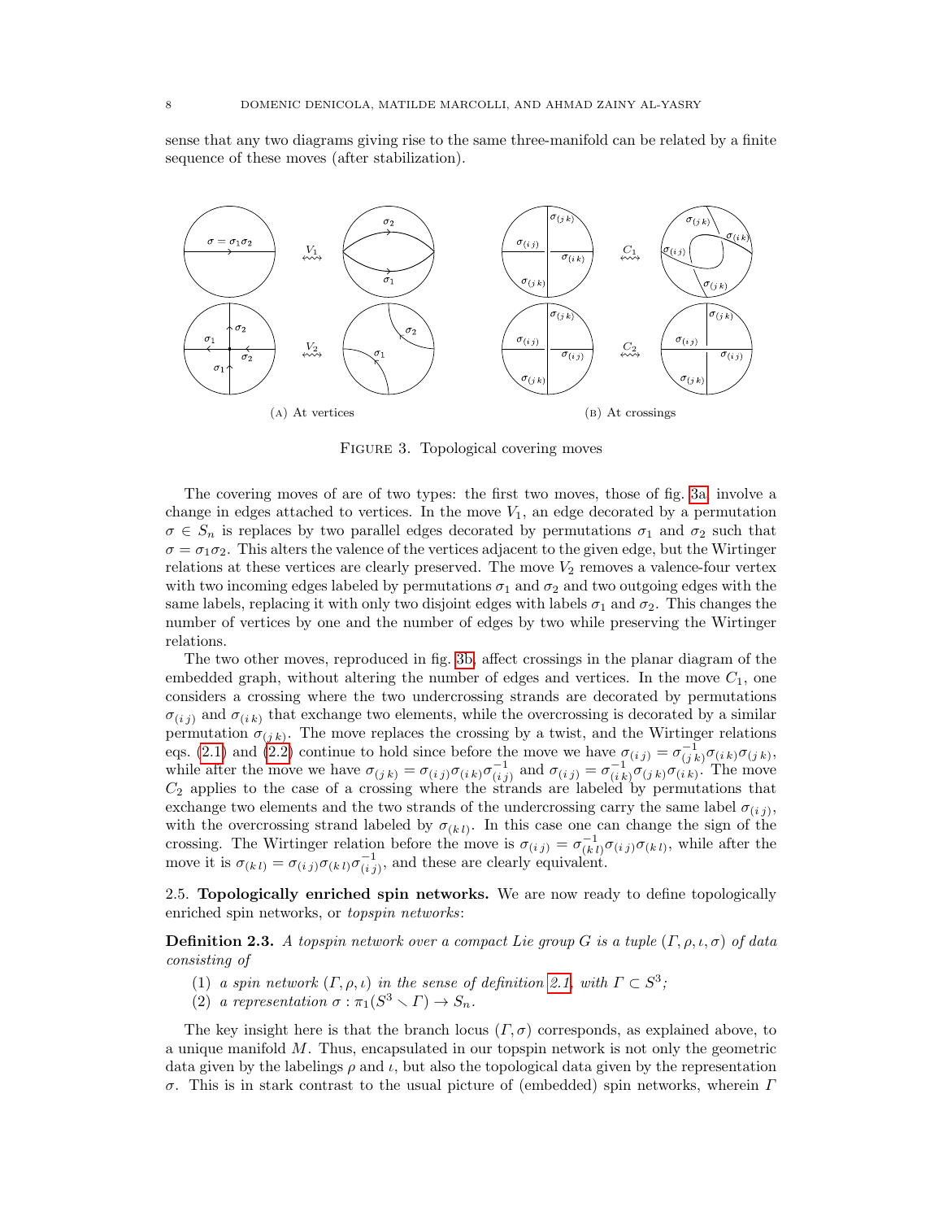sense that any two diagrams giving rise to the same three-manifold can be related by a finite sequence of these moves (after stabilization).

(A) At vertices

(B) At crossings

Figure 3. Topological covering moves

The covering moves of are of two types: the first two moves, those of fig. 3a, involve a change in edges attached to vertices. In the move $V_1$, an edge decorated by a permutation $\sigma \in S_n$ is replaces by two parallel edges decorated by permutations $\sigma_1$ and $\sigma_2$ such that $\sigma = \sigma_1\sigma_2$. This alters the valence of the vertices adjacent to the given edge, but the Wirtinger relations at these vertices are clearly preserved. The move $V_2$ removes a valence-four vertex with two incoming edges labeled by permutations $\sigma_1$ and $\sigma_2$ and two outgoing edges with the same labels, replacing it with only two disjoint edges with labels $\sigma_1$ and $\sigma_2$. This changes the number of vertices by one and the number of edges by two while preserving the Wirtinger relations.

The two other moves, reproduced in fig. 3b, affect crossings in the planar diagram of the embedded graph, without altering the number of edges and vertices. In the move $C_1$, one considers a crossing where the two undercrossing strands are decorated by permutations $\sigma_{(i\,j)}$ and $\sigma_{(i\,k)}$ that exchange two elements, while the overcrossing is decorated by a similar permutation $\sigma_{(j\,k)}$. The move replaces the crossing by a twist, and the Wirtinger relations eqs. (2.1) and (2.2) continue to hold since before the move we have $\sigma_{(i\,j)} = \sigma_{(j\,k)}^{-1}\sigma_{(i\,k)}\sigma_{(j\,k)}$, while after the move we have $\sigma_{(j\,k)} = \sigma_{(i\,j)}\sigma_{(i\,k)}\sigma_{(i\,j)}^{-1}$ and $\sigma_{(i\,j)} = \sigma_{(i\,k)}^{-1}\sigma_{(j\,k)}\sigma_{(i\,k)}$. The move $C_2$ applies to the case of a crossing where the strands are labeled by permutations that exchange two elements and the two strands of the undercrossing carry the same label $\sigma_{(i\,j)}$, with the overcrossing strand labeled by $\sigma_{(k\,l)}$. In this case one can change the sign of the crossing. The Wirtinger relation before the move is $\sigma_{(i\,j)} = \sigma_{(k\,l)}^{-1}\sigma_{(i\,j)}\sigma_{(k\,l)}$, while after the move it is $\sigma_{(k\,l)} = \sigma_{(i\,j)}\sigma_{(k\,l)}\sigma_{(i\,j)}^{-1}$, and these are clearly equivalent.

2.5. **Topologically enriched spin networks.** We are now ready to define topologically enriched spin networks, or *topspin networks*:

**Definition 2.3.** *A topspin network over a compact Lie group $G$ is a tuple $(\Gamma, \rho, \iota, \sigma)$ of data consisting of*

1. *a spin network $(\Gamma, \rho, \iota)$ in the sense of definition 2.1, with $\Gamma \subset S^3$;*
2. *a representation $\sigma : \pi_1(S^3 \smallsetminus \Gamma) \to S_n$.*

The key insight here is that the branch locus $(\Gamma, \sigma)$ corresponds, as explained above, to a unique manifold $M$. Thus, encapsulated in our topspin network is not only the geometric data given by the labelings $\rho$ and $\iota$, but also the topological data given by the representation $\sigma$. This is in stark contrast to the usual picture of (embedded) spin networks, wherein $\Gamma$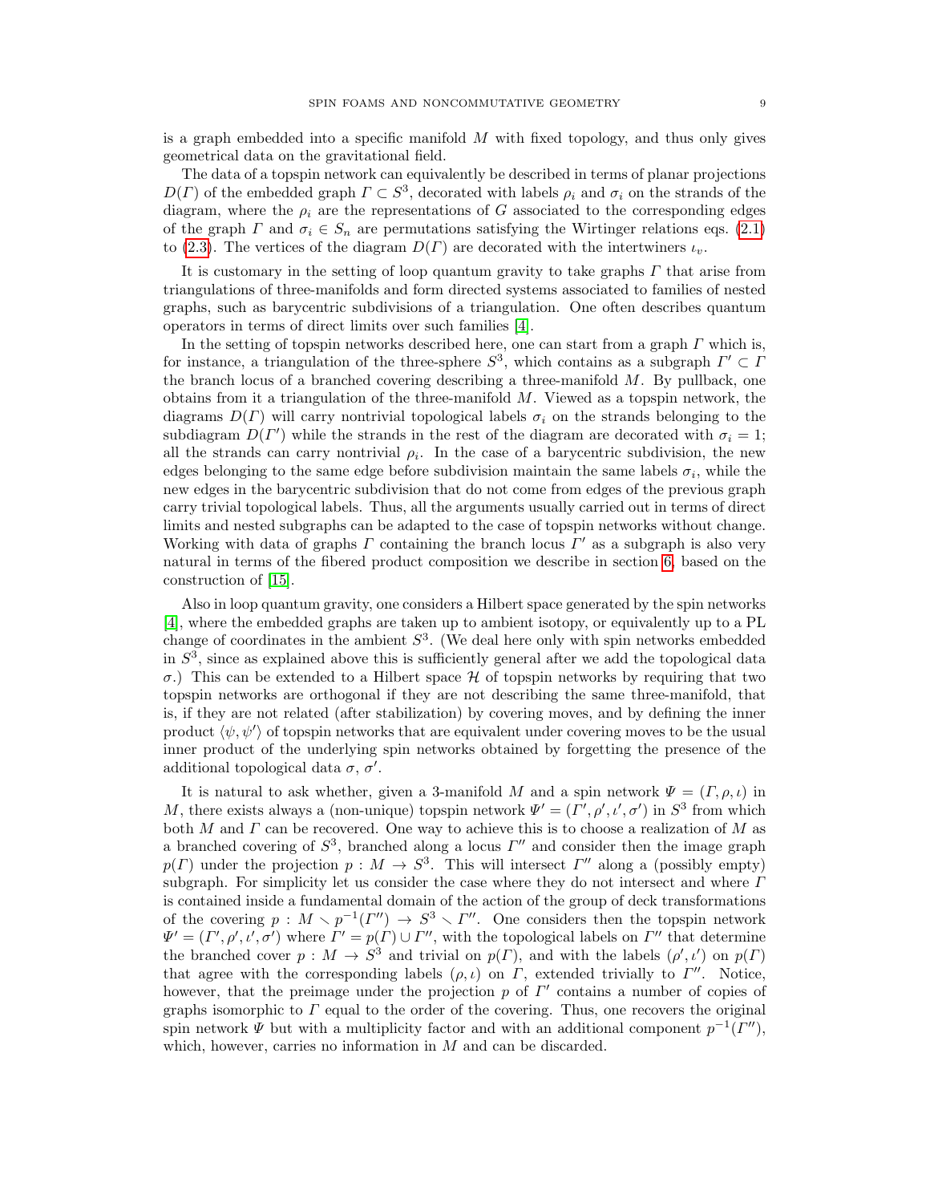is a graph embedded into a specific manifold $M$ with fixed topology, and thus only gives geometrical data on the gravitational field.

The data of a topspin network can equivalently be described in terms of planar projections $D(\Gamma)$ of the embedded graph $\Gamma \subset S^3$, decorated with labels $\rho_i$ and $\sigma_i$ on the strands of the diagram, where the $\rho_i$ are the representations of $G$ associated to the corresponding edges of the graph $\Gamma$ and $\sigma_i \in S_n$ are permutations satisfying the Wirtinger relations eqs. (2.1) to (2.3). The vertices of the diagram $D(\Gamma)$ are decorated with the intertwiners $\iota_v$.

It is customary in the setting of loop quantum gravity to take graphs $\Gamma$ that arise from triangulations of three-manifolds and form directed systems associated to families of nested graphs, such as barycentric subdivisions of a triangulation. One often describes quantum operators in terms of direct limits over such families [4].

In the setting of topspin networks described here, one can start from a graph $\Gamma$ which is, for instance, a triangulation of the three-sphere $S^3$, which contains as a subgraph $\Gamma' \subset \Gamma$ the branch locus of a branched covering describing a three-manifold $M$. By pullback, one obtains from it a triangulation of the three-manifold $M$. Viewed as a topspin network, the diagrams $D(\Gamma)$ will carry nontrivial topological labels $\sigma_i$ on the strands belonging to the subdiagram $D(\Gamma')$ while the strands in the rest of the diagram are decorated with $\sigma_i = 1$; all the strands can carry nontrivial $\rho_i$. In the case of a barycentric subdivision, the new edges belonging to the same edge before subdivision maintain the same labels $\sigma_i$, while the new edges in the barycentric subdivision that do not come from edges of the previous graph carry trivial topological labels. Thus, all the arguments usually carried out in terms of direct limits and nested subgraphs can be adapted to the case of topspin networks without change. Working with data of graphs $\Gamma$ containing the branch locus $\Gamma'$ as a subgraph is also very natural in terms of the fibered product composition we describe in section 6, based on the construction of [15].

Also in loop quantum gravity, one considers a Hilbert space generated by the spin networks [4], where the embedded graphs are taken up to ambient isotopy, or equivalently up to a PL change of coordinates in the ambient $S^3$. (We deal here only with spin networks embedded in $S^3$, since as explained above this is sufficiently general after we add the topological data $\sigma$.) This can be extended to a Hilbert space $\mathcal{H}$ of topspin networks by requiring that two topspin networks are orthogonal if they are not describing the same three-manifold, that is, if they are not related (after stabilization) by covering moves, and by defining the inner product $\langle \psi, \psi' \rangle$ of topspin networks that are equivalent under covering moves to be the usual inner product of the underlying spin networks obtained by forgetting the presence of the additional topological data $\sigma$, $\sigma'$.

It is natural to ask whether, given a 3-manifold $M$ and a spin network $\Psi = (\Gamma, \rho, \iota)$ in $M$, there exists always a (non-unique) topspin network $\Psi' = (\Gamma', \rho', \iota', \sigma')$ in $S^3$ from which both $M$ and $\Gamma$ can be recovered. One way to achieve this is to choose a realization of $M$ as a branched covering of $S^3$, branched along a locus $\Gamma''$ and consider then the image graph $p(\Gamma)$ under the projection $p : M \to S^3$. This will intersect $\Gamma''$ along a (possibly empty) subgraph. For simplicity let us consider the case where they do not intersect and where $\Gamma$ is contained inside a fundamental domain of the action of the group of deck transformations of the covering $p : M \smallsetminus p^{-1}(\Gamma'') \to S^3 \smallsetminus \Gamma''$. One considers then the topspin network $\Psi' = (\Gamma', \rho', \iota', \sigma')$ where $\Gamma' = p(\Gamma) \cup \Gamma''$, with the topological labels on $\Gamma''$ that determine the branched cover $p : M \to S^3$ and trivial on $p(\Gamma)$, and with the labels $(\rho', \iota')$ on $p(\Gamma)$ that agree with the corresponding labels $(\rho, \iota)$ on $\Gamma$, extended trivially to $\Gamma''$. Notice, however, that the preimage under the projection $p$ of $\Gamma'$ contains a number of copies of graphs isomorphic to $\Gamma$ equal to the order of the covering. Thus, one recovers the original spin network $\Psi$ but with a multiplicity factor and with an additional component $p^{-1}(\Gamma'')$, which, however, carries no information in $M$ and can be discarded.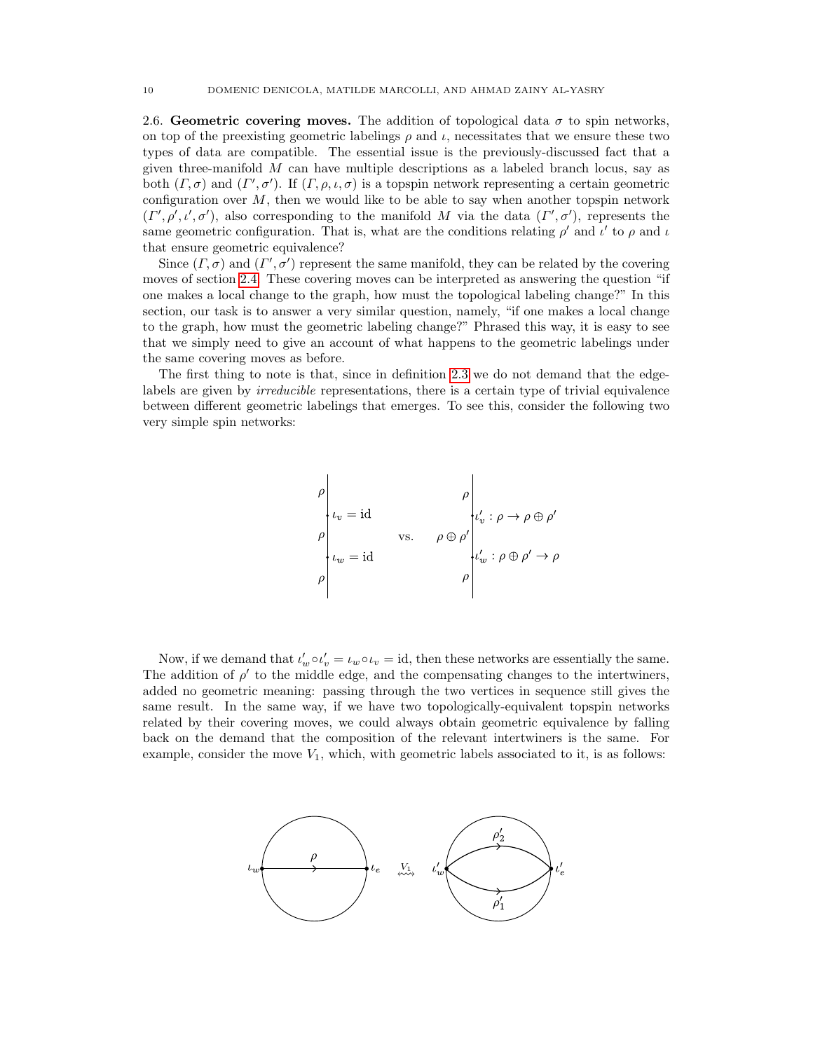**2.6. Geometric covering moves.** The addition of topological data $\sigma$ to spin networks, on top of the preexisting geometric labelings $\rho$ and $\iota$, necessitates that we ensure these two types of data are compatible. The essential issue is the previously-discussed fact that a given three-manifold $M$ can have multiple descriptions as a labeled branch locus, say as both $(\Gamma, \sigma)$ and $(\Gamma', \sigma')$. If $(\Gamma, \rho, \iota, \sigma)$ is a topspin network representing a certain geometric configuration over $M$, then we would like to be able to say when another topspin network $(\Gamma', \rho', \iota', \sigma')$, also corresponding to the manifold $M$ via the data $(\Gamma', \sigma')$, represents the same geometric configuration. That is, what are the conditions relating $\rho'$ and $\iota'$ to $\rho$ and $\iota$ that ensure geometric equivalence?

Since $(\Gamma, \sigma)$ and $(\Gamma', \sigma')$ represent the same manifold, they can be related by the covering moves of section 2.4. These covering moves can be interpreted as answering the question "if one makes a local change to the graph, how must the topological labeling change?" In this section, our task is to answer a very similar question, namely, "if one makes a local change to the graph, how must the geometric labeling change?" Phrased this way, it is easy to see that we simply need to give an account of what happens to the geometric labelings under the same covering moves as before.

The first thing to note is that, since in definition 2.3 we do not demand that the edge-labels are given by *irreducible* representations, there is a certain type of trivial equivalence between different geometric labelings that emerges. To see this, consider the following two very simple spin networks:

$\rho$ — $\iota_v = \mathrm{id}$ — $\rho$ — $\iota_w = \mathrm{id}$ — $\rho$ vs. $\rho$ — $\iota'_v : \rho \to \rho \oplus \rho'$ — $\rho \oplus \rho'$ — $\iota'_w : \rho \oplus \rho' \to \rho$ — $\rho$

Now, if we demand that $\iota'_w \circ \iota'_v = \iota_w \circ \iota_v = \mathrm{id}$, then these networks are essentially the same. The addition of $\rho'$ to the middle edge, and the compensating changes to the intertwiners, added no geometric meaning: passing through the two vertices in sequence still gives the same result. In the same way, if we have two topologically-equivalent topspin networks related by their covering moves, we could always obtain geometric equivalence by falling back on the demand that the composition of the relevant intertwiners is the same. For example, consider the move $V_1$, which, with geometric labels associated to it, is as follows:

(Diagram: a circle with a chord labeled $\rho$ between vertices $\iota_w$ and $\iota_e$ $\overset{V_1}{\leftrightsquigarrow}$ a circle with two chords labeled $\rho'_2$ and $\rho'_1$ between vertices $\iota'_w$ and $\iota'_e$.)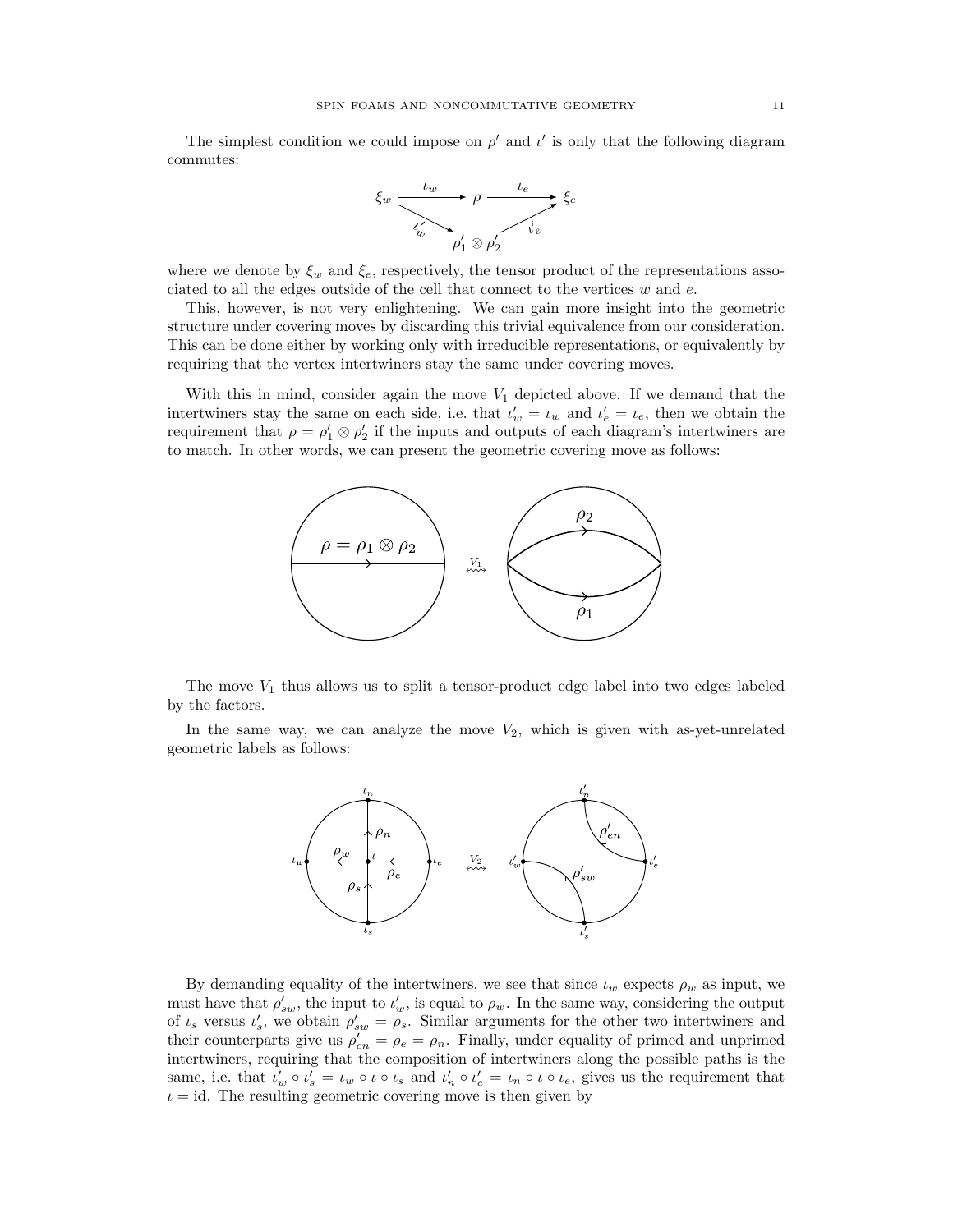The simplest condition we could impose on $\rho'$ and $\iota'$ is only that the following diagram commutes:

$$\xi_w \xrightarrow{\iota_w} \rho \xrightarrow{\iota_e} \xi_e, \qquad \xi_w \xrightarrow{\iota'_w} \rho'_1 \otimes \rho'_2 \xrightarrow{\iota'_e} \xi_e$$

where we denote by $\xi_w$ and $\xi_e$, respectively, the tensor product of the representations associated to all the edges outside of the cell that connect to the vertices $w$ and $e$.

This, however, is not very enlightening. We can gain more insight into the geometric structure under covering moves by discarding this trivial equivalence from our consideration. This can be done either by working only with irreducible representations, or equivalently by requiring that the vertex intertwiners stay the same under covering moves.

With this in mind, consider again the move $V_1$ depicted above. If we demand that the intertwiners stay the same on each side, i.e. that $\iota'_w = \iota_w$ and $\iota'_e = \iota_e$, then we obtain the requirement that $\rho = \rho'_1 \otimes \rho'_2$ if the inputs and outputs of each diagram's intertwiners are to match. In other words, we can present the geometric covering move as follows:

$\rho = \rho_1 \otimes \rho_2$ $\overset{V_1}{\leftrightsquigarrow}$ $\rho_2$, $\rho_1$

The move $V_1$ thus allows us to split a tensor-product edge label into two edges labeled by the factors.

In the same way, we can analyze the move $V_2$, which is given with as-yet-unrelated geometric labels as follows:

$\iota_n, \iota_w, \iota_e, \iota_s, \iota, \rho_n, \rho_w, \rho_e, \rho_s$ $\overset{V_2}{\leftrightsquigarrow}$ $\iota'_n, \iota'_w, \iota'_e, \iota'_s, \rho'_{en}, \rho'_{sw}$

By demanding equality of the intertwiners, we see that since $\iota_w$ expects $\rho_w$ as input, we must have that $\rho'_{sw}$, the input to $\iota'_w$, is equal to $\rho_w$. In the same way, considering the output of $\iota_s$ versus $\iota'_s$, we obtain $\rho'_{sw} = \rho_s$. Similar arguments for the other two intertwiners and their counterparts give us $\rho'_{en} = \rho_e = \rho_n$. Finally, under equality of primed and unprimed intertwiners, requiring that the composition of intertwiners along the possible paths is the same, i.e. that $\iota'_w \circ \iota'_s = \iota_w \circ \iota \circ \iota_s$ and $\iota'_n \circ \iota'_e = \iota_n \circ \iota \circ \iota_e$, gives us the requirement that $\iota = \text{id}$. The resulting geometric covering move is then given by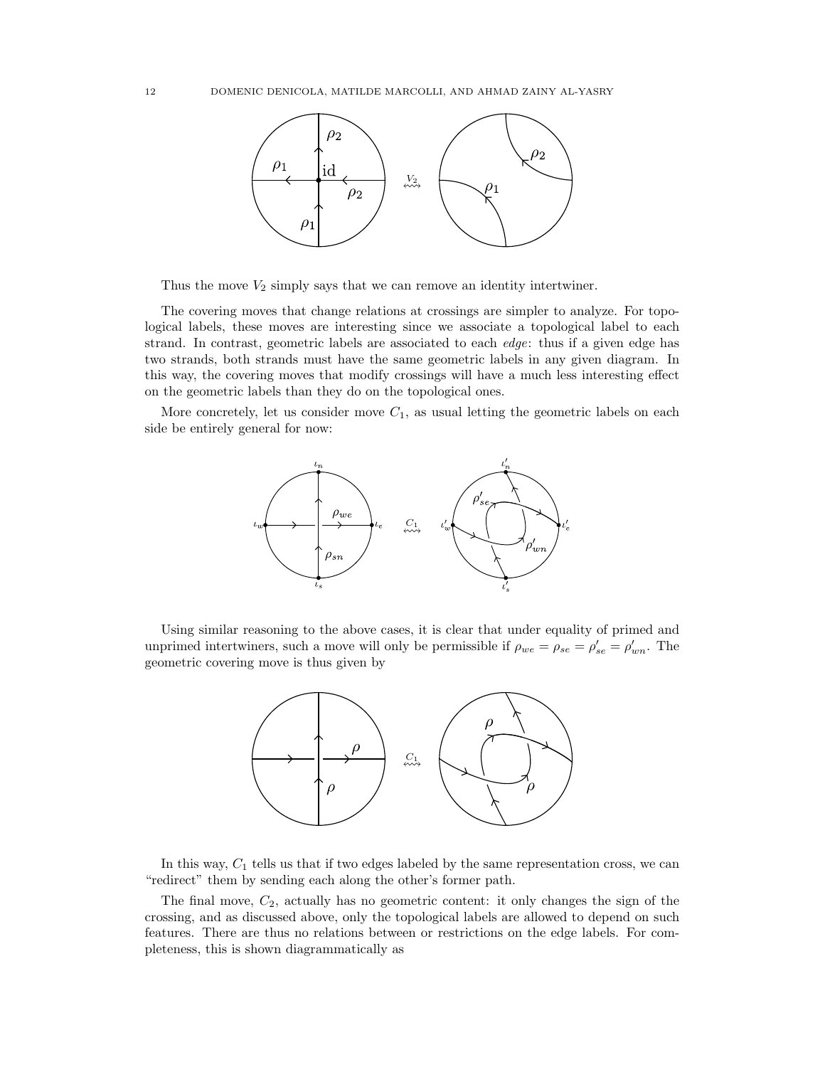Thus the move $V_2$ simply says that we can remove an identity intertwiner.

The covering moves that change relations at crossings are simpler to analyze. For topological labels, these moves are interesting since we associate a topological label to each strand. In contrast, geometric labels are associated to each *edge*: thus if a given edge has two strands, both strands must have the same geometric labels in any given diagram. In this way, the covering moves that modify crossings will have a much less interesting effect on the geometric labels than they do on the topological ones.

More concretely, let us consider move $C_1$, as usual letting the geometric labels on each side be entirely general for now:

Using similar reasoning to the above cases, it is clear that under equality of primed and unprimed intertwiners, such a move will only be permissible if $\rho_{we} = \rho_{se} = \rho'_{se} = \rho'_{wn}$. The geometric covering move is thus given by

In this way, $C_1$ tells us that if two edges labeled by the same representation cross, we can "redirect" them by sending each along the other's former path.

The final move, $C_2$, actually has no geometric content: it only changes the sign of the crossing, and as discussed above, only the topological labels are allowed to depend on such features. There are thus no relations between or restrictions on the edge labels. For completeness, this is shown diagrammatically as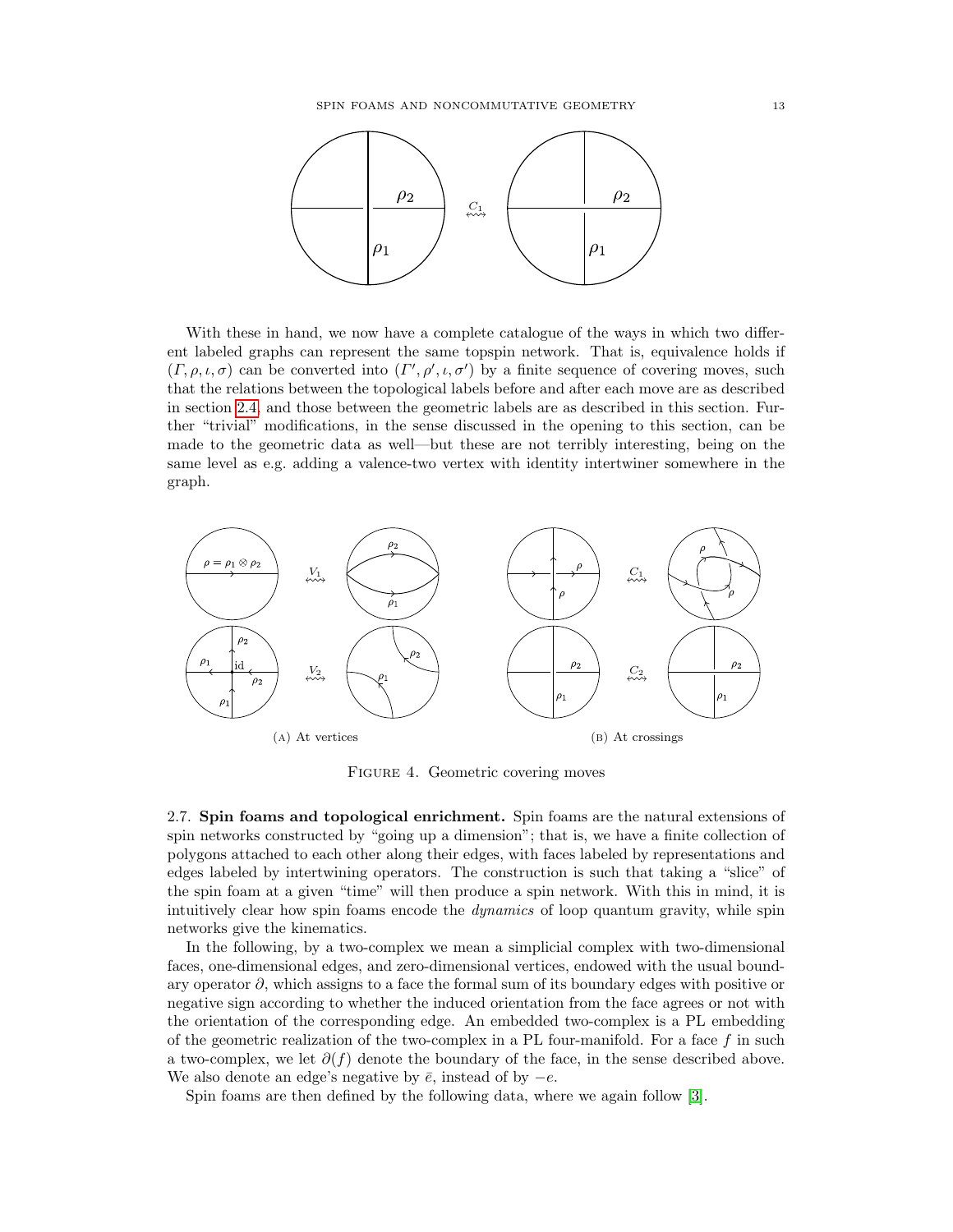With these in hand, we now have a complete catalogue of the ways in which two different labeled graphs can represent the same topspin network. That is, equivalence holds if $(\Gamma, \rho, \iota, \sigma)$ can be converted into $(\Gamma', \rho', \iota, \sigma')$ by a finite sequence of covering moves, such that the relations between the topological labels before and after each move are as described in section 2.4, and those between the geometric labels are as described in this section. Further "trivial" modifications, in the sense discussed in the opening to this section, can be made to the geometric data as well—but these are not terribly interesting, being on the same level as e.g. adding a valence-two vertex with identity intertwiner somewhere in the graph.

(A) At vertices

(B) At crossings

Figure 4. Geometric covering moves

## 2.7. Spin foams and topological enrichment.

Spin foams are the natural extensions of spin networks constructed by "going up a dimension"; that is, we have a finite collection of polygons attached to each other along their edges, with faces labeled by representations and edges labeled by intertwining operators. The construction is such that taking a "slice" of the spin foam at a given "time" will then produce a spin network. With this in mind, it is intuitively clear how spin foams encode the *dynamics* of loop quantum gravity, while spin networks give the kinematics.

In the following, by a two-complex we mean a simplicial complex with two-dimensional faces, one-dimensional edges, and zero-dimensional vertices, endowed with the usual boundary operator $\partial$, which assigns to a face the formal sum of its boundary edges with positive or negative sign according to whether the induced orientation from the face agrees or not with the orientation of the corresponding edge. An embedded two-complex is a PL embedding of the geometric realization of the two-complex in a PL four-manifold. For a face $f$ in such a two-complex, we let $\partial(f)$ denote the boundary of the face, in the sense described above. We also denote an edge's negative by $\bar{e}$, instead of by $-e$.

Spin foams are then defined by the following data, where we again follow [3].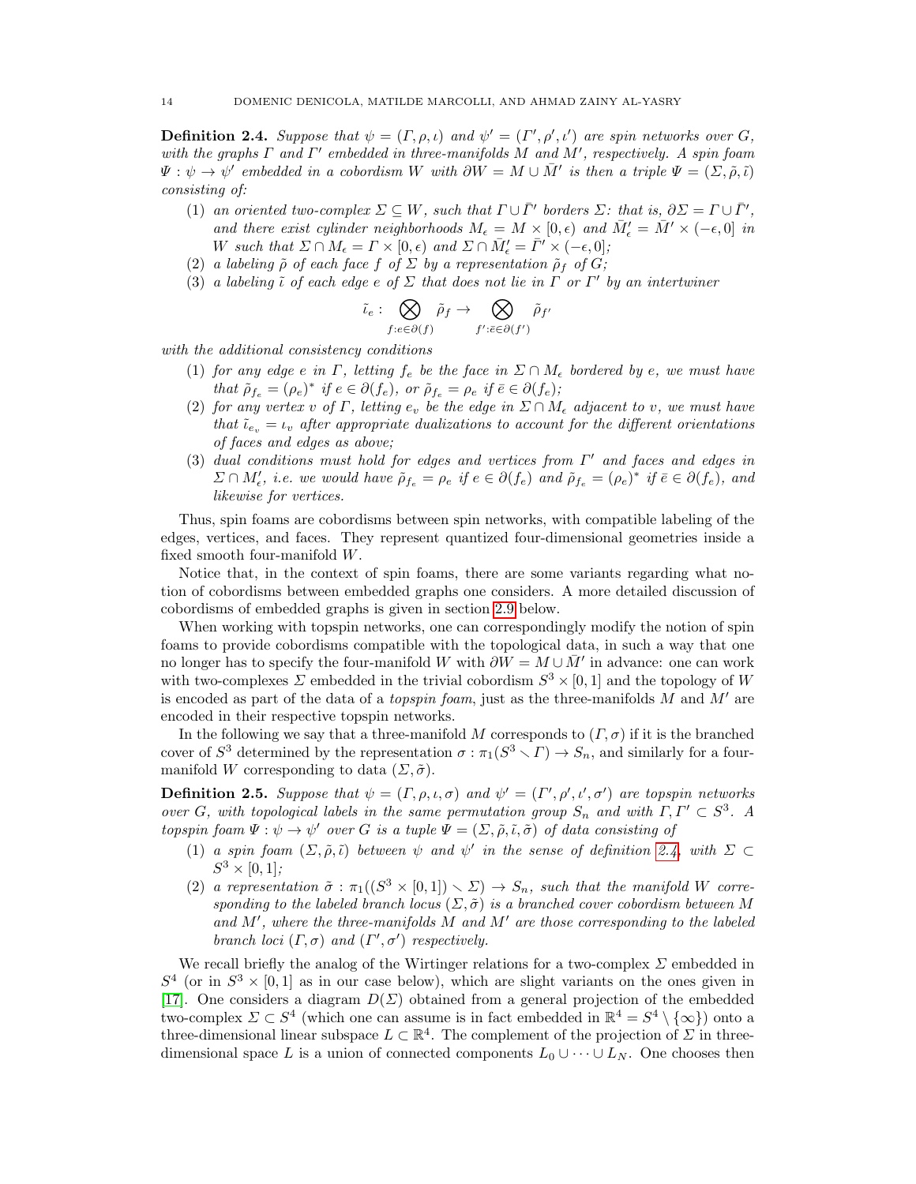**Definition 2.4.** *Suppose that $\psi = (\Gamma, \rho, \iota)$ and $\psi' = (\Gamma', \rho', \iota')$ are spin networks over $G$, with the graphs $\Gamma$ and $\Gamma'$ embedded in three-manifolds $M$ and $M'$, respectively. A spin foam $\Psi : \psi \to \psi'$ embedded in a cobordism $W$ with $\partial W = M \cup \bar{M}'$ is then a triple $\Psi = (\Sigma, \tilde{\rho}, \tilde{\iota})$ consisting of:*

1. *an oriented two-complex $\Sigma \subseteq W$, such that $\Gamma \cup \bar{\Gamma}'$ borders $\Sigma$: that is, $\partial\Sigma = \Gamma \cup \bar{\Gamma}'$, and there exist cylinder neighborhoods $M_\epsilon = M \times [0, \epsilon)$ and $\bar{M}'_\epsilon = \bar{M}' \times (-\epsilon, 0]$ in $W$ such that $\Sigma \cap M_\epsilon = \Gamma \times [0, \epsilon)$ and $\Sigma \cap \bar{M}'_\epsilon = \bar{\Gamma}' \times (-\epsilon, 0]$;*
2. *a labeling $\tilde{\rho}$ of each face $f$ of $\Sigma$ by a representation $\tilde{\rho}_f$ of $G$;*
3. *a labeling $\tilde{\iota}$ of each edge $e$ of $\Sigma$ that does not lie in $\Gamma$ or $\Gamma'$ by an intertwiner*
$$\tilde{\iota}_e : \bigotimes_{f : e \in \partial(f)} \tilde{\rho}_f \to \bigotimes_{f' : \bar{e} \in \partial(f')} \tilde{\rho}_{f'}$$

*with the additional consistency conditions*

1. *for any edge $e$ in $\Gamma$, letting $f_e$ be the face in $\Sigma \cap M_\epsilon$ bordered by $e$, we must have that $\tilde{\rho}_{f_e} = (\rho_e)^*$ if $e \in \partial(f_e)$, or $\tilde{\rho}_{f_e} = \rho_e$ if $\bar{e} \in \partial(f_e)$;*
2. *for any vertex $v$ of $\Gamma$, letting $e_v$ be the edge in $\Sigma \cap M_\epsilon$ adjacent to $v$, we must have that $\tilde{\iota}_{e_v} = \iota_v$ after appropriate dualizations to account for the different orientations of faces and edges as above;*
3. *dual conditions must hold for edges and vertices from $\Gamma'$ and faces and edges in $\Sigma \cap M'_\epsilon$, i.e. we would have $\tilde{\rho}_{f_e} = \rho_e$ if $e \in \partial(f_e)$ and $\tilde{\rho}_{f_e} = (\rho_e)^*$ if $\bar{e} \in \partial(f_e)$, and likewise for vertices.*

Thus, spin foams are cobordisms between spin networks, with compatible labeling of the edges, vertices, and faces. They represent quantized four-dimensional geometries inside a fixed smooth four-manifold $W$.

Notice that, in the context of spin foams, there are some variants regarding what notion of cobordisms between embedded graphs one considers. A more detailed discussion of cobordisms of embedded graphs is given in section 2.9 below.

When working with topspin networks, one can correspondingly modify the notion of spin foams to provide cobordisms compatible with the topological data, in such a way that one no longer has to specify the four-manifold $W$ with $\partial W = M \cup \bar{M}'$ in advance: one can work with two-complexes $\Sigma$ embedded in the trivial cobordism $S^3 \times [0, 1]$ and the topology of $W$ is encoded as part of the data of a *topspin foam*, just as the three-manifolds $M$ and $M'$ are encoded in their respective topspin networks.

In the following we say that a three-manifold $M$ corresponds to $(\Gamma, \sigma)$ if it is the branched cover of $S^3$ determined by the representation $\sigma : \pi_1(S^3 \smallsetminus \Gamma) \to S_n$, and similarly for a four-manifold $W$ corresponding to data $(\Sigma, \tilde{\sigma})$.

**Definition 2.5.** *Suppose that $\psi = (\Gamma, \rho, \iota, \sigma)$ and $\psi' = (\Gamma', \rho', \iota', \sigma')$ are topspin networks over $G$, with topological labels in the same permutation group $S_n$ and with $\Gamma, \Gamma' \subset S^3$. A topspin foam $\Psi : \psi \to \psi'$ over $G$ is a tuple $\Psi = (\Sigma, \tilde{\rho}, \tilde{\iota}, \tilde{\sigma})$ of data consisting of*

1. *a spin foam $(\Sigma, \tilde{\rho}, \tilde{\iota})$ between $\psi$ and $\psi'$ in the sense of definition 2.4, with $\Sigma \subset S^3 \times [0, 1]$;*
2. *a representation $\tilde{\sigma} : \pi_1((S^3 \times [0, 1]) \smallsetminus \Sigma) \to S_n$, such that the manifold $W$ corresponding to the labeled branch locus $(\Sigma, \tilde{\sigma})$ is a branched cover cobordism between $M$ and $M'$, where the three-manifolds $M$ and $M'$ are those corresponding to the labeled branch loci $(\Gamma, \sigma)$ and $(\Gamma', \sigma')$ respectively.*

We recall briefly the analog of the Wirtinger relations for a two-complex $\Sigma$ embedded in $S^4$ (or in $S^3 \times [0, 1]$ as in our case below), which are slight variants on the ones given in [17]. One considers a diagram $D(\Sigma)$ obtained from a general projection of the embedded two-complex $\Sigma \subset S^4$ (which one can assume is in fact embedded in $\mathbb{R}^4 = S^4 \setminus \{\infty\}$) onto a three-dimensional linear subspace $L \subset \mathbb{R}^4$. The complement of the projection of $\Sigma$ in three-dimensional space $L$ is a union of connected components $L_0 \cup \cdots \cup L_N$. One chooses then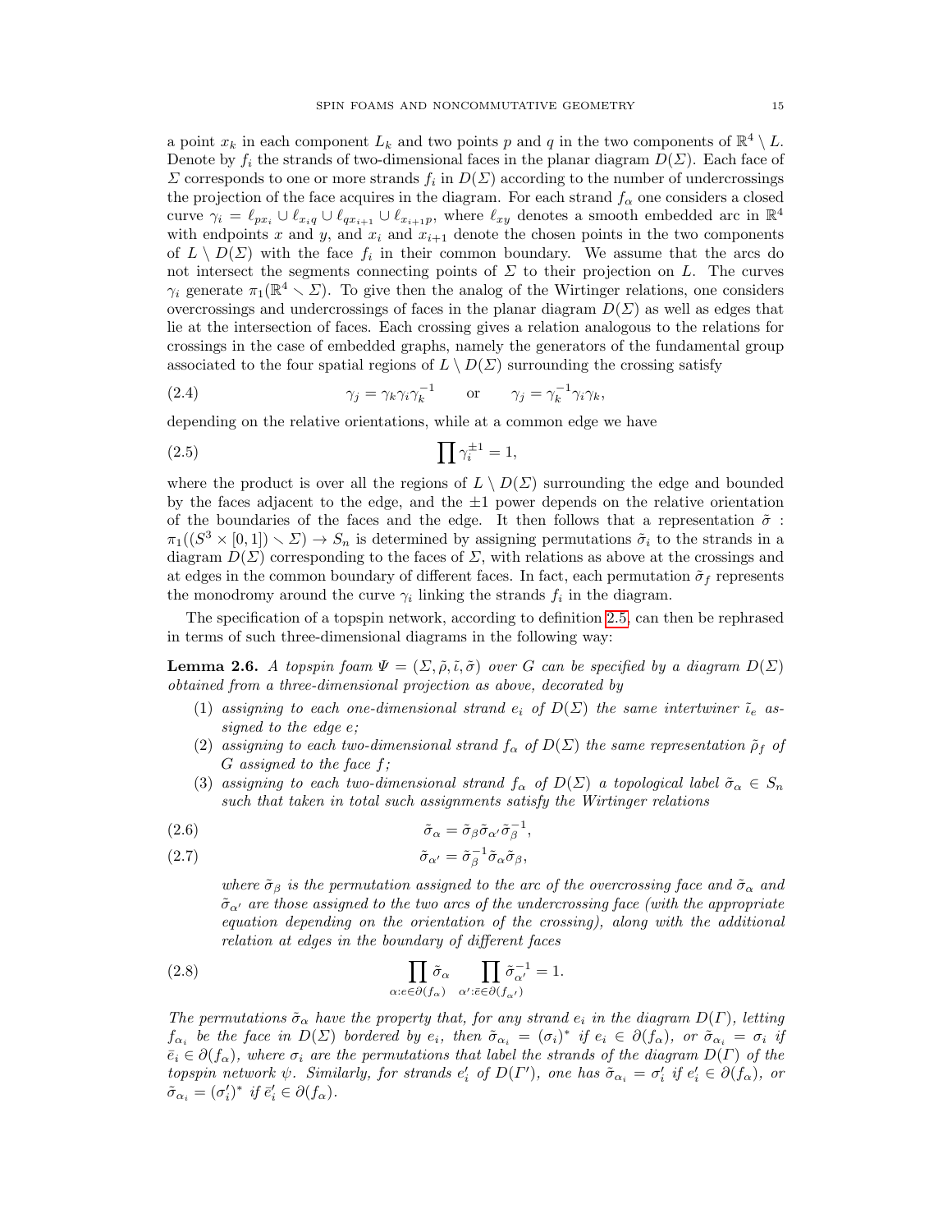a point $x_k$ in each component $L_k$ and two points $p$ and $q$ in the two components of $\mathbb{R}^4 \setminus L$. Denote by $f_i$ the strands of two-dimensional faces in the planar diagram $D(\Sigma)$. Each face of $\Sigma$ corresponds to one or more strands $f_i$ in $D(\Sigma)$ according to the number of undercrossings the projection of the face acquires in the diagram. For each strand $f_\alpha$ one considers a closed curve $\gamma_i = \ell_{px_i} \cup \ell_{x_i q} \cup \ell_{qx_{i+1}} \cup \ell_{x_{i+1}p}$, where $\ell_{xy}$ denotes a smooth embedded arc in $\mathbb{R}^4$ with endpoints $x$ and $y$, and $x_i$ and $x_{i+1}$ denote the chosen points in the two components of $L \setminus D(\Sigma)$ with the face $f_i$ in their common boundary. We assume that the arcs do not intersect the segments connecting points of $\Sigma$ to their projection on $L$. The curves $\gamma_i$ generate $\pi_1(\mathbb{R}^4 \smallsetminus \Sigma)$. To give then the analog of the Wirtinger relations, one considers overcrossings and undercrossings of faces in the planar diagram $D(\Sigma)$ as well as edges that lie at the intersection of faces. Each crossing gives a relation analogous to the relations for crossings in the case of embedded graphs, namely the generators of the fundamental group associated to the four spatial regions of $L \setminus D(\Sigma)$ surrounding the crossing satisfy

$$\gamma_j = \gamma_k \gamma_i \gamma_k^{-1} \qquad \text{or} \qquad \gamma_j = \gamma_k^{-1} \gamma_i \gamma_k, \tag{2.4}$$

depending on the relative orientations, while at a common edge we have

$$\prod \gamma_i^{\pm 1} = 1, \tag{2.5}$$

where the product is over all the regions of $L \setminus D(\Sigma)$ surrounding the edge and bounded by the faces adjacent to the edge, and the $\pm 1$ power depends on the relative orientation of the boundaries of the faces and the edge. It then follows that a representation $\tilde{\sigma} : \pi_1((S^3 \times [0,1]) \smallsetminus \Sigma) \to S_n$ is determined by assigning permutations $\tilde{\sigma}_i$ to the strands in a diagram $D(\Sigma)$ corresponding to the faces of $\Sigma$, with relations as above at the crossings and at edges in the common boundary of different faces. In fact, each permutation $\tilde{\sigma}_f$ represents the monodromy around the curve $\gamma_i$ linking the strands $f_i$ in the diagram.

The specification of a topspin network, according to definition 2.5, can then be rephrased in terms of such three-dimensional diagrams in the following way:

**Lemma 2.6.** *A topspin foam $\Psi = (\Sigma, \tilde{\rho}, \tilde{\iota}, \tilde{\sigma})$ over $G$ can be specified by a diagram $D(\Sigma)$ obtained from a three-dimensional projection as above, decorated by*

1. *assigning to each one-dimensional strand $e_i$ of $D(\Sigma)$ the same intertwiner $\tilde{\iota}_e$ assigned to the edge $e$;*
2. *assigning to each two-dimensional strand $f_\alpha$ of $D(\Sigma)$ the same representation $\tilde{\rho}_f$ of $G$ assigned to the face $f$;*
3. *assigning to each two-dimensional strand $f_\alpha$ of $D(\Sigma)$ a topological label $\tilde{\sigma}_\alpha \in S_n$ such that taken in total such assignments satisfy the Wirtinger relations*

$$\tilde{\sigma}_\alpha = \tilde{\sigma}_\beta \tilde{\sigma}_{\alpha'} \tilde{\sigma}_\beta^{-1}, \tag{2.6}$$

$$\tilde{\sigma}_{\alpha'} = \tilde{\sigma}_\beta^{-1} \tilde{\sigma}_\alpha \tilde{\sigma}_\beta, \tag{2.7}$$

*where $\tilde{\sigma}_\beta$ is the permutation assigned to the arc of the overcrossing face and $\tilde{\sigma}_\alpha$ and $\tilde{\sigma}_{\alpha'}$ are those assigned to the two arcs of the undercrossing face (with the appropriate equation depending on the orientation of the crossing), along with the additional relation at edges in the boundary of different faces*

$$\prod_{\alpha : e \in \partial(f_\alpha)} \tilde{\sigma}_\alpha \prod_{\alpha' : \bar{e} \in \partial(f_{\alpha'})} \tilde{\sigma}_{\alpha'}^{-1} = 1. \tag{2.8}$$

*The permutations $\tilde{\sigma}_\alpha$ have the property that, for any strand $e_i$ in the diagram $D(\Gamma)$, letting $f_{\alpha_i}$ be the face in $D(\Sigma)$ bordered by $e_i$, then $\tilde{\sigma}_{\alpha_i} = (\sigma_i)^*$ if $e_i \in \partial(f_\alpha)$, or $\tilde{\sigma}_{\alpha_i} = \sigma_i$ if $\bar{e}_i \in \partial(f_\alpha)$, where $\sigma_i$ are the permutations that label the strands of the diagram $D(\Gamma)$ of the topspin network $\psi$. Similarly, for strands $e'_i$ of $D(\Gamma')$, one has $\tilde{\sigma}_{\alpha_i} = \sigma'_i$ if $e'_i \in \partial(f_\alpha)$, or $\tilde{\sigma}_{\alpha_i} = (\sigma'_i)^*$ if $\bar{e}'_i \in \partial(f_\alpha)$.*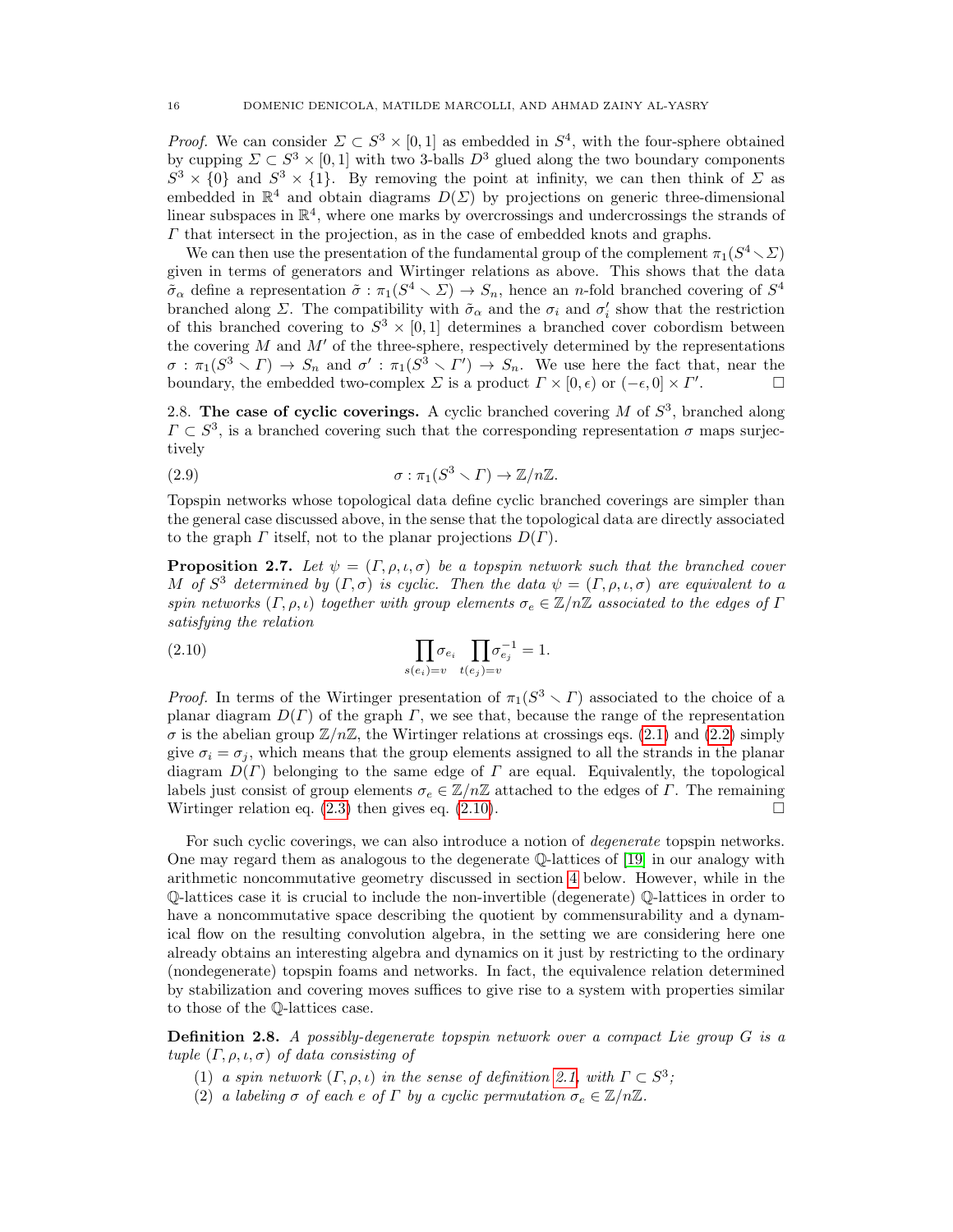*Proof.* We can consider $\Sigma \subset S^3 \times [0,1]$ as embedded in $S^4$, with the four-sphere obtained by cupping $\Sigma \subset S^3 \times [0,1]$ with two 3-balls $D^3$ glued along the two boundary components $S^3 \times \{0\}$ and $S^3 \times \{1\}$. By removing the point at infinity, we can then think of $\Sigma$ as embedded in $\mathbb{R}^4$ and obtain diagrams $D(\Sigma)$ by projections on generic three-dimensional linear subspaces in $\mathbb{R}^4$, where one marks by overcrossings and undercrossings the strands of $\Gamma$ that intersect in the projection, as in the case of embedded knots and graphs.

We can then use the presentation of the fundamental group of the complement $\pi_1(S^4 \smallsetminus \Sigma)$ given in terms of generators and Wirtinger relations as above. This shows that the data $\tilde{\sigma}_\alpha$ define a representation $\tilde{\sigma} : \pi_1(S^4 \smallsetminus \Sigma) \to S_n$, hence an $n$-fold branched covering of $S^4$ branched along $\Sigma$. The compatibility with $\tilde{\sigma}_\alpha$ and the $\sigma_i$ and $\sigma'_i$ show that the restriction of this branched covering to $S^3 \times [0,1]$ determines a branched cover cobordism between the covering $M$ and $M'$ of the three-sphere, respectively determined by the representations $\sigma : \pi_1(S^3 \smallsetminus \Gamma) \to S_n$ and $\sigma' : \pi_1(S^3 \smallsetminus \Gamma') \to S_n$. We use here the fact that, near the boundary, the embedded two-complex $\Sigma$ is a product $\Gamma \times [0, \epsilon)$ or $(-\epsilon, 0] \times \Gamma'$. ☐

2.8. **The case of cyclic coverings.** A cyclic branched covering $M$ of $S^3$, branched along $\Gamma \subset S^3$, is a branched covering such that the corresponding representation $\sigma$ maps surjectively

$$\sigma : \pi_1(S^3 \smallsetminus \Gamma) \to \mathbb{Z}/n\mathbb{Z}. \tag{2.9}$$

Topspin networks whose topological data define cyclic branched coverings are simpler than the general case discussed above, in the sense that the topological data are directly associated to the graph $\Gamma$ itself, not to the planar projections $D(\Gamma)$.

**Proposition 2.7.** *Let $\psi = (\Gamma, \rho, \iota, \sigma)$ be a topspin network such that the branched cover $M$ of $S^3$ determined by $(\Gamma, \sigma)$ is cyclic. Then the data $\psi = (\Gamma, \rho, \iota, \sigma)$ are equivalent to a spin networks $(\Gamma, \rho, \iota)$ together with group elements $\sigma_e \in \mathbb{Z}/n\mathbb{Z}$ associated to the edges of $\Gamma$ satisfying the relation*

$$\prod_{s(e_i)=v} \sigma_{e_i} \prod_{t(e_j)=v} \sigma_{e_j}^{-1} = 1. \tag{2.10}$$

*Proof.* In terms of the Wirtinger presentation of $\pi_1(S^3 \smallsetminus \Gamma)$ associated to the choice of a planar diagram $D(\Gamma)$ of the graph $\Gamma$, we see that, because the range of the representation $\sigma$ is the abelian group $\mathbb{Z}/n\mathbb{Z}$, the Wirtinger relations at crossings eqs. (2.1) and (2.2) simply give $\sigma_i = \sigma_j$, which means that the group elements assigned to all the strands in the planar diagram $D(\Gamma)$ belonging to the same edge of $\Gamma$ are equal. Equivalently, the topological labels just consist of group elements $\sigma_e \in \mathbb{Z}/n\mathbb{Z}$ attached to the edges of $\Gamma$. The remaining Wirtinger relation eq. (2.3) then gives eq. (2.10). ☐

For such cyclic coverings, we can also introduce a notion of *degenerate* topspin networks. One may regard them as analogous to the degenerate $\mathbb{Q}$-lattices of [19] in our analogy with arithmetic noncommutative geometry discussed in section 4 below. However, while in the $\mathbb{Q}$-lattices case it is crucial to include the non-invertible (degenerate) $\mathbb{Q}$-lattices in order to have a noncommutative space describing the quotient by commensurability and a dynamical flow on the resulting convolution algebra, in the setting we are considering here one already obtains an interesting algebra and dynamics on it just by restricting to the ordinary (nondegenerate) topspin foams and networks. In fact, the equivalence relation determined by stabilization and covering moves suffices to give rise to a system with properties similar to those of the $\mathbb{Q}$-lattices case.

**Definition 2.8.** *A possibly-degenerate topspin network over a compact Lie group $G$ is a tuple $(\Gamma, \rho, \iota, \sigma)$ of data consisting of*

1. *a spin network $(\Gamma, \rho, \iota)$ in the sense of definition 2.1, with $\Gamma \subset S^3$;*
2. *a labeling $\sigma$ of each $e$ of $\Gamma$ by a cyclic permutation $\sigma_e \in \mathbb{Z}/n\mathbb{Z}$.*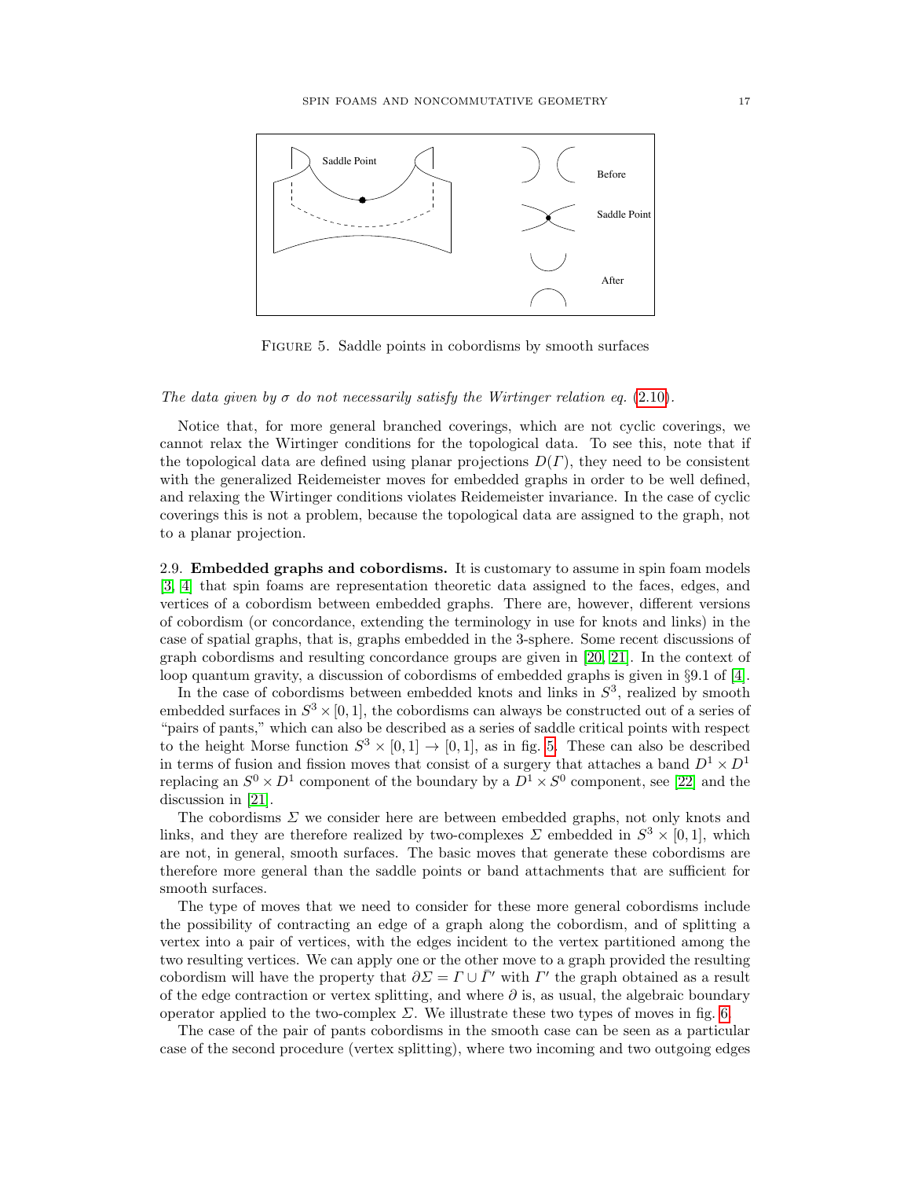FIGURE 5. Saddle points in cobordisms by smooth surfaces

*The data given by $\sigma$ do not necessarily satisfy the Wirtinger relation eq.* (2.10).

Notice that, for more general branched coverings, which are not cyclic coverings, we cannot relax the Wirtinger conditions for the topological data. To see this, note that if the topological data are defined using planar projections $D(\Gamma)$, they need to be consistent with the generalized Reidemeister moves for embedded graphs in order to be well defined, and relaxing the Wirtinger conditions violates Reidemeister invariance. In the case of cyclic coverings this is not a problem, because the topological data are assigned to the graph, not to a planar projection.

2.9. **Embedded graphs and cobordisms.** It is customary to assume in spin foam models [3, 4] that spin foams are representation theoretic data assigned to the faces, edges, and vertices of a cobordism between embedded graphs. There are, however, different versions of cobordism (or concordance, extending the terminology in use for knots and links) in the case of spatial graphs, that is, graphs embedded in the 3-sphere. Some recent discussions of graph cobordisms and resulting concordance groups are given in [20, 21]. In the context of loop quantum gravity, a discussion of cobordisms of embedded graphs is given in §9.1 of [4].

In the case of cobordisms between embedded knots and links in $S^3$, realized by smooth embedded surfaces in $S^3 \times [0, 1]$, the cobordisms can always be constructed out of a series of "pairs of pants," which can also be described as a series of saddle critical points with respect to the height Morse function $S^3 \times [0, 1] \to [0, 1]$, as in fig. 5. These can also be described in terms of fusion and fission moves that consist of a surgery that attaches a band $D^1 \times D^1$ replacing an $S^0 \times D^1$ component of the boundary by a $D^1 \times S^0$ component, see [22] and the discussion in [21].

The cobordisms $\Sigma$ we consider here are between embedded graphs, not only knots and links, and they are therefore realized by two-complexes $\Sigma$ embedded in $S^3 \times [0, 1]$, which are not, in general, smooth surfaces. The basic moves that generate these cobordisms are therefore more general than the saddle points or band attachments that are sufficient for smooth surfaces.

The type of moves that we need to consider for these more general cobordisms include the possibility of contracting an edge of a graph along the cobordism, and of splitting a vertex into a pair of vertices, with the edges incident to the vertex partitioned among the two resulting vertices. We can apply one or the other move to a graph provided the resulting cobordism will have the property that $\partial \Sigma = \Gamma \cup \bar{\Gamma}'$ with $\Gamma'$ the graph obtained as a result of the edge contraction or vertex splitting, and where $\partial$ is, as usual, the algebraic boundary operator applied to the two-complex $\Sigma$. We illustrate these two types of moves in fig. 6.

The case of the pair of pants cobordisms in the smooth case can be seen as a particular case of the second procedure (vertex splitting), where two incoming and two outgoing edges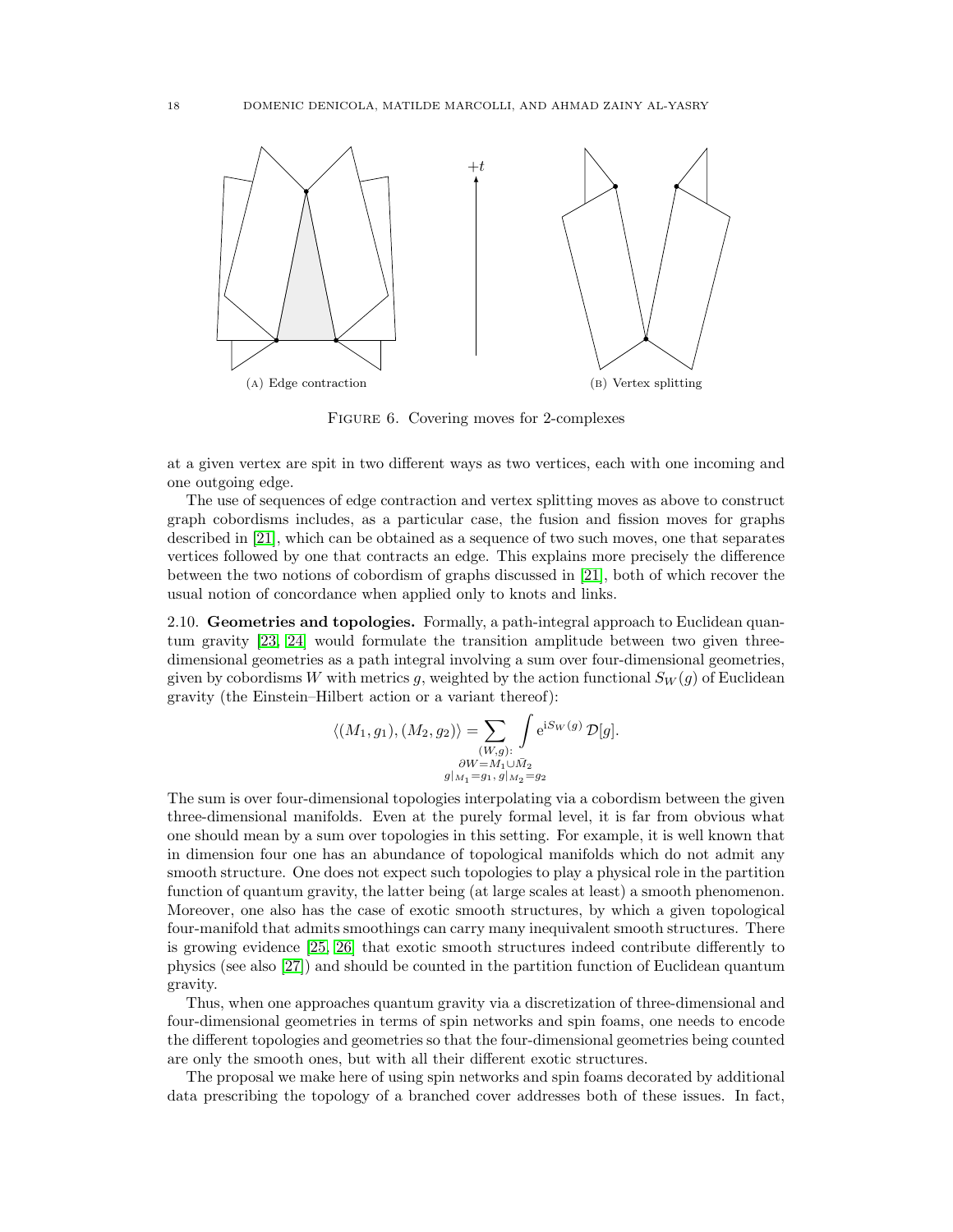(A) Edge contraction

(B) Vertex splitting

FIGURE 6. Covering moves for 2-complexes

at a given vertex are spit in two different ways as two vertices, each with one incoming and one outgoing edge.

The use of sequences of edge contraction and vertex splitting moves as above to construct graph cobordisms includes, as a particular case, the fusion and fission moves for graphs described in [21], which can be obtained as a sequence of two such moves, one that separates vertices followed by one that contracts an edge. This explains more precisely the difference between the two notions of cobordism of graphs discussed in [21], both of which recover the usual notion of concordance when applied only to knots and links.

**2.10. Geometries and topologies.** Formally, a path-integral approach to Euclidean quantum gravity [23, 24] would formulate the transition amplitude between two given three-dimensional geometries as a path integral involving a sum over four-dimensional geometries, given by cobordisms $W$ with metrics $g$, weighted by the action functional $S_W(g)$ of Euclidean gravity (the Einstein–Hilbert action or a variant thereof):

$$\langle (M_1, g_1), (M_2, g_2) \rangle = \sum_{\substack{(W,g):\\ \partial W = M_1 \cup \bar{M}_2 \\ g|_{M_1}=g_1,\, g|_{M_2}=g_2}} \int \mathrm{e}^{\mathrm{i} S_W(g)}\, \mathcal{D}[g].$$

The sum is over four-dimensional topologies interpolating via a cobordism between the given three-dimensional manifolds. Even at the purely formal level, it is far from obvious what one should mean by a sum over topologies in this setting. For example, it is well known that in dimension four one has an abundance of topological manifolds which do not admit any smooth structure. One does not expect such topologies to play a physical role in the partition function of quantum gravity, the latter being (at large scales at least) a smooth phenomenon. Moreover, one also has the case of exotic smooth structures, by which a given topological four-manifold that admits smoothings can carry many inequivalent smooth structures. There is growing evidence [25, 26] that exotic smooth structures indeed contribute differently to physics (see also [27]) and should be counted in the partition function of Euclidean quantum gravity.

Thus, when one approaches quantum gravity via a discretization of three-dimensional and four-dimensional geometries in terms of spin networks and spin foams, one needs to encode the different topologies and geometries so that the four-dimensional geometries being counted are only the smooth ones, but with all their different exotic structures.

The proposal we make here of using spin networks and spin foams decorated by additional data prescribing the topology of a branched cover addresses both of these issues. In fact,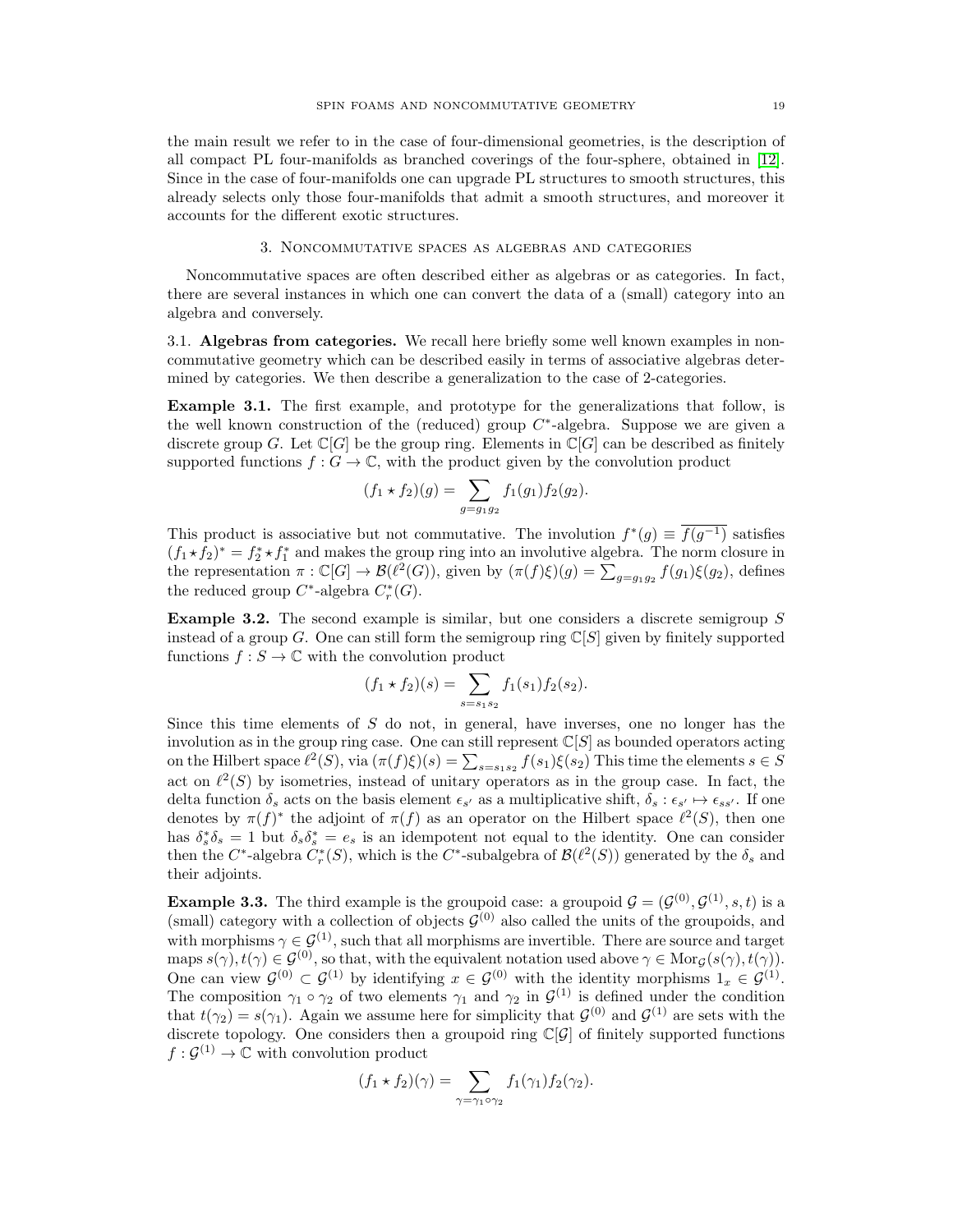the main result we refer to in the case of four-dimensional geometries, is the description of all compact PL four-manifolds as branched coverings of the four-sphere, obtained in [12]. Since in the case of four-manifolds one can upgrade PL structures to smooth structures, this already selects only those four-manifolds that admit a smooth structures, and moreover it accounts for the different exotic structures.

## 3. Noncommutative spaces as algebras and categories

Noncommutative spaces are often described either as algebras or as categories. In fact, there are several instances in which one can convert the data of a (small) category into an algebra and conversely.

### 3.1. Algebras from categories.

We recall here briefly some well known examples in noncommutative geometry which can be described easily in terms of associative algebras determined by categories. We then describe a generalization to the case of 2-categories.

**Example 3.1.** The first example, and prototype for the generalizations that follow, is the well known construction of the (reduced) group $C^*$-algebra. Suppose we are given a discrete group $G$. Let $\mathbb{C}[G]$ be the group ring. Elements in $\mathbb{C}[G]$ can be described as finitely supported functions $f : G \to \mathbb{C}$, with the product given by the convolution product

$$(f_1 \star f_2)(g) = \sum_{g=g_1 g_2} f_1(g_1) f_2(g_2).$$

This product is associative but not commutative. The involution $f^*(g) \equiv \overline{f(g^{-1})}$ satisfies $(f_1 \star f_2)^* = f_2^* \star f_1^*$ and makes the group ring into an involutive algebra. The norm closure in the representation $\pi : \mathbb{C}[G] \to \mathcal{B}(\ell^2(G))$, given by $(\pi(f)\xi)(g) = \sum_{g=g_1 g_2} f(g_1)\xi(g_2)$, defines the reduced group $C^*$-algebra $C_r^*(G)$.

**Example 3.2.** The second example is similar, but one considers a discrete semigroup $S$ instead of a group $G$. One can still form the semigroup ring $\mathbb{C}[S]$ given by finitely supported functions $f : S \to \mathbb{C}$ with the convolution product

$$(f_1 \star f_2)(s) = \sum_{s=s_1 s_2} f_1(s_1) f_2(s_2).$$

Since this time elements of $S$ do not, in general, have inverses, one no longer has the involution as in the group ring case. One can still represent $\mathbb{C}[S]$ as bounded operators acting on the Hilbert space $\ell^2(S)$, via $(\pi(f)\xi)(s) = \sum_{s=s_1 s_2} f(s_1)\xi(s_2)$ This time the elements $s \in S$ act on $\ell^2(S)$ by isometries, instead of unitary operators as in the group case. In fact, the delta function $\delta_s$ acts on the basis element $\epsilon_{s'}$ as a multiplicative shift, $\delta_s : \epsilon_{s'} \mapsto \epsilon_{ss'}$. If one denotes by $\pi(f)^*$ the adjoint of $\pi(f)$ as an operator on the Hilbert space $\ell^2(S)$, then one has $\delta_s^* \delta_s = 1$ but $\delta_s \delta_s^* = e_s$ is an idempotent not equal to the identity. One can consider then the $C^*$-algebra $C_r^*(S)$, which is the $C^*$-subalgebra of $\mathcal{B}(\ell^2(S))$ generated by the $\delta_s$ and their adjoints.

**Example 3.3.** The third example is the groupoid case: a groupoid $\mathcal{G} = (\mathcal{G}^{(0)}, \mathcal{G}^{(1)}, s, t)$ is a (small) category with a collection of objects $\mathcal{G}^{(0)}$ also called the units of the groupoids, and with morphisms $\gamma \in \mathcal{G}^{(1)}$, such that all morphisms are invertible. There are source and target maps $s(\gamma), t(\gamma) \in \mathcal{G}^{(0)}$, so that, with the equivalent notation used above $\gamma \in \mathrm{Mor}_{\mathcal{G}}(s(\gamma), t(\gamma))$. One can view $\mathcal{G}^{(0)} \subset \mathcal{G}^{(1)}$ by identifying $x \in \mathcal{G}^{(0)}$ with the identity morphisms $1_x \in \mathcal{G}^{(1)}$. The composition $\gamma_1 \circ \gamma_2$ of two elements $\gamma_1$ and $\gamma_2$ in $\mathcal{G}^{(1)}$ is defined under the condition that $t(\gamma_2) = s(\gamma_1)$. Again we assume here for simplicity that $\mathcal{G}^{(0)}$ and $\mathcal{G}^{(1)}$ are sets with the discrete topology. One considers then a groupoid ring $\mathbb{C}[\mathcal{G}]$ of finitely supported functions $f : \mathcal{G}^{(1)} \to \mathbb{C}$ with convolution product

$$(f_1 \star f_2)(\gamma) = \sum_{\gamma=\gamma_1 \circ \gamma_2} f_1(\gamma_1) f_2(\gamma_2).$$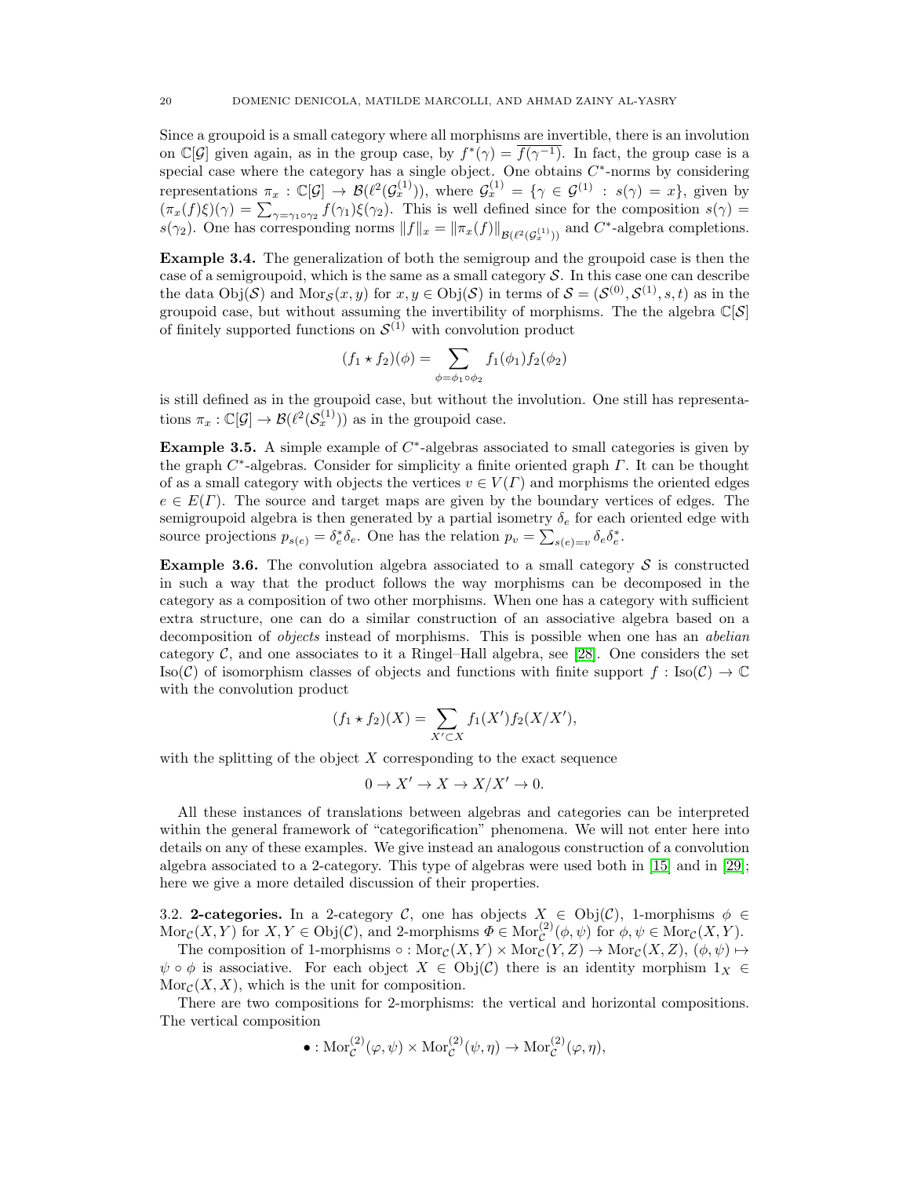Since a groupoid is a small category where all morphisms are invertible, there is an involution on $\mathbb{C}[\mathcal{G}]$ given again, as in the group case, by $f^*(\gamma) = \overline{f(\gamma^{-1})}$. In fact, the group case is a special case where the category has a single object. One obtains $C^*$-norms by considering representations $\pi_x : \mathbb{C}[\mathcal{G}] \to \mathcal{B}(\ell^2(\mathcal{G}_x^{(1)}))$, where $\mathcal{G}_x^{(1)} = \{\gamma \in \mathcal{G}^{(1)} : s(\gamma) = x\}$, given by $(\pi_x(f)\xi)(\gamma) = \sum_{\gamma=\gamma_1\circ\gamma_2} f(\gamma_1)\xi(\gamma_2)$. This is well defined since for the composition $s(\gamma) = s(\gamma_2)$. One has corresponding norms $\|f\|_x = \|\pi_x(f)\|_{\mathcal{B}(\ell^2(\mathcal{G}_x^{(1)}))}$ and $C^*$-algebra completions.

**Example 3.4.** The generalization of both the semigroup and the groupoid case is then the case of a semigroupoid, which is the same as a small category $\mathcal{S}$. In this case one can describe the data $\mathrm{Obj}(\mathcal{S})$ and $\mathrm{Mor}_{\mathcal{S}}(x,y)$ for $x, y \in \mathrm{Obj}(\mathcal{S})$ in terms of $\mathcal{S} = (\mathcal{S}^{(0)}, \mathcal{S}^{(1)}, s, t)$ as in the groupoid case, but without assuming the invertibility of morphisms. The the algebra $\mathbb{C}[\mathcal{S}]$ of finitely supported functions on $\mathcal{S}^{(1)}$ with convolution product

$$(f_1 \star f_2)(\phi) = \sum_{\phi=\phi_1\circ\phi_2} f_1(\phi_1)f_2(\phi_2)$$

is still defined as in the groupoid case, but without the involution. One still has representations $\pi_x : \mathbb{C}[\mathcal{G}] \to \mathcal{B}(\ell^2(\mathcal{S}_x^{(1)}))$ as in the groupoid case.

**Example 3.5.** A simple example of $C^*$-algebras associated to small categories is given by the graph $C^*$-algebras. Consider for simplicity a finite oriented graph $\Gamma$. It can be thought of as a small category with objects the vertices $v \in V(\Gamma)$ and morphisms the oriented edges $e \in E(\Gamma)$. The source and target maps are given by the boundary vertices of edges. The semigroupoid algebra is then generated by a partial isometry $\delta_e$ for each oriented edge with source projections $p_{s(e)} = \delta_e^*\delta_e$. One has the relation $p_v = \sum_{s(e)=v} \delta_e\delta_e^*$.

**Example 3.6.** The convolution algebra associated to a small category $\mathcal{S}$ is constructed in such a way that the product follows the way morphisms can be decomposed in the category as a composition of two other morphisms. When one has a category with sufficient extra structure, one can do a similar construction of an associative algebra based on a decomposition of *objects* instead of morphisms. This is possible when one has an *abelian* category $\mathcal{C}$, and one associates to it a Ringel–Hall algebra, see [28]. One considers the set $\mathrm{Iso}(\mathcal{C})$ of isomorphism classes of objects and functions with finite support $f : \mathrm{Iso}(\mathcal{C}) \to \mathbb{C}$ with the convolution product

$$(f_1 \star f_2)(X) = \sum_{X' \subset X} f_1(X')f_2(X/X'),$$

with the splitting of the object $X$ corresponding to the exact sequence

$$0 \to X' \to X \to X/X' \to 0.$$

All these instances of translations between algebras and categories can be interpreted within the general framework of "categorification" phenomena. We will not enter here into details on any of these examples. We give instead an analogous construction of a convolution algebra associated to a 2-category. This type of algebras were used both in [15] and in [29]; here we give a more detailed discussion of their properties.

3.2. **2-categories.** In a 2-category $\mathcal{C}$, one has objects $X \in \mathrm{Obj}(\mathcal{C})$, 1-morphisms $\phi \in \mathrm{Mor}_{\mathcal{C}}(X,Y)$ for $X, Y \in \mathrm{Obj}(\mathcal{C})$, and 2-morphisms $\Phi \in \mathrm{Mor}_{\mathcal{C}}^{(2)}(\phi,\psi)$ for $\phi, \psi \in \mathrm{Mor}_{\mathcal{C}}(X,Y)$.

The composition of 1-morphisms $\circ : \mathrm{Mor}_{\mathcal{C}}(X,Y) \times \mathrm{Mor}_{\mathcal{C}}(Y,Z) \to \mathrm{Mor}_{\mathcal{C}}(X,Z)$, $(\phi,\psi) \mapsto \psi \circ \phi$ is associative. For each object $X \in \mathrm{Obj}(\mathcal{C})$ there is an identity morphism $1_X \in \mathrm{Mor}_{\mathcal{C}}(X,X)$, which is the unit for composition.

There are two compositions for 2-morphisms: the vertical and horizontal compositions. The vertical composition

$$\bullet : \mathrm{Mor}_{\mathcal{C}}^{(2)}(\varphi,\psi) \times \mathrm{Mor}_{\mathcal{C}}^{(2)}(\psi,\eta) \to \mathrm{Mor}_{\mathcal{C}}^{(2)}(\varphi,\eta),$$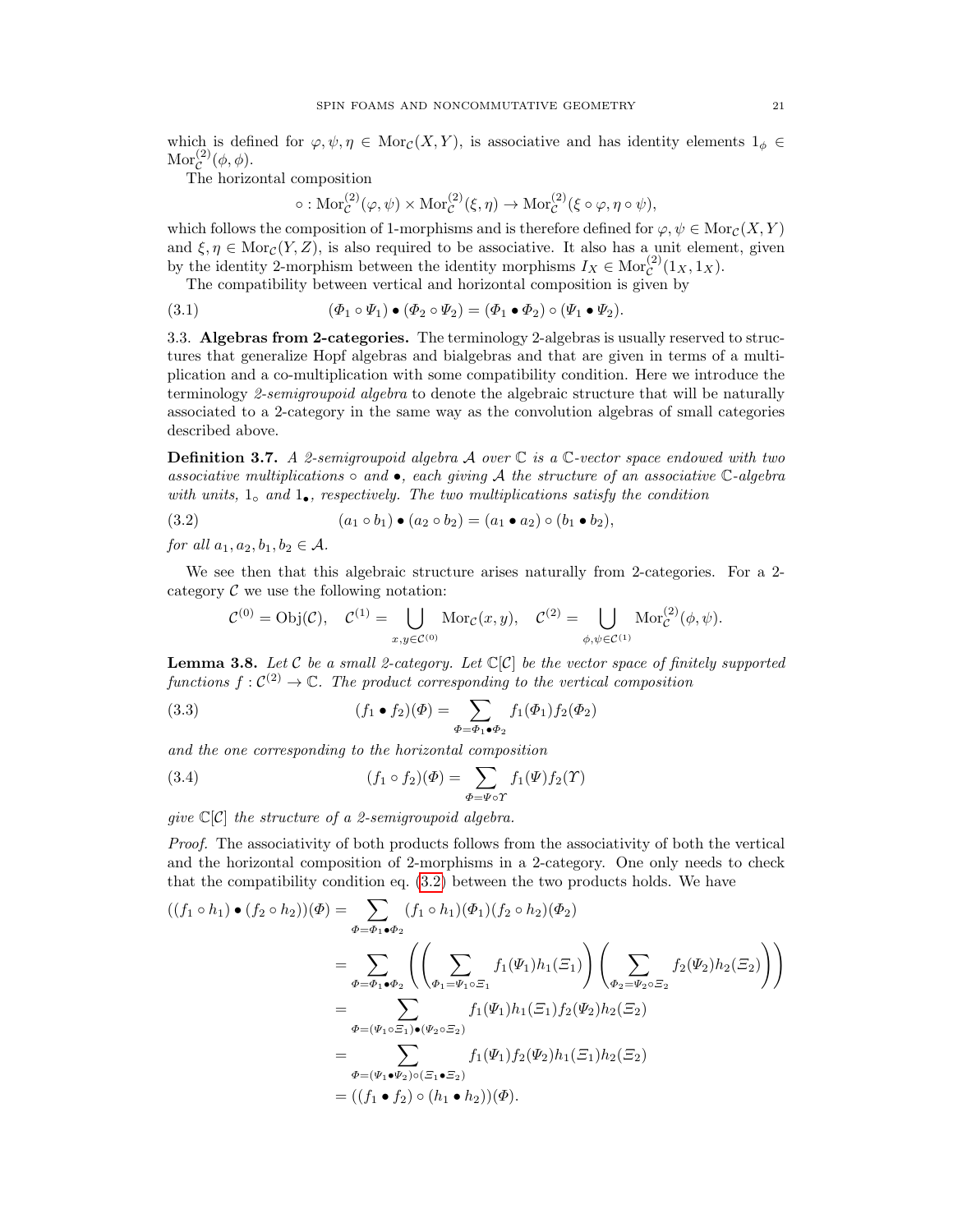which is defined for $\varphi, \psi, \eta \in \mathrm{Mor}_{\mathcal{C}}(X,Y)$, is associative and has identity elements $1_\phi \in \mathrm{Mor}^{(2)}_{\mathcal{C}}(\phi,\phi)$.

The horizontal composition

$$\circ : \mathrm{Mor}^{(2)}_{\mathcal{C}}(\varphi,\psi) \times \mathrm{Mor}^{(2)}_{\mathcal{C}}(\xi,\eta) \to \mathrm{Mor}^{(2)}_{\mathcal{C}}(\xi\circ\varphi, \eta\circ\psi),$$

which follows the composition of 1-morphisms and is therefore defined for $\varphi, \psi \in \mathrm{Mor}_{\mathcal{C}}(X,Y)$ and $\xi, \eta \in \mathrm{Mor}_{\mathcal{C}}(Y,Z)$, is also required to be associative. It also has a unit element, given by the identity 2-morphism between the identity morphisms $I_X \in \mathrm{Mor}^{(2)}_{\mathcal{C}}(1_X, 1_X)$.

The compatibility between vertical and horizontal composition is given by

$$(\Phi_1 \circ \Psi_1) \bullet (\Phi_2 \circ \Psi_2) = (\Phi_1 \bullet \Phi_2) \circ (\Psi_1 \bullet \Psi_2). \tag{3.1}$$

## 3.3. Algebras from 2-categories.

The terminology 2-algebras is usually reserved to structures that generalize Hopf algebras and bialgebras and that are given in terms of a multiplication and a co-multiplication with some compatibility condition. Here we introduce the terminology *2-semigroupoid algebra* to denote the algebraic structure that will be naturally associated to a 2-category in the same way as the convolution algebras of small categories described above.

**Definition 3.7.** *A 2-semigroupoid algebra $\mathcal{A}$ over $\mathbb{C}$ is a $\mathbb{C}$-vector space endowed with two associative multiplications $\circ$ and $\bullet$, each giving $\mathcal{A}$ the structure of an associative $\mathbb{C}$-algebra with units, $1_\circ$ and $1_\bullet$, respectively. The two multiplications satisfy the condition*

$$(a_1 \circ b_1) \bullet (a_2 \circ b_2) = (a_1 \bullet a_2) \circ (b_1 \bullet b_2), \tag{3.2}$$

*for all $a_1, a_2, b_1, b_2 \in \mathcal{A}$.*

We see then that this algebraic structure arises naturally from 2-categories. For a 2-category $\mathcal{C}$ we use the following notation:

$$\mathcal{C}^{(0)} = \mathrm{Obj}(\mathcal{C}), \quad \mathcal{C}^{(1)} = \bigcup_{x,y\in\mathcal{C}^{(0)}} \mathrm{Mor}_{\mathcal{C}}(x,y), \quad \mathcal{C}^{(2)} = \bigcup_{\phi,\psi\in\mathcal{C}^{(1)}} \mathrm{Mor}^{(2)}_{\mathcal{C}}(\phi,\psi).$$

**Lemma 3.8.** *Let $\mathcal{C}$ be a small 2-category. Let $\mathbb{C}[\mathcal{C}]$ be the vector space of finitely supported functions $f : \mathcal{C}^{(2)} \to \mathbb{C}$. The product corresponding to the vertical composition*

$$(f_1 \bullet f_2)(\Phi) = \sum_{\Phi = \Phi_1 \bullet \Phi_2} f_1(\Phi_1) f_2(\Phi_2) \tag{3.3}$$

*and the one corresponding to the horizontal composition*

$$(f_1 \circ f_2)(\Phi) = \sum_{\Phi = \Psi \circ \Upsilon} f_1(\Psi) f_2(\Upsilon) \tag{3.4}$$

*give $\mathbb{C}[\mathcal{C}]$ the structure of a 2-semigroupoid algebra.*

*Proof.* The associativity of both products follows from the associativity of both the vertical and the horizontal composition of 2-morphisms in a 2-category. One only needs to check that the compatibility condition eq. (3.2) between the two products holds. We have

$$\begin{aligned}
((f_1 \circ h_1) \bullet (f_2 \circ h_2))(\Phi) &= \sum_{\Phi = \Phi_1 \bullet \Phi_2} (f_1 \circ h_1)(\Phi_1)(f_2 \circ h_2)(\Phi_2) \\
&= \sum_{\Phi = \Phi_1 \bullet \Phi_2} \left( \left( \sum_{\Phi_1 = \Psi_1 \circ \Xi_1} f_1(\Psi_1) h_1(\Xi_1) \right) \left( \sum_{\Phi_2 = \Psi_2 \circ \Xi_2} f_2(\Psi_2) h_2(\Xi_2) \right) \right) \\
&= \sum_{\Phi = (\Psi_1 \circ \Xi_1) \bullet (\Psi_2 \circ \Xi_2)} f_1(\Psi_1) h_1(\Xi_1) f_2(\Psi_2) h_2(\Xi_2) \\
&= \sum_{\Phi = (\Psi_1 \bullet \Psi_2) \circ (\Xi_1 \bullet \Xi_2)} f_1(\Psi_1) f_2(\Psi_2) h_1(\Xi_1) h_2(\Xi_2) \\
&= ((f_1 \bullet f_2) \circ (h_1 \bullet h_2))(\Phi).
\end{aligned}$$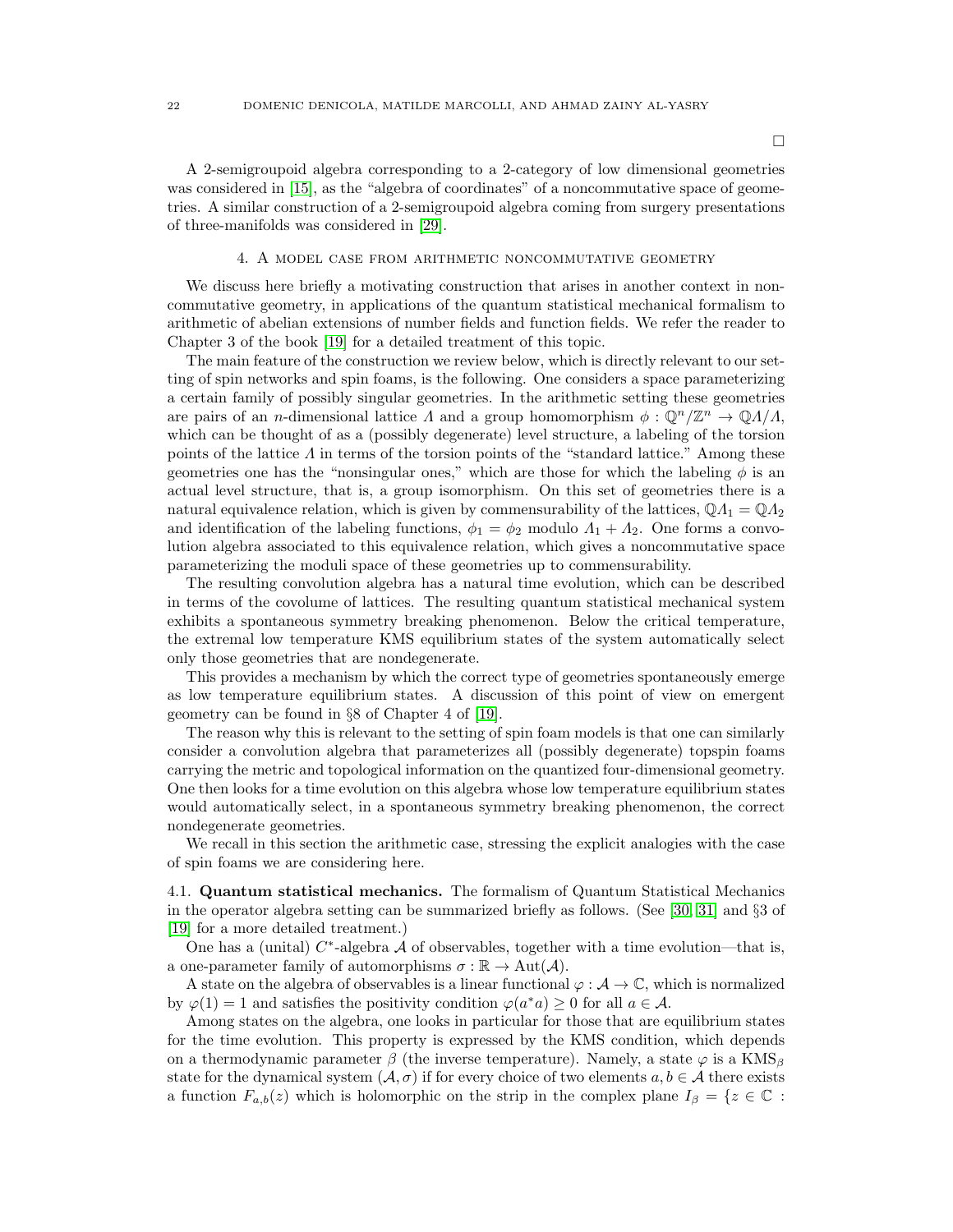□

A 2-semigroupoid algebra corresponding to a 2-category of low dimensional geometries was considered in [15], as the "algebra of coordinates" of a noncommutative space of geometries. A similar construction of a 2-semigroupoid algebra coming from surgery presentations of three-manifolds was considered in [29].

## 4. A model case from arithmetic noncommutative geometry

We discuss here briefly a motivating construction that arises in another context in noncommutative geometry, in applications of the quantum statistical mechanical formalism to arithmetic of abelian extensions of number fields and function fields. We refer the reader to Chapter 3 of the book [19] for a detailed treatment of this topic.

The main feature of the construction we review below, which is directly relevant to our setting of spin networks and spin foams, is the following. One considers a space parameterizing a certain family of possibly singular geometries. In the arithmetic setting these geometries are pairs of an $n$-dimensional lattice $\Lambda$ and a group homomorphism $\phi : \mathbb{Q}^n/\mathbb{Z}^n \to \mathbb{Q}\Lambda/\Lambda$, which can be thought of as a (possibly degenerate) level structure, a labeling of the torsion points of the lattice $\Lambda$ in terms of the torsion points of the "standard lattice." Among these geometries one has the "nonsingular ones," which are those for which the labeling $\phi$ is an actual level structure, that is, a group isomorphism. On this set of geometries there is a natural equivalence relation, which is given by commensurability of the lattices, $\mathbb{Q}\Lambda_1 = \mathbb{Q}\Lambda_2$ and identification of the labeling functions, $\phi_1 = \phi_2$ modulo $\Lambda_1 + \Lambda_2$. One forms a convolution algebra associated to this equivalence relation, which gives a noncommutative space parameterizing the moduli space of these geometries up to commensurability.

The resulting convolution algebra has a natural time evolution, which can be described in terms of the covolume of lattices. The resulting quantum statistical mechanical system exhibits a spontaneous symmetry breaking phenomenon. Below the critical temperature, the extremal low temperature KMS equilibrium states of the system automatically select only those geometries that are nondegenerate.

This provides a mechanism by which the correct type of geometries spontaneously emerge as low temperature equilibrium states. A discussion of this point of view on emergent geometry can be found in §8 of Chapter 4 of [19].

The reason why this is relevant to the setting of spin foam models is that one can similarly consider a convolution algebra that parameterizes all (possibly degenerate) topspin foams carrying the metric and topological information on the quantized four-dimensional geometry. One then looks for a time evolution on this algebra whose low temperature equilibrium states would automatically select, in a spontaneous symmetry breaking phenomenon, the correct nondegenerate geometries.

We recall in this section the arithmetic case, stressing the explicit analogies with the case of spin foams we are considering here.

**4.1. Quantum statistical mechanics.** The formalism of Quantum Statistical Mechanics in the operator algebra setting can be summarized briefly as follows. (See [30, 31] and §3 of [19] for a more detailed treatment.)

One has a (unital) $C^*$-algebra $\mathcal{A}$ of observables, together with a time evolution—that is, a one-parameter family of automorphisms $\sigma : \mathbb{R} \to \mathrm{Aut}(\mathcal{A})$.

A state on the algebra of observables is a linear functional $\varphi : \mathcal{A} \to \mathbb{C}$, which is normalized by $\varphi(1) = 1$ and satisfies the positivity condition $\varphi(a^*a) \geq 0$ for all $a \in \mathcal{A}$.

Among states on the algebra, one looks in particular for those that are equilibrium states for the time evolution. This property is expressed by the KMS condition, which depends on a thermodynamic parameter $\beta$ (the inverse temperature). Namely, a state $\varphi$ is a $\mathrm{KMS}_\beta$ state for the dynamical system $(\mathcal{A}, \sigma)$ if for every choice of two elements $a, b \in \mathcal{A}$ there exists a function $F_{a,b}(z)$ which is holomorphic on the strip in the complex plane $I_\beta = \{z \in \mathbb{C} :$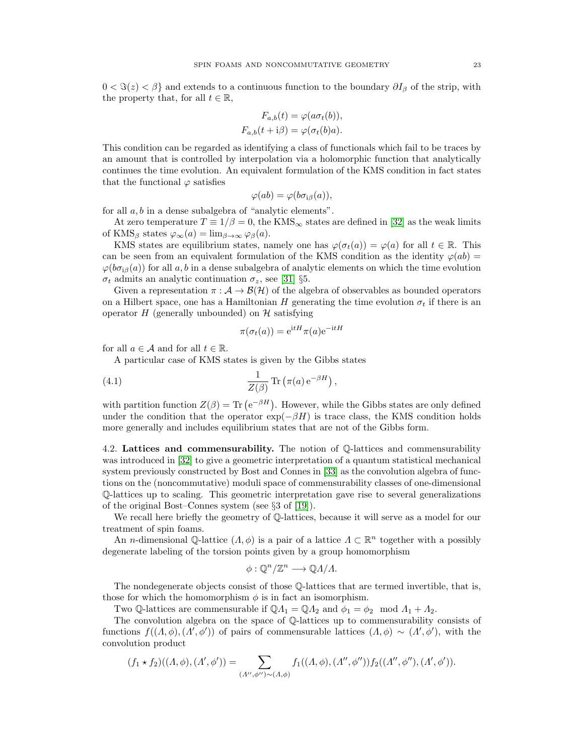$0 < \Im(z) < \beta\}$ and extends to a continuous function to the boundary $\partial I_\beta$ of the strip, with the property that, for all $t \in \mathbb{R}$,

$$F_{a,b}(t) = \varphi(a\sigma_t(b)),$$
$$F_{a,b}(t + \mathrm{i}\beta) = \varphi(\sigma_t(b)a).$$

This condition can be regarded as identifying a class of functionals which fail to be traces by an amount that is controlled by interpolation via a holomorphic function that analytically continues the time evolution. An equivalent formulation of the KMS condition in fact states that the functional $\varphi$ satisfies

$$\varphi(ab) = \varphi(b\sigma_{\mathrm{i}\beta}(a)),$$

for all $a, b$ in a dense subalgebra of "analytic elements".

At zero temperature $T \equiv 1/\beta = 0$, the $\mathrm{KMS}_\infty$ states are defined in [32] as the weak limits of $\mathrm{KMS}_\beta$ states $\varphi_\infty(a) = \lim_{\beta\to\infty} \varphi_\beta(a)$.

KMS states are equilibrium states, namely one has $\varphi(\sigma_t(a)) = \varphi(a)$ for all $t \in \mathbb{R}$. This can be seen from an equivalent formulation of the KMS condition as the identity $\varphi(ab) = \varphi(b\sigma_{\mathrm{i}\beta}(a))$ for all $a, b$ in a dense subalgebra of analytic elements on which the time evolution $\sigma_t$ admits an analytic continuation $\sigma_z$, see [31] §5.

Given a representation $\pi : \mathcal{A} \to \mathcal{B}(\mathcal{H})$ of the algebra of observables as bounded operators on a Hilbert space, one has a Hamiltonian $H$ generating the time evolution $\sigma_t$ if there is an operator $H$ (generally unbounded) on $\mathcal{H}$ satisfying

$$\pi(\sigma_t(a)) = \mathrm{e}^{\mathrm{i}tH}\pi(a)\mathrm{e}^{-\mathrm{i}tH}$$

for all $a \in \mathcal{A}$ and for all $t \in \mathbb{R}$.

A particular case of KMS states is given by the Gibbs states

$$\frac{1}{Z(\beta)} \operatorname{Tr}\left(\pi(a)\,\mathrm{e}^{-\beta H}\right), \tag{4.1}$$

with partition function $Z(\beta) = \operatorname{Tr}\left(\mathrm{e}^{-\beta H}\right)$. However, while the Gibbs states are only defined under the condition that the operator $\exp(-\beta H)$ is trace class, the KMS condition holds more generally and includes equilibrium states that are not of the Gibbs form.

4.2. **Lattices and commensurability.** The notion of $\mathbb{Q}$-lattices and commensurability was introduced in [32] to give a geometric interpretation of a quantum statistical mechanical system previously constructed by Bost and Connes in [33] as the convolution algebra of functions on the (noncommutative) moduli space of commensurability classes of one-dimensional $\mathbb{Q}$-lattices up to scaling. This geometric interpretation gave rise to several generalizations of the original Bost–Connes system (see §3 of [19]).

We recall here briefly the geometry of $\mathbb{Q}$-lattices, because it will serve as a model for our treatment of spin foams.

An $n$-dimensional $\mathbb{Q}$-lattice $(\Lambda, \phi)$ is a pair of a lattice $\Lambda \subset \mathbb{R}^n$ together with a possibly degenerate labeling of the torsion points given by a group homomorphism

$$\phi : \mathbb{Q}^n/\mathbb{Z}^n \longrightarrow \mathbb{Q}\Lambda/\Lambda.$$

The nondegenerate objects consist of those $\mathbb{Q}$-lattices that are termed invertible, that is, those for which the homomorphism $\phi$ is in fact an isomorphism.

Two $\mathbb{Q}$-lattices are commensurable if $\mathbb{Q}\Lambda_1 = \mathbb{Q}\Lambda_2$ and $\phi_1 = \phi_2 \mod \Lambda_1 + \Lambda_2$.

The convolution algebra on the space of $\mathbb{Q}$-lattices up to commensurability consists of functions $f((\Lambda, \phi), (\Lambda', \phi'))$ of pairs of commensurable lattices $(\Lambda, \phi) \sim (\Lambda', \phi')$, with the convolution product

$$(f_1 \star f_2)((\Lambda, \phi), (\Lambda', \phi')) = \sum_{(\Lambda'',\phi'')\sim(\Lambda,\phi)} f_1((\Lambda, \phi), (\Lambda'', \phi''))f_2((\Lambda'', \phi''), (\Lambda', \phi')).$$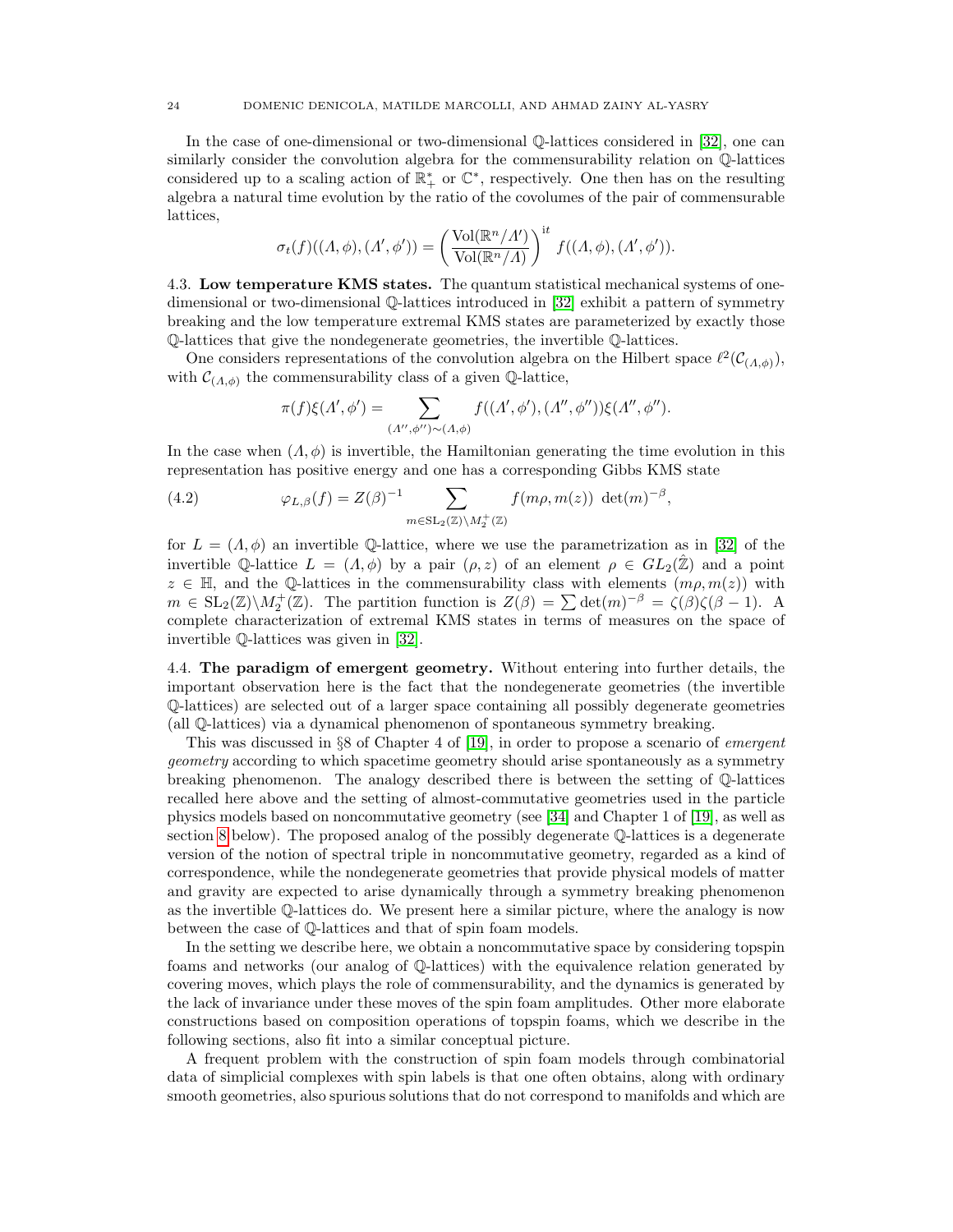In the case of one-dimensional or two-dimensional $\mathbb{Q}$-lattices considered in [32], one can similarly consider the convolution algebra for the commensurability relation on $\mathbb{Q}$-lattices considered up to a scaling action of $\mathbb{R}^*_+$ or $\mathbb{C}^*$, respectively. One then has on the resulting algebra a natural time evolution by the ratio of the covolumes of the pair of commensurable lattices,

$$\sigma_t(f)((\Lambda,\phi),(\Lambda',\phi')) = \left(\frac{\mathrm{Vol}(\mathbb{R}^n/\Lambda')}{\mathrm{Vol}(\mathbb{R}^n/\Lambda)}\right)^{\mathrm{i}t} f((\Lambda,\phi),(\Lambda',\phi')).$$

**4.3. Low temperature KMS states.** The quantum statistical mechanical systems of one-dimensional or two-dimensional $\mathbb{Q}$-lattices introduced in [32] exhibit a pattern of symmetry breaking and the low temperature extremal KMS states are parameterized by exactly those $\mathbb{Q}$-lattices that give the nondegenerate geometries, the invertible $\mathbb{Q}$-lattices.

One considers representations of the convolution algebra on the Hilbert space $\ell^2(\mathcal{C}_{(\Lambda,\phi)})$, with $\mathcal{C}_{(\Lambda,\phi)}$ the commensurability class of a given $\mathbb{Q}$-lattice,

$$\pi(f)\xi(\Lambda',\phi') = \sum_{(\Lambda'',\phi'')\sim(\Lambda,\phi)} f((\Lambda',\phi'),(\Lambda'',\phi''))\xi(\Lambda'',\phi'').$$

In the case when $(\Lambda,\phi)$ is invertible, the Hamiltonian generating the time evolution in this representation has positive energy and one has a corresponding Gibbs KMS state

$$\varphi_{L,\beta}(f) = Z(\beta)^{-1} \sum_{m\in \mathrm{SL}_2(\mathbb{Z})\backslash M_2^+(\mathbb{Z})} f(m\rho, m(z)) \ \det(m)^{-\beta}, \tag{4.2}$$

for $L=(\Lambda,\phi)$ an invertible $\mathbb{Q}$-lattice, where we use the parametrization as in [32] of the invertible $\mathbb{Q}$-lattice $L=(\Lambda,\phi)$ by a pair $(\rho,z)$ of an element $\rho\in GL_2(\hat{\mathbb{Z}})$ and a point $z\in\mathbb{H}$, and the $\mathbb{Q}$-lattices in the commensurability class with elements $(m\rho, m(z))$ with $m\in \mathrm{SL}_2(\mathbb{Z})\backslash M_2^+(\mathbb{Z})$. The partition function is $Z(\beta)=\sum \det(m)^{-\beta} = \zeta(\beta)\zeta(\beta-1)$. A complete characterization of extremal KMS states in terms of measures on the space of invertible $\mathbb{Q}$-lattices was given in [32].

**4.4. The paradigm of emergent geometry.** Without entering into further details, the important observation here is the fact that the nondegenerate geometries (the invertible $\mathbb{Q}$-lattices) are selected out of a larger space containing all possibly degenerate geometries (all $\mathbb{Q}$-lattices) via a dynamical phenomenon of spontaneous symmetry breaking.

This was discussed in §8 of Chapter 4 of [19], in order to propose a scenario of *emergent geometry* according to which spacetime geometry should arise spontaneously as a symmetry breaking phenomenon. The analogy described there is between the setting of $\mathbb{Q}$-lattices recalled here above and the setting of almost-commutative geometries used in the particle physics models based on noncommutative geometry (see [34] and Chapter 1 of [19], as well as section 8 below). The proposed analog of the possibly degenerate $\mathbb{Q}$-lattices is a degenerate version of the notion of spectral triple in noncommutative geometry, regarded as a kind of correspondence, while the nondegenerate geometries that provide physical models of matter and gravity are expected to arise dynamically through a symmetry breaking phenomenon as the invertible $\mathbb{Q}$-lattices do. We present here a similar picture, where the analogy is now between the case of $\mathbb{Q}$-lattices and that of spin foam models.

In the setting we describe here, we obtain a noncommutative space by considering topspin foams and networks (our analog of $\mathbb{Q}$-lattices) with the equivalence relation generated by covering moves, which plays the role of commensurability, and the dynamics is generated by the lack of invariance under these moves of the spin foam amplitudes. Other more elaborate constructions based on composition operations of topspin foams, which we describe in the following sections, also fit into a similar conceptual picture.

A frequent problem with the construction of spin foam models through combinatorial data of simplicial complexes with spin labels is that one often obtains, along with ordinary smooth geometries, also spurious solutions that do not correspond to manifolds and which are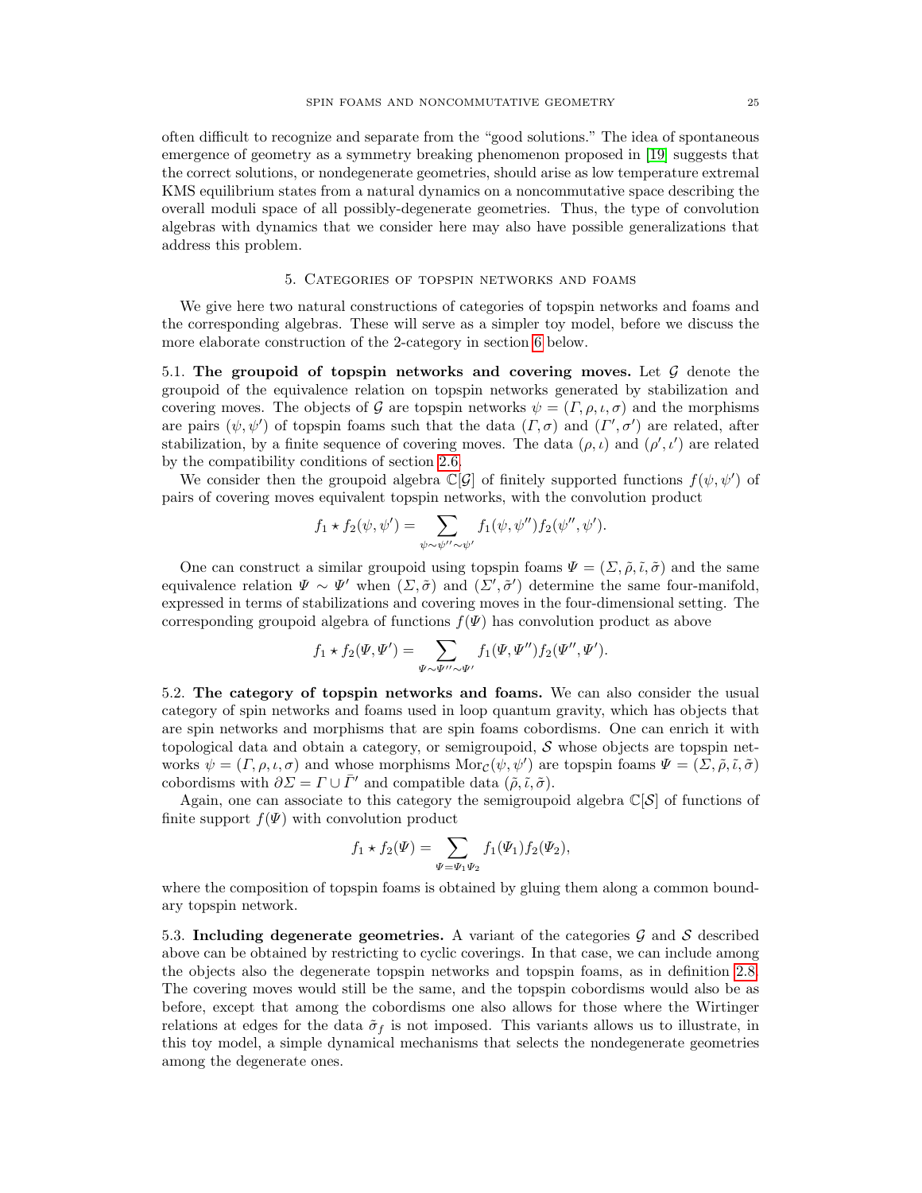often difficult to recognize and separate from the "good solutions." The idea of spontaneous emergence of geometry as a symmetry breaking phenomenon proposed in [19] suggests that the correct solutions, or nondegenerate geometries, should arise as low temperature extremal KMS equilibrium states from a natural dynamics on a noncommutative space describing the overall moduli space of all possibly-degenerate geometries. Thus, the type of convolution algebras with dynamics that we consider here may also have possible generalizations that address this problem.

## 5. Categories of topspin networks and foams

We give here two natural constructions of categories of topspin networks and foams and the corresponding algebras. These will serve as a simpler toy model, before we discuss the more elaborate construction of the 2-category in section 6 below.

**5.1. The groupoid of topspin networks and covering moves.** Let $\mathcal{G}$ denote the groupoid of the equivalence relation on topspin networks generated by stabilization and covering moves. The objects of $\mathcal{G}$ are topspin networks $\psi = (\Gamma, \rho, \iota, \sigma)$ and the morphisms are pairs $(\psi, \psi')$ of topspin foams such that the data $(\Gamma, \sigma)$ and $(\Gamma', \sigma')$ are related, after stabilization, by a finite sequence of covering moves. The data $(\rho, \iota)$ and $(\rho', \iota')$ are related by the compatibility conditions of section 2.6.

We consider then the groupoid algebra $\mathbb{C}[\mathcal{G}]$ of finitely supported functions $f(\psi, \psi')$ of pairs of covering moves equivalent topspin networks, with the convolution product

$$f_1 \star f_2(\psi, \psi') = \sum_{\psi \sim \psi'' \sim \psi'} f_1(\psi, \psi'') f_2(\psi'', \psi').$$

One can construct a similar groupoid using topspin foams $\Psi = (\Sigma, \tilde{\rho}, \tilde{\iota}, \tilde{\sigma})$ and the same equivalence relation $\Psi \sim \Psi'$ when $(\Sigma, \tilde{\sigma})$ and $(\Sigma', \tilde{\sigma}')$ determine the same four-manifold, expressed in terms of stabilizations and covering moves in the four-dimensional setting. The corresponding groupoid algebra of functions $f(\Psi)$ has convolution product as above

$$f_1 \star f_2(\Psi, \Psi') = \sum_{\Psi \sim \Psi'' \sim \Psi'} f_1(\Psi, \Psi'') f_2(\Psi'', \Psi').$$

**5.2. The category of topspin networks and foams.** We can also consider the usual category of spin networks and foams used in loop quantum gravity, which has objects that are spin networks and morphisms that are spin foams cobordisms. One can enrich it with topological data and obtain a category, or semigroupoid, $\mathcal{S}$ whose objects are topspin networks $\psi = (\Gamma, \rho, \iota, \sigma)$ and whose morphisms $\mathrm{Mor}_{\mathcal{C}}(\psi, \psi')$ are topspin foams $\Psi = (\Sigma, \tilde{\rho}, \tilde{\iota}, \tilde{\sigma})$ cobordisms with $\partial \Sigma = \Gamma \cup \bar{\Gamma}'$ and compatible data $(\tilde{\rho}, \tilde{\iota}, \tilde{\sigma})$.

Again, one can associate to this category the semigroupoid algebra $\mathbb{C}[\mathcal{S}]$ of functions of finite support $f(\Psi)$ with convolution product

$$f_1 \star f_2(\Psi) = \sum_{\Psi = \Psi_1 \Psi_2} f_1(\Psi_1) f_2(\Psi_2),$$

where the composition of topspin foams is obtained by gluing them along a common boundary topspin network.

**5.3. Including degenerate geometries.** A variant of the categories $\mathcal{G}$ and $\mathcal{S}$ described above can be obtained by restricting to cyclic coverings. In that case, we can include among the objects also the degenerate topspin networks and topspin foams, as in definition 2.8. The covering moves would still be the same, and the topspin cobordisms would also be as before, except that among the cobordisms one also allows for those where the Wirtinger relations at edges for the data $\tilde{\sigma}_f$ is not imposed. This variants allows us to illustrate, in this toy model, a simple dynamical mechanisms that selects the nondegenerate geometries among the degenerate ones.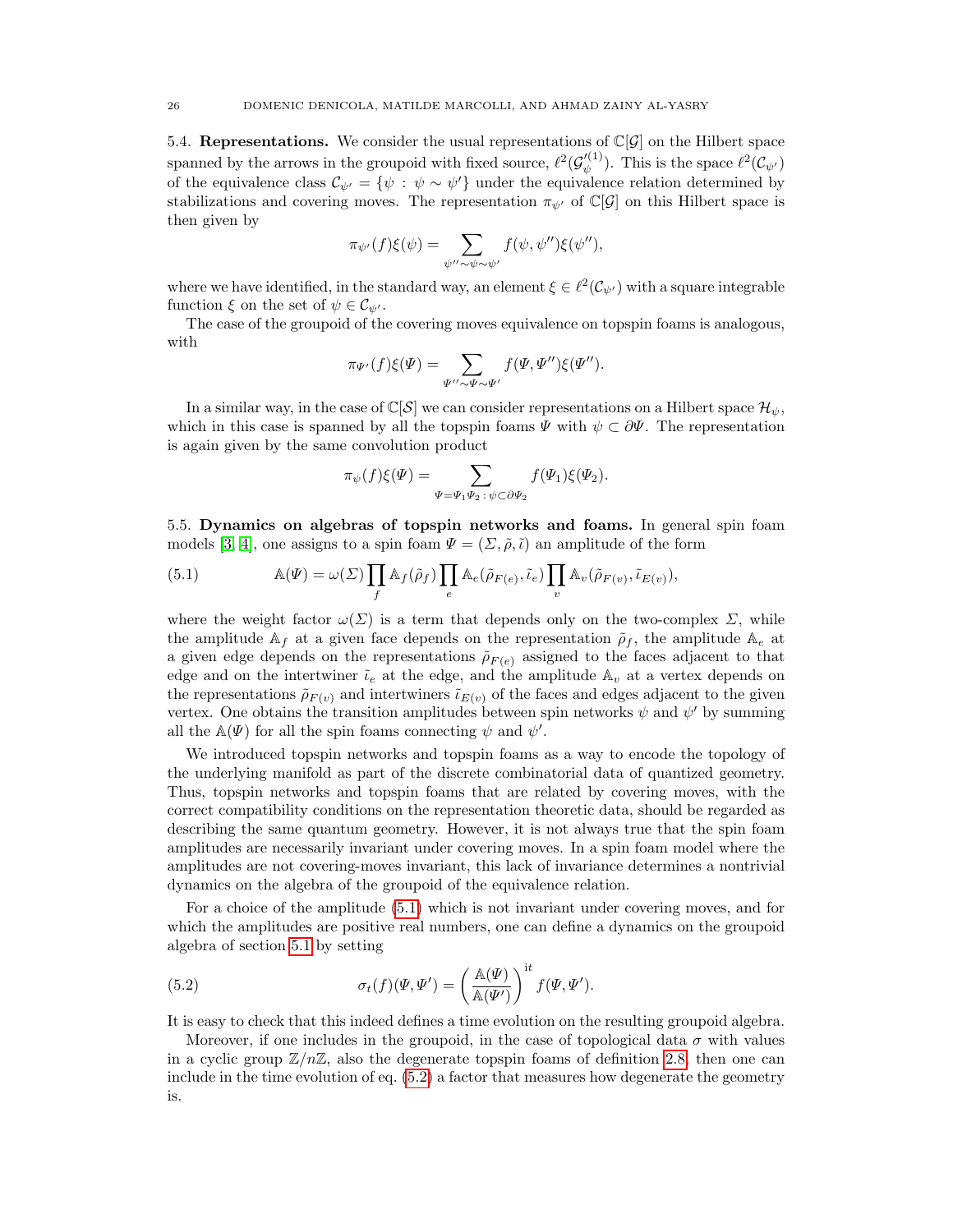5.4. **Representations.** We consider the usual representations of $\mathbb{C}[\mathcal{G}]$ on the Hilbert space spanned by the arrows in the groupoid with fixed source, $\ell^2(\mathcal{G}_{\psi}^{\prime(1)})$. This is the space $\ell^2(\mathcal{C}_{\psi'})$ of the equivalence class $\mathcal{C}_{\psi'} = \{\psi : \psi \sim \psi'\}$ under the equivalence relation determined by stabilizations and covering moves. The representation $\pi_{\psi'}$ of $\mathbb{C}[\mathcal{G}]$ on this Hilbert space is then given by

$$\pi_{\psi'}(f)\xi(\psi) = \sum_{\psi'' \sim \psi \sim \psi'} f(\psi, \psi'')\xi(\psi''),$$

where we have identified, in the standard way, an element $\xi \in \ell^2(\mathcal{C}_{\psi'})$ with a square integrable function $\xi$ on the set of $\psi \in \mathcal{C}_{\psi'}$.

The case of the groupoid of the covering moves equivalence on topspin foams is analogous, with

$$\pi_{\Psi'}(f)\xi(\Psi) = \sum_{\Psi'' \sim \Psi \sim \Psi'} f(\Psi, \Psi'')\xi(\Psi'').$$

In a similar way, in the case of $\mathbb{C}[\mathcal{S}]$ we can consider representations on a Hilbert space $\mathcal{H}_{\psi}$, which in this case is spanned by all the topspin foams $\Psi$ with $\psi \subset \partial \Psi$. The representation is again given by the same convolution product

$$\pi_{\psi}(f)\xi(\Psi) = \sum_{\Psi = \Psi_1 \Psi_2 \,:\, \psi \subset \partial \Psi_2} f(\Psi_1)\xi(\Psi_2).$$

5.5. **Dynamics on algebras of topspin networks and foams.** In general spin foam models [3, 4], one assigns to a spin foam $\Psi = (\Sigma, \tilde\rho, \tilde\iota)$ an amplitude of the form

$$\mathbb{A}(\Psi) = \omega(\Sigma) \prod_f \mathbb{A}_f(\tilde\rho_f) \prod_e \mathbb{A}_e(\tilde\rho_{F(e)}, \tilde\iota_e) \prod_v \mathbb{A}_v(\tilde\rho_{F(v)}, \tilde\iota_{E(v)}), \tag{5.1}$$

where the weight factor $\omega(\Sigma)$ is a term that depends only on the two-complex $\Sigma$, while the amplitude $\mathbb{A}_f$ at a given face depends on the representation $\tilde\rho_f$, the amplitude $\mathbb{A}_e$ at a given edge depends on the representations $\tilde\rho_{F(e)}$ assigned to the faces adjacent to that edge and on the intertwiner $\tilde\iota_e$ at the edge, and the amplitude $\mathbb{A}_v$ at a vertex depends on the representations $\tilde\rho_{F(v)}$ and intertwiners $\tilde\iota_{E(v)}$ of the faces and edges adjacent to the given vertex. One obtains the transition amplitudes between spin networks $\psi$ and $\psi'$ by summing all the $\mathbb{A}(\Psi)$ for all the spin foams connecting $\psi$ and $\psi'$.

We introduced topspin networks and topspin foams as a way to encode the topology of the underlying manifold as part of the discrete combinatorial data of quantized geometry. Thus, topspin networks and topspin foams that are related by covering moves, with the correct compatibility conditions on the representation theoretic data, should be regarded as describing the same quantum geometry. However, it is not always true that the spin foam amplitudes are necessarily invariant under covering moves. In a spin foam model where the amplitudes are not covering-moves invariant, this lack of invariance determines a nontrivial dynamics on the algebra of the groupoid of the equivalence relation.

For a choice of the amplitude (5.1) which is not invariant under covering moves, and for which the amplitudes are positive real numbers, one can define a dynamics on the groupoid algebra of section 5.1 by setting

$$\sigma_t(f)(\Psi, \Psi') = \left( \frac{\mathbb{A}(\Psi)}{\mathbb{A}(\Psi')} \right)^{\mathrm{i}t} f(\Psi, \Psi'). \tag{5.2}$$

It is easy to check that this indeed defines a time evolution on the resulting groupoid algebra.

Moreover, if one includes in the groupoid, in the case of topological data $\sigma$ with values in a cyclic group $\mathbb{Z}/n\mathbb{Z}$, also the degenerate topspin foams of definition 2.8, then one can include in the time evolution of eq. (5.2) a factor that measures how degenerate the geometry is.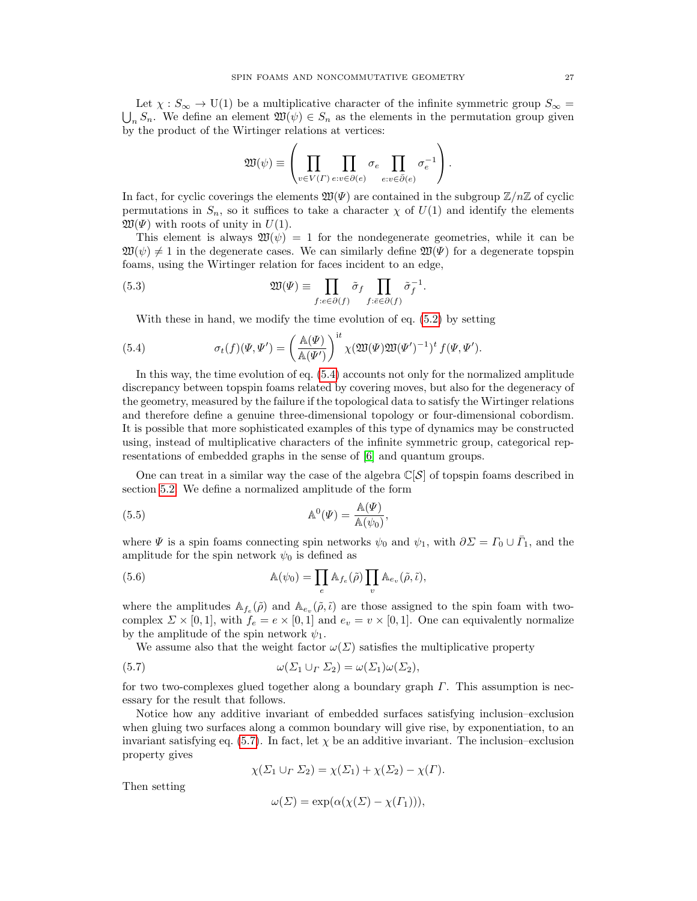Let $\chi : S_\infty \to \mathrm{U}(1)$ be a multiplicative character of the infinite symmetric group $S_\infty = \bigcup_n S_n$. We define an element $\mathfrak{W}(\psi) \in S_n$ as the elements in the permutation group given by the product of the Wirtinger relations at vertices:

$$\mathfrak{W}(\psi) \equiv \left( \prod_{v \in V(\Gamma)} \prod_{e : v \in \partial(e)} \sigma_e \prod_{e : v \in \bar{\partial}(e)} \sigma_e^{-1} \right).$$

In fact, for cyclic coverings the elements $\mathfrak{W}(\Psi)$ are contained in the subgroup $\mathbb{Z}/n\mathbb{Z}$ of cyclic permutations in $S_n$, so it suffices to take a character $\chi$ of $U(1)$ and identify the elements $\mathfrak{W}(\Psi)$ with roots of unity in $U(1)$.

This element is always $\mathfrak{W}(\psi) = 1$ for the nondegenerate geometries, while it can be $\mathfrak{W}(\psi) \neq 1$ in the degenerate cases. We can similarly define $\mathfrak{W}(\Psi)$ for a degenerate topspin foams, using the Wirtinger relation for faces incident to an edge,

$$\mathfrak{W}(\Psi) \equiv \prod_{f : e \in \partial(f)} \tilde{\sigma}_f \prod_{f : \bar{e} \in \partial(f)} \tilde{\sigma}_f^{-1}. \tag{5.3}$$

With these in hand, we modify the time evolution of eq. (5.2) by setting

$$\sigma_t(f)(\Psi, \Psi') = \left( \frac{\mathbb{A}(\Psi)}{\mathbb{A}(\Psi')} \right)^{it} \chi(\mathfrak{W}(\Psi)\mathfrak{W}(\Psi')^{-1})^t \, f(\Psi, \Psi'). \tag{5.4}$$

In this way, the time evolution of eq. (5.4) accounts not only for the normalized amplitude discrepancy between topspin foams related by covering moves, but also for the degeneracy of the geometry, measured by the failure if the topological data to satisfy the Wirtinger relations and therefore define a genuine three-dimensional topology or four-dimensional cobordism. It is possible that more sophisticated examples of this type of dynamics may be constructed using, instead of multiplicative characters of the infinite symmetric group, categorical representations of embedded graphs in the sense of [6] and quantum groups.

One can treat in a similar way the case of the algebra $\mathbb{C}[\mathcal{S}]$ of topspin foams described in section 5.2. We define a normalized amplitude of the form

$$\mathbb{A}^0(\Psi) = \frac{\mathbb{A}(\Psi)}{\mathbb{A}(\psi_0)}, \tag{5.5}$$

where $\Psi$ is a spin foams connecting spin networks $\psi_0$ and $\psi_1$, with $\partial\Sigma = \Gamma_0 \cup \bar{\Gamma}_1$, and the amplitude for the spin network $\psi_0$ is defined as

$$\mathbb{A}(\psi_0) = \prod_e \mathbb{A}_{f_e}(\tilde{\rho}) \prod_v \mathbb{A}_{e_v}(\tilde{\rho}, \tilde{\iota}), \tag{5.6}$$

where the amplitudes $\mathbb{A}_{f_e}(\tilde{\rho})$ and $\mathbb{A}_{e_v}(\tilde{\rho}, \tilde{\iota})$ are those assigned to the spin foam with two-complex $\Sigma \times [0,1]$, with $f_e = e \times [0,1]$ and $e_v = v \times [0,1]$. One can equivalently normalize by the amplitude of the spin network $\psi_1$.

We assume also that the weight factor $\omega(\Sigma)$ satisfies the multiplicative property

$$\omega(\Sigma_1 \cup_\Gamma \Sigma_2) = \omega(\Sigma_1)\omega(\Sigma_2), \tag{5.7}$$

for two two-complexes glued together along a boundary graph $\Gamma$. This assumption is necessary for the result that follows.

Notice how any additive invariant of embedded surfaces satisfying inclusion–exclusion when gluing two surfaces along a common boundary will give rise, by exponentiation, to an invariant satisfying eq. (5.7). In fact, let $\chi$ be an additive invariant. The inclusion–exclusion property gives

$$\chi(\Sigma_1 \cup_\Gamma \Sigma_2) = \chi(\Sigma_1) + \chi(\Sigma_2) - \chi(\Gamma).$$

Then setting

$$\omega(\Sigma) = \exp(\alpha(\chi(\Sigma) - \chi(\Gamma_1))),$$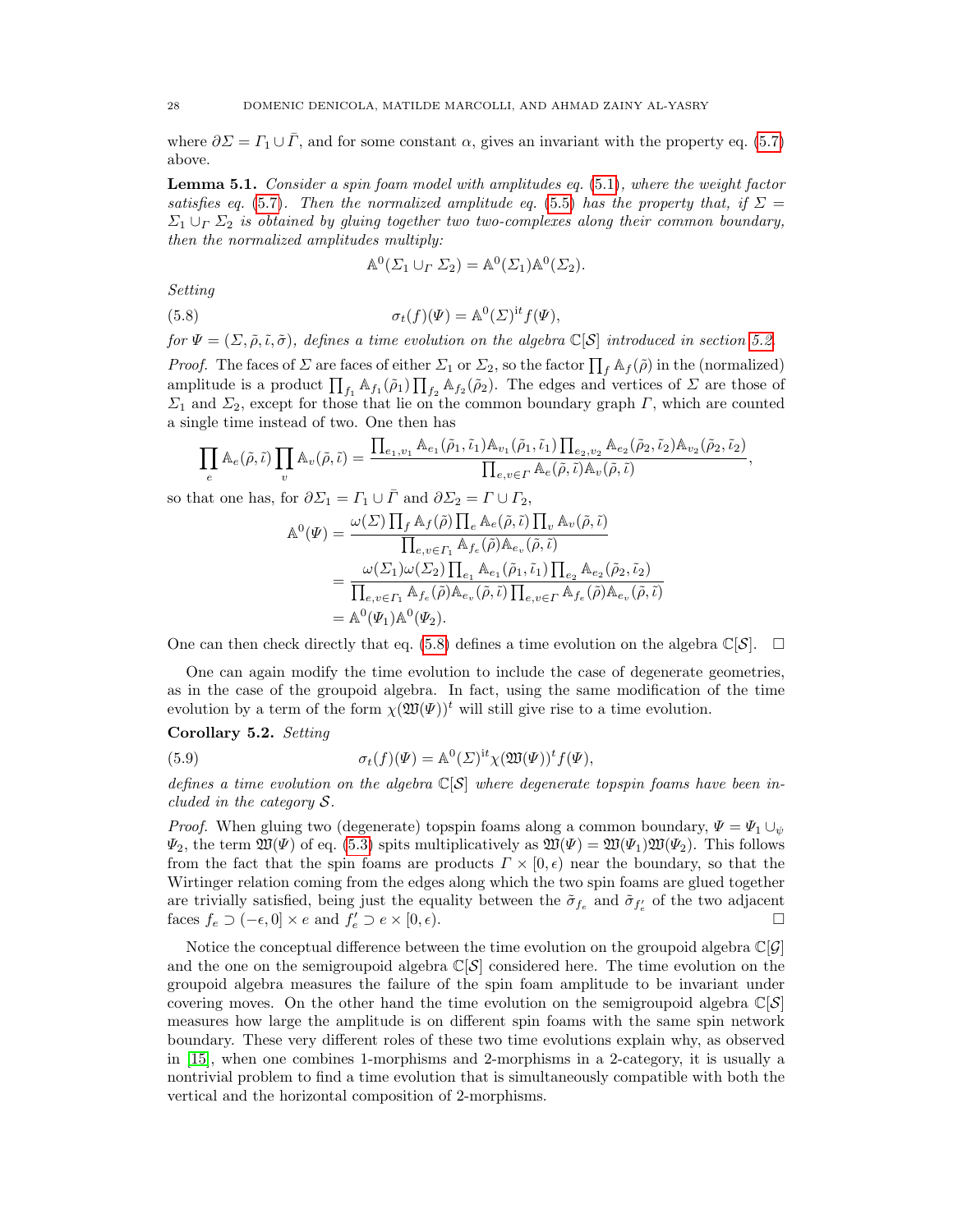where $\partial\Sigma = \Gamma_1 \cup \bar{\Gamma}$, and for some constant $\alpha$, gives an invariant with the property eq. (5.7) above.

**Lemma 5.1.** *Consider a spin foam model with amplitudes eq. (5.1), where the weight factor satisfies eq. (5.7). Then the normalized amplitude eq. (5.5) has the property that, if $\Sigma = \Sigma_1 \cup_\Gamma \Sigma_2$ is obtained by gluing together two two-complexes along their common boundary, then the normalized amplitudes multiply:*

$$\mathbb{A}^0(\Sigma_1 \cup_\Gamma \Sigma_2) = \mathbb{A}^0(\Sigma_1)\mathbb{A}^0(\Sigma_2).$$

*Setting*

$$\sigma_t(f)(\Psi) = \mathbb{A}^0(\Sigma)^{\mathrm{i}t} f(\Psi), \tag{5.8}$$

*for $\Psi = (\Sigma, \tilde{\rho}, \tilde{\iota}, \tilde{\sigma})$, defines a time evolution on the algebra $\mathbb{C}[\mathcal{S}]$ introduced in section 5.2.*

*Proof.* The faces of $\Sigma$ are faces of either $\Sigma_1$ or $\Sigma_2$, so the factor $\prod_f \mathbb{A}_f(\tilde{\rho})$ in the (normalized) amplitude is a product $\prod_{f_1} \mathbb{A}_{f_1}(\tilde{\rho}_1)\prod_{f_2} \mathbb{A}_{f_2}(\tilde{\rho}_2)$. The edges and vertices of $\Sigma$ are those of $\Sigma_1$ and $\Sigma_2$, except for those that lie on the common boundary graph $\Gamma$, which are counted a single time instead of two. One then has

$$\prod_e \mathbb{A}_e(\tilde{\rho},\tilde{\iota}) \prod_v \mathbb{A}_v(\tilde{\rho},\tilde{\iota}) = \frac{\prod_{e_1,v_1} \mathbb{A}_{e_1}(\tilde{\rho}_1,\tilde{\iota}_1)\mathbb{A}_{v_1}(\tilde{\rho}_1,\tilde{\iota}_1)\prod_{e_2,v_2} \mathbb{A}_{e_2}(\tilde{\rho}_2,\tilde{\iota}_2)\mathbb{A}_{v_2}(\tilde{\rho}_2,\tilde{\iota}_2)}{\prod_{e,v\in\Gamma} \mathbb{A}_e(\tilde{\rho},\tilde{\iota})\mathbb{A}_v(\tilde{\rho},\tilde{\iota})},$$

so that one has, for $\partial\Sigma_1 = \Gamma_1 \cup \bar{\Gamma}$ and $\partial\Sigma_2 = \Gamma \cup \Gamma_2$,

$$\begin{aligned}
\mathbb{A}^0(\Psi) &= \frac{\omega(\Sigma)\prod_f \mathbb{A}_f(\tilde{\rho})\prod_e \mathbb{A}_e(\tilde{\rho},\tilde{\iota})\prod_v \mathbb{A}_v(\tilde{\rho},\tilde{\iota})}{\prod_{e,v\in\Gamma_1} \mathbb{A}_{f_e}(\tilde{\rho})\mathbb{A}_{e_v}(\tilde{\rho},\tilde{\iota})} \\
&= \frac{\omega(\Sigma_1)\omega(\Sigma_2)\prod_{e_1} \mathbb{A}_{e_1}(\tilde{\rho}_1,\tilde{\iota}_1)\prod_{e_2} \mathbb{A}_{e_2}(\tilde{\rho}_2,\tilde{\iota}_2)}{\prod_{e,v\in\Gamma_1} \mathbb{A}_{f_e}(\tilde{\rho})\mathbb{A}_{e_v}(\tilde{\rho},\tilde{\iota})\prod_{e,v\in\Gamma} \mathbb{A}_{f_e}(\tilde{\rho})\mathbb{A}_{e_v}(\tilde{\rho},\tilde{\iota})} \\
&= \mathbb{A}^0(\Psi_1)\mathbb{A}^0(\Psi_2).
\end{aligned}$$

One can then check directly that eq. (5.8) defines a time evolution on the algebra $\mathbb{C}[\mathcal{S}]$. $\square$

One can again modify the time evolution to include the case of degenerate geometries, as in the case of the groupoid algebra. In fact, using the same modification of the time evolution by a term of the form $\chi(\mathfrak{W}(\Psi))^t$ will still give rise to a time evolution.

**Corollary 5.2.** *Setting*

$$\sigma_t(f)(\Psi) = \mathbb{A}^0(\Sigma)^{\mathrm{i}t}\chi(\mathfrak{W}(\Psi))^t f(\Psi), \tag{5.9}$$

*defines a time evolution on the algebra $\mathbb{C}[\mathcal{S}]$ where degenerate topspin foams have been included in the category $\mathcal{S}$.*

*Proof.* When gluing two (degenerate) topspin foams along a common boundary, $\Psi = \Psi_1 \cup_\psi \Psi_2$, the term $\mathfrak{W}(\Psi)$ of eq. (5.3) spits multiplicatively as $\mathfrak{W}(\Psi) = \mathfrak{W}(\Psi_1)\mathfrak{W}(\Psi_2)$. This follows from the fact that the spin foams are products $\Gamma \times [0,\epsilon)$ near the boundary, so that the Wirtinger relation coming from the edges along which the two spin foams are glued together are trivially satisfied, being just the equality between the $\tilde{\sigma}_{f_e}$ and $\tilde{\sigma}_{f'_e}$ of the two adjacent faces $f_e \supset (-\epsilon, 0] \times e$ and $f'_e \supset e \times [0,\epsilon)$. $\square$

Notice the conceptual difference between the time evolution on the groupoid algebra $\mathbb{C}[\mathcal{G}]$ and the one on the semigroupoid algebra $\mathbb{C}[\mathcal{S}]$ considered here. The time evolution on the groupoid algebra measures the failure of the spin foam amplitude to be invariant under covering moves. On the other hand the time evolution on the semigroupoid algebra $\mathbb{C}[\mathcal{S}]$ measures how large the amplitude is on different spin foams with the same spin network boundary. These very different roles of these two time evolutions explain why, as observed in [15], when one combines 1-morphisms and 2-morphisms in a 2-category, it is usually a nontrivial problem to find a time evolution that is simultaneously compatible with both the vertical and the horizontal composition of 2-morphisms.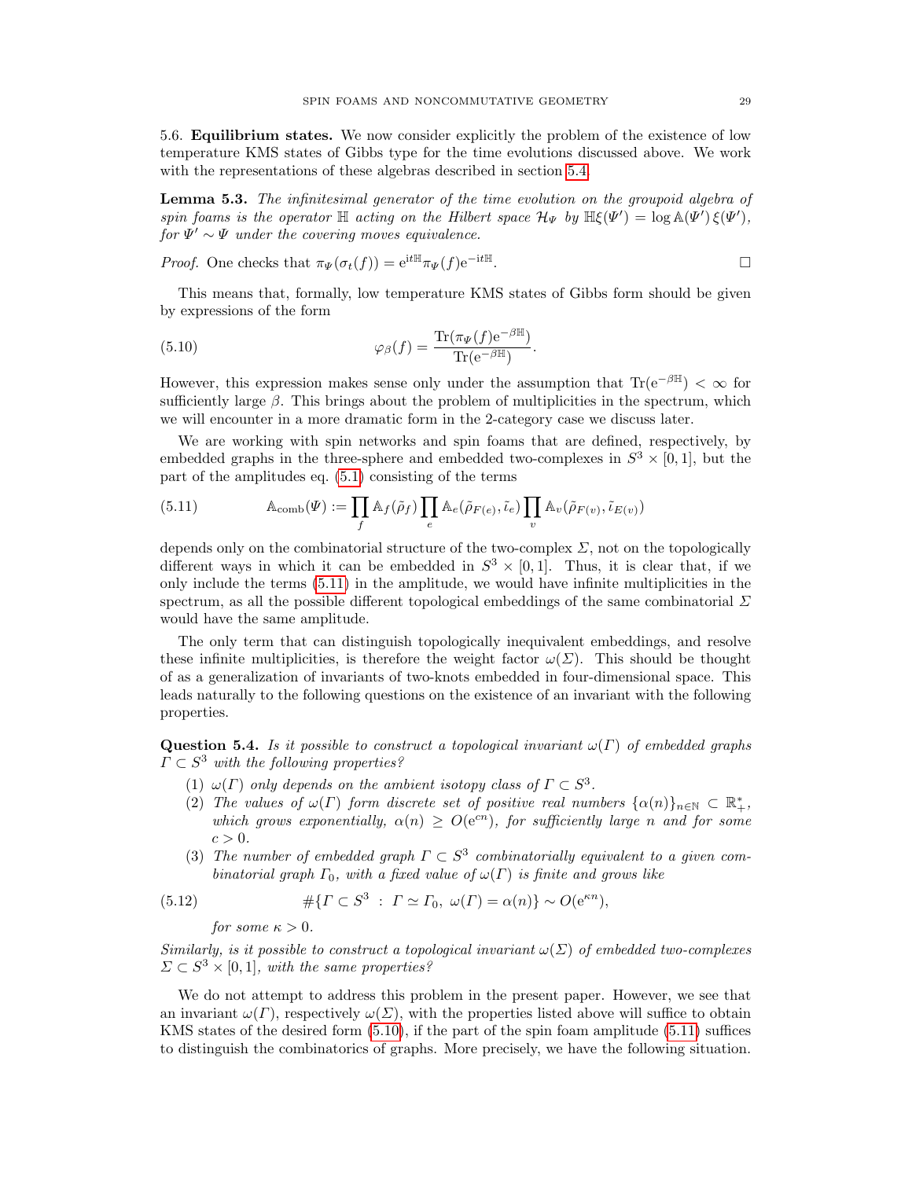5.6. **Equilibrium states.** We now consider explicitly the problem of the existence of low temperature KMS states of Gibbs type for the time evolutions discussed above. We work with the representations of these algebras described in section 5.4.

**Lemma 5.3.** *The infinitesimal generator of the time evolution on the groupoid algebra of spin foams is the operator $\mathbb{H}$ acting on the Hilbert space $\mathcal{H}_\Psi$ by $\mathbb{H}\xi(\Psi') = \log \mathbb{A}(\Psi')\,\xi(\Psi')$, for $\Psi' \sim \Psi$ under the covering moves equivalence.*

*Proof.* One checks that $\pi_\Psi(\sigma_t(f)) = e^{it\mathbb{H}}\pi_\Psi(f)e^{-it\mathbb{H}}$. □

This means that, formally, low temperature KMS states of Gibbs form should be given by expressions of the form

$$\varphi_\beta(f) = \frac{\mathrm{Tr}(\pi_\Psi(f)e^{-\beta\mathbb{H}})}{\mathrm{Tr}(e^{-\beta\mathbb{H}})}. \tag{5.10}$$

However, this expression makes sense only under the assumption that $\mathrm{Tr}(e^{-\beta\mathbb{H}}) < \infty$ for sufficiently large $\beta$. This brings about the problem of multiplicities in the spectrum, which we will encounter in a more dramatic form in the 2-category case we discuss later.

We are working with spin networks and spin foams that are defined, respectively, by embedded graphs in the three-sphere and embedded two-complexes in $S^3 \times [0,1]$, but the part of the amplitudes eq. (5.1) consisting of the terms

$$\mathbb{A}_{\mathrm{comb}}(\Psi) := \prod_f \mathbb{A}_f(\tilde{\rho}_f) \prod_e \mathbb{A}_e(\tilde{\rho}_{F(e)}, \tilde{\iota}_e) \prod_v \mathbb{A}_v(\tilde{\rho}_{F(v)}, \tilde{\iota}_{E(v)}) \tag{5.11}$$

depends only on the combinatorial structure of the two-complex $\Sigma$, not on the topologically different ways in which it can be embedded in $S^3 \times [0,1]$. Thus, it is clear that, if we only include the terms (5.11) in the amplitude, we would have infinite multiplicities in the spectrum, as all the possible different topological embeddings of the same combinatorial $\Sigma$ would have the same amplitude.

The only term that can distinguish topologically inequivalent embeddings, and resolve these infinite multiplicities, is therefore the weight factor $\omega(\Sigma)$. This should be thought of as a generalization of invariants of two-knots embedded in four-dimensional space. This leads naturally to the following questions on the existence of an invariant with the following properties.

**Question 5.4.** *Is it possible to construct a topological invariant $\omega(\Gamma)$ of embedded graphs $\Gamma \subset S^3$ with the following properties?*

1. *$\omega(\Gamma)$ only depends on the ambient isotopy class of $\Gamma \subset S^3$.*
2. *The values of $\omega(\Gamma)$ form discrete set of positive real numbers $\{\alpha(n)\}_{n\in\mathbb{N}} \subset \mathbb{R}^*_+$, which grows exponentially, $\alpha(n) \geq O(e^{cn})$, for sufficiently large $n$ and for some $c > 0$.*
3. *The number of embedded graph $\Gamma \subset S^3$ combinatorially equivalent to a given combinatorial graph $\Gamma_0$, with a fixed value of $\omega(\Gamma)$ is finite and grows like*

$$\#\{\Gamma \subset S^3 \ : \ \Gamma \simeq \Gamma_0,\ \omega(\Gamma) = \alpha(n)\} \sim O(e^{\kappa n}), \tag{5.12}$$

*for some $\kappa > 0$.*

*Similarly, is it possible to construct a topological invariant $\omega(\Sigma)$ of embedded two-complexes $\Sigma \subset S^3 \times [0,1]$, with the same properties?*

We do not attempt to address this problem in the present paper. However, we see that an invariant $\omega(\Gamma)$, respectively $\omega(\Sigma)$, with the properties listed above will suffice to obtain KMS states of the desired form (5.10), if the part of the spin foam amplitude (5.11) suffices to distinguish the combinatorics of graphs. More precisely, we have the following situation.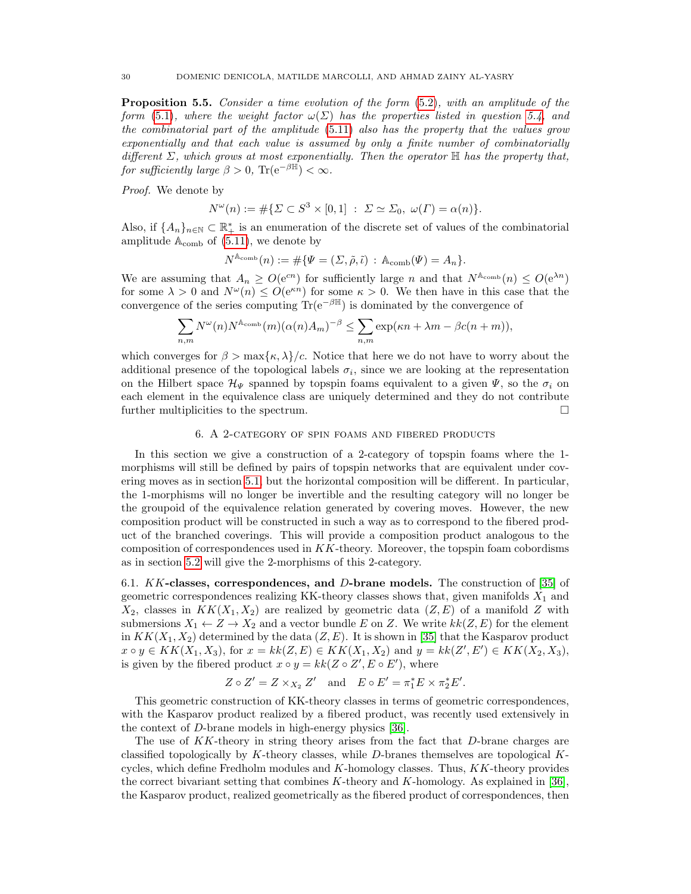**Proposition 5.5.** *Consider a time evolution of the form (5.2), with an amplitude of the form (5.1), where the weight factor $\omega(\Sigma)$ has the properties listed in question 5.4, and the combinatorial part of the amplitude (5.11) also has the property that the values grow exponentially and that each value is assumed by only a finite number of combinatorially different $\Sigma$, which grows at most exponentially. Then the operator $\mathbb{H}$ has the property that, for sufficiently large $\beta > 0$, $\mathrm{Tr}(e^{-\beta \mathbb{H}}) < \infty$.*

*Proof.* We denote by

$$N^{\omega}(n) := \#\{\Sigma \subset S^3 \times [0,1] \ : \ \Sigma \simeq \Sigma_0, \ \omega(\Gamma) = \alpha(n)\}.$$

Also, if $\{A_n\}_{n\in\mathbb{N}} \subset \mathbb{R}_+^*$ is an enumeration of the discrete set of values of the combinatorial amplitude $\mathbb{A}_{\mathrm{comb}}$ of (5.11), we denote by

$$N^{\mathbb{A}_{\mathrm{comb}}}(n) := \#\{\Psi = (\Sigma, \tilde{\rho}, \tilde{\iota}) \ : \ \mathbb{A}_{\mathrm{comb}}(\Psi) = A_n\}.$$

We are assuming that $A_n \geq O(e^{cn})$ for sufficiently large $n$ and that $N^{\mathbb{A}_{\mathrm{comb}}}(n) \leq O(e^{\lambda n})$ for some $\lambda > 0$ and $N^{\omega}(n) \leq O(e^{\kappa n})$ for some $\kappa > 0$. We then have in this case that the convergence of the series computing $\mathrm{Tr}(e^{-\beta\mathbb{H}})$ is dominated by the convergence of

$$\sum_{n,m} N^{\omega}(n) N^{\mathbb{A}_{\mathrm{comb}}}(m) (\alpha(n) A_m)^{-\beta} \leq \sum_{n,m} \exp(\kappa n + \lambda m - \beta c(n+m)),$$

which converges for $\beta > \max\{\kappa, \lambda\}/c$. Notice that here we do not have to worry about the additional presence of the topological labels $\sigma_i$, since we are looking at the representation on the Hilbert space $\mathcal{H}_\Psi$ spanned by topspin foams equivalent to a given $\Psi$, so the $\sigma_i$ on each element in the equivalence class are uniquely determined and they do not contribute further multiplicities to the spectrum. $\square$

## 6. A 2-category of spin foams and fibered products

In this section we give a construction of a 2-category of topspin foams where the 1-morphisms will still be defined by pairs of topspin networks that are equivalent under covering moves as in section 5.1, but the horizontal composition will be different. In particular, the 1-morphisms will no longer be invertible and the resulting category will no longer be the groupoid of the equivalence relation generated by covering moves. However, the new composition product will be constructed in such a way as to correspond to the fibered product of the branched coverings. This will provide a composition product analogous to the composition of correspondences used in $KK$-theory. Moreover, the topspin foam cobordisms as in section 5.2 will give the 2-morphisms of this 2-category.

### 6.1. $KK$-classes, correspondences, and $D$-brane models.

The construction of [35] of geometric correspondences realizing KK-theory classes shows that, given manifolds $X_1$ and $X_2$, classes in $KK(X_1, X_2)$ are realized by geometric data $(Z, E)$ of a manifold $Z$ with submersions $X_1 \leftarrow Z \rightarrow X_2$ and a vector bundle $E$ on $Z$. We write $kk(Z, E)$ for the element in $KK(X_1, X_2)$ determined by the data $(Z, E)$. It is shown in [35] that the Kasparov product $x \circ y \in KK(X_1, X_3)$, for $x = kk(Z, E) \in KK(X_1, X_2)$ and $y = kk(Z', E') \in KK(X_2, X_3)$, is given by the fibered product $x \circ y = kk(Z \circ Z', E \circ E')$, where

$$Z \circ Z' = Z \times_{X_2} Z' \quad \text{and} \quad E \circ E' = \pi_1^* E \times \pi_2^* E'.$$

This geometric construction of KK-theory classes in terms of geometric correspondences, with the Kasparov product realized by a fibered product, was recently used extensively in the context of $D$-brane models in high-energy physics [36].

The use of $KK$-theory in string theory arises from the fact that $D$-brane charges are classified topologically by $K$-theory classes, while $D$-branes themselves are topological $K$-cycles, which define Fredholm modules and $K$-homology classes. Thus, $KK$-theory provides the correct bivariant setting that combines $K$-theory and $K$-homology. As explained in [36], the Kasparov product, realized geometrically as the fibered product of correspondences, then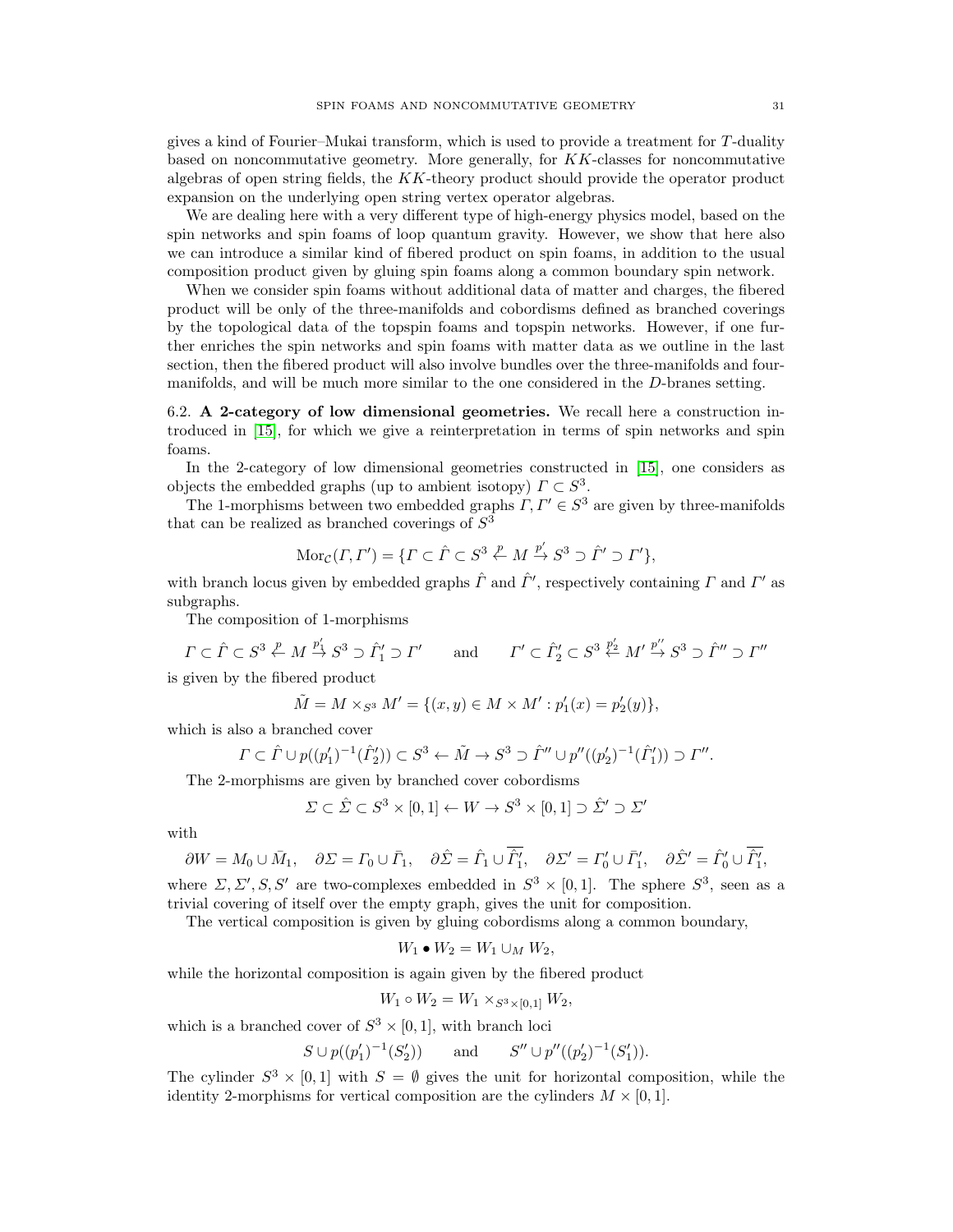gives a kind of Fourier–Mukai transform, which is used to provide a treatment for $T$-duality based on noncommutative geometry. More generally, for $KK$-classes for noncommutative algebras of open string fields, the $KK$-theory product should provide the operator product expansion on the underlying open string vertex operator algebras.

We are dealing here with a very different type of high-energy physics model, based on the spin networks and spin foams of loop quantum gravity. However, we show that here also we can introduce a similar kind of fibered product on spin foams, in addition to the usual composition product given by gluing spin foams along a common boundary spin network.

When we consider spin foams without additional data of matter and charges, the fibered product will be only of the three-manifolds and cobordisms defined as branched coverings by the topological data of the topspin foams and topspin networks. However, if one further enriches the spin networks and spin foams with matter data as we outline in the last section, then the fibered product will also involve bundles over the three-manifolds and four-manifolds, and will be much more similar to the one considered in the $D$-branes setting.

### 6.2. A 2-category of low dimensional geometries.

We recall here a construction introduced in [15], for which we give a reinterpretation in terms of spin networks and spin foams.

In the 2-category of low dimensional geometries constructed in [15], one considers as objects the embedded graphs (up to ambient isotopy) $\Gamma \subset S^3$.

The 1-morphisms between two embedded graphs $\Gamma, \Gamma' \in S^3$ are given by three-manifolds that can be realized as branched coverings of $S^3$

$$\mathrm{Mor}_{\mathcal{C}}(\Gamma, \Gamma') = \{\Gamma \subset \hat{\Gamma} \subset S^3 \stackrel{p}{\leftarrow} M \stackrel{p'}{\rightarrow} S^3 \supset \hat{\Gamma}' \supset \Gamma'\},$$

with branch locus given by embedded graphs $\hat{\Gamma}$ and $\hat{\Gamma}'$, respectively containing $\Gamma$ and $\Gamma'$ as subgraphs.

The composition of 1-morphisms

$$\Gamma \subset \hat{\Gamma} \subset S^3 \stackrel{p}{\leftarrow} M \stackrel{p_1'}{\rightarrow} S^3 \supset \hat{\Gamma}_1' \supset \Gamma' \qquad \text{and} \qquad \Gamma' \subset \hat{\Gamma}_2' \subset S^3 \stackrel{p_2'}{\leftarrow} M' \stackrel{p''}{\rightarrow} S^3 \supset \hat{\Gamma}'' \supset \Gamma''$$

is given by the fibered product

$$\tilde{M} = M \times_{S^3} M' = \{(x, y) \in M \times M' : p_1'(x) = p_2'(y)\},$$

which is also a branched cover

$$\Gamma \subset \hat{\Gamma} \cup p((p_1')^{-1}(\hat{\Gamma}_2')) \subset S^3 \leftarrow \tilde{M} \rightarrow S^3 \supset \hat{\Gamma}'' \cup p''((p_2')^{-1}(\hat{\Gamma}_1')) \supset \Gamma''.$$

The 2-morphisms are given by branched cover cobordisms

$$\Sigma \subset \hat{\Sigma} \subset S^3 \times [0,1] \leftarrow W \rightarrow S^3 \times [0,1] \supset \hat{\Sigma}' \supset \Sigma'$$

with

$$\partial W = M_0 \cup \bar{M}_1, \quad \partial \Sigma = \Gamma_0 \cup \bar{\Gamma}_1, \quad \partial \hat{\Sigma} = \hat{\Gamma}_1 \cup \overline{\hat{\Gamma}_1'}, \quad \partial \Sigma' = \Gamma_0' \cup \bar{\Gamma}_1', \quad \partial \hat{\Sigma}' = \hat{\Gamma}_0' \cup \overline{\hat{\Gamma}_1'},$$

where $\Sigma, \Sigma', S, S'$ are two-complexes embedded in $S^3 \times [0,1]$. The sphere $S^3$, seen as a trivial covering of itself over the empty graph, gives the unit for composition.

The vertical composition is given by gluing cobordisms along a common boundary,

$$W_1 \bullet W_2 = W_1 \cup_M W_2,$$

while the horizontal composition is again given by the fibered product

$$W_1 \circ W_2 = W_1 \times_{S^3 \times [0,1]} W_2,$$

which is a branched cover of $S^3 \times [0,1]$, with branch loci

$$S \cup p((p_1')^{-1}(S_2')) \qquad \text{and} \qquad S'' \cup p''((p_2')^{-1}(S_1')).$$

The cylinder $S^3 \times [0,1]$ with $S = \emptyset$ gives the unit for horizontal composition, while the identity 2-morphisms for vertical composition are the cylinders $M \times [0,1]$.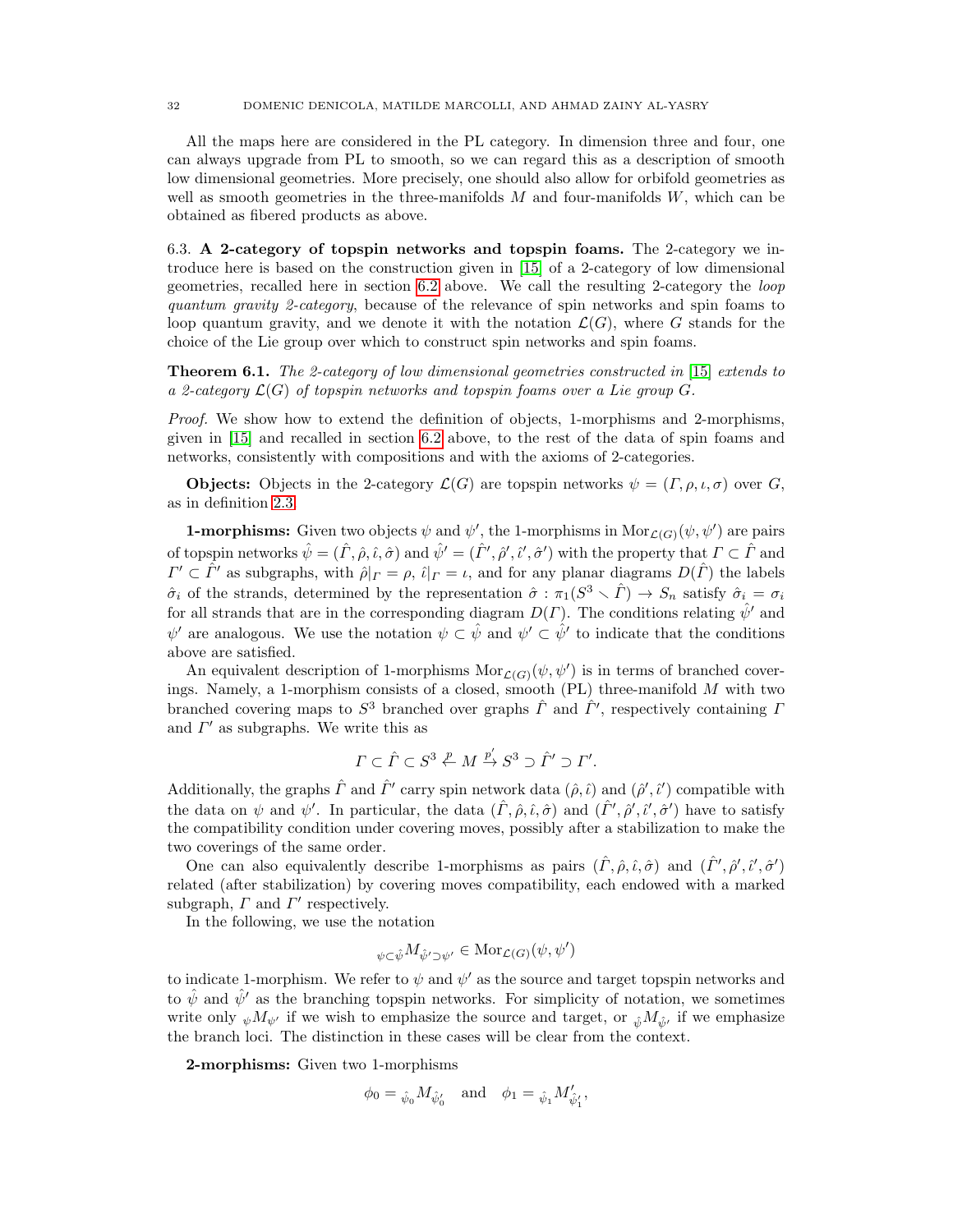All the maps here are considered in the PL category. In dimension three and four, one can always upgrade from PL to smooth, so we can regard this as a description of smooth low dimensional geometries. More precisely, one should also allow for orbifold geometries as well as smooth geometries in the three-manifolds $M$ and four-manifolds $W$, which can be obtained as fibered products as above.

### 6.3. A 2-category of topspin networks and topspin foams.

The 2-category we introduce here is based on the construction given in [15] of a 2-category of low dimensional geometries, recalled here in section 6.2 above. We call the resulting 2-category the *loop quantum gravity 2-category*, because of the relevance of spin networks and spin foams to loop quantum gravity, and we denote it with the notation $\mathcal{L}(G)$, where $G$ stands for the choice of the Lie group over which to construct spin networks and spin foams.

**Theorem 6.1.** *The 2-category of low dimensional geometries constructed in [15] extends to a 2-category $\mathcal{L}(G)$ of topspin networks and topspin foams over a Lie group $G$.*

*Proof.* We show how to extend the definition of objects, 1-morphisms and 2-morphisms, given in [15] and recalled in section 6.2 above, to the rest of the data of spin foams and networks, consistently with compositions and with the axioms of 2-categories.

**Objects:** Objects in the 2-category $\mathcal{L}(G)$ are topspin networks $\psi = (\Gamma, \rho, \iota, \sigma)$ over $G$, as in definition 2.3.

**1-morphisms:** Given two objects $\psi$ and $\psi'$, the 1-morphisms in $\mathrm{Mor}_{\mathcal{L}(G)}(\psi, \psi')$ are pairs of topspin networks $\hat{\psi} = (\hat{\Gamma}, \hat{\rho}, \hat{\iota}, \hat{\sigma})$ and $\hat{\psi}' = (\hat{\Gamma}', \hat{\rho}', \hat{\iota}', \hat{\sigma}')$ with the property that $\Gamma \subset \hat{\Gamma}$ and $\Gamma' \subset \hat{\Gamma}'$ as subgraphs, with $\hat{\rho}|_{\Gamma} = \rho$, $\hat{\iota}|_{\Gamma} = \iota$, and for any planar diagrams $D(\hat{\Gamma})$ the labels $\hat{\sigma}_i$ of the strands, determined by the representation $\hat{\sigma} : \pi_1(S^3 \smallsetminus \hat{\Gamma}) \to S_n$ satisfy $\hat{\sigma}_i = \sigma_i$ for all strands that are in the corresponding diagram $D(\Gamma)$. The conditions relating $\hat{\psi}'$ and $\psi'$ are analogous. We use the notation $\psi \subset \hat{\psi}$ and $\psi' \subset \hat{\psi}'$ to indicate that the conditions above are satisfied.

An equivalent description of 1-morphisms $\mathrm{Mor}_{\mathcal{L}(G)}(\psi, \psi')$ is in terms of branched coverings. Namely, a 1-morphism consists of a closed, smooth (PL) three-manifold $M$ with two branched covering maps to $S^3$ branched over graphs $\hat{\Gamma}$ and $\hat{\Gamma}'$, respectively containing $\Gamma$ and $\Gamma'$ as subgraphs. We write this as

$$\Gamma \subset \hat{\Gamma} \subset S^3 \stackrel{p}{\leftarrow} M \stackrel{p'}{\rightarrow} S^3 \supset \hat{\Gamma}' \supset \Gamma'.$$

Additionally, the graphs $\hat{\Gamma}$ and $\hat{\Gamma}'$ carry spin network data $(\hat{\rho}, \hat{\iota})$ and $(\hat{\rho}', \hat{\iota}')$ compatible with the data on $\psi$ and $\psi'$. In particular, the data $(\hat{\Gamma}, \hat{\rho}, \hat{\iota}, \hat{\sigma})$ and $(\hat{\Gamma}', \hat{\rho}', \hat{\iota}', \hat{\sigma}')$ have to satisfy the compatibility condition under covering moves, possibly after a stabilization to make the two coverings of the same order.

One can also equivalently describe 1-morphisms as pairs $(\hat{\Gamma}, \hat{\rho}, \hat{\iota}, \hat{\sigma})$ and $(\hat{\Gamma}', \hat{\rho}', \hat{\iota}', \hat{\sigma}')$ related (after stabilization) by covering moves compatibility, each endowed with a marked subgraph, $\Gamma$ and $\Gamma'$ respectively.

In the following, we use the notation

$${}_{\psi \subset \hat{\psi}} M_{\hat{\psi}' \supset \psi'} \in \mathrm{Mor}_{\mathcal{L}(G)}(\psi, \psi')$$

to indicate 1-morphism. We refer to $\psi$ and $\psi'$ as the source and target topspin networks and to $\hat{\psi}$ and $\hat{\psi}'$ as the branching topspin networks. For simplicity of notation, we sometimes write only ${}_{\psi} M_{\psi'}$ if we wish to emphasize the source and target, or ${}_{\hat{\psi}} M_{\hat{\psi}'}$ if we emphasize the branch loci. The distinction in these cases will be clear from the context.

**2-morphisms:** Given two 1-morphisms

$$\phi_0 = {}_{\hat{\psi}_0} M_{\hat{\psi}'_0} \quad \text{and} \quad \phi_1 = {}_{\hat{\psi}_1} M'_{\hat{\psi}'_1},$$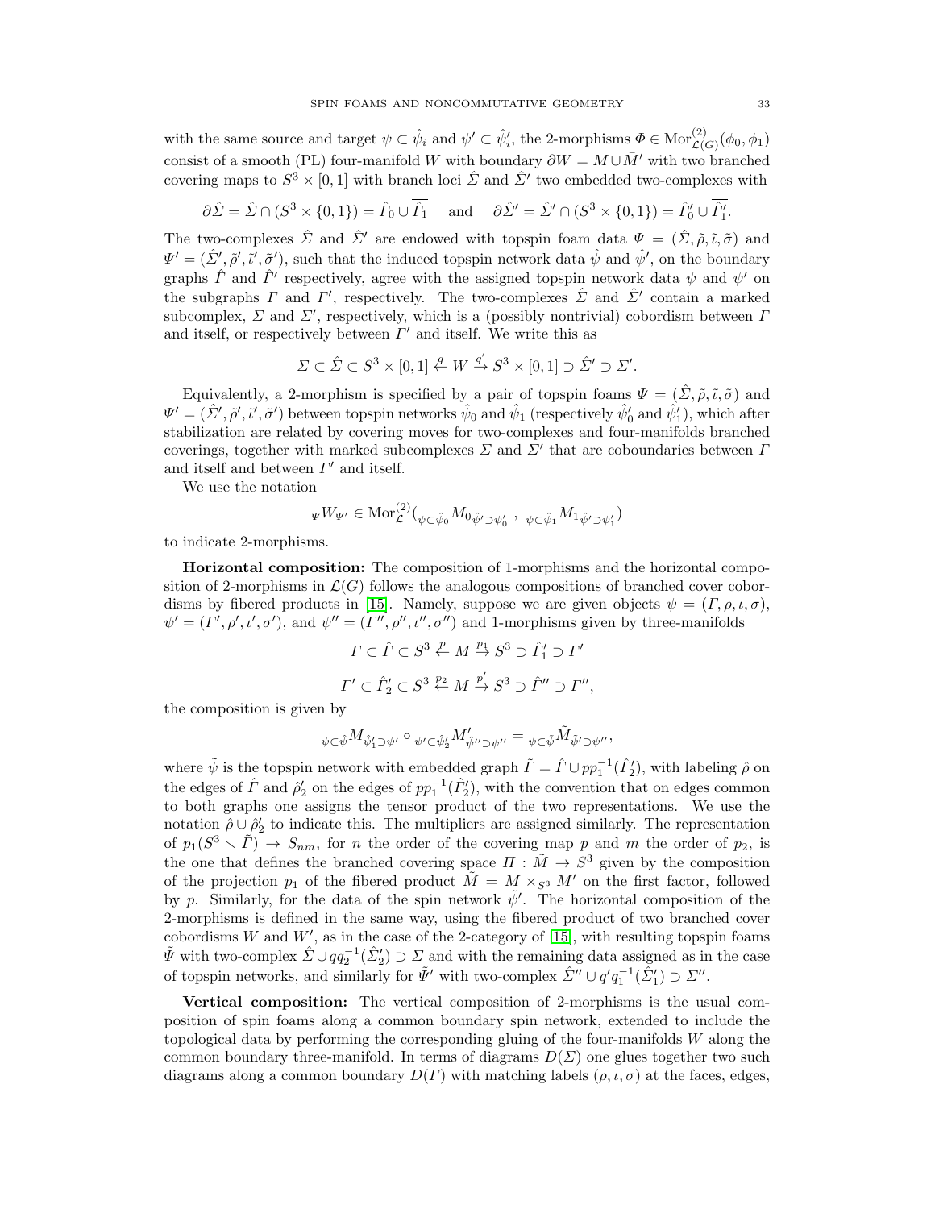with the same source and target $\psi \subset \hat{\psi}_i$ and $\psi' \subset \hat{\psi}'_i$, the 2-morphisms $\Phi \in \mathrm{Mor}^{(2)}_{\mathcal{L}(G)}(\phi_0, \phi_1)$ consist of a smooth (PL) four-manifold $W$ with boundary $\partial W = M \cup \bar{M}'$ with two branched covering maps to $S^3 \times [0,1]$ with branch loci $\hat{\Sigma}$ and $\hat{\Sigma}'$ two embedded two-complexes with

$$\partial \hat{\Sigma} = \hat{\Sigma} \cap (S^3 \times \{0,1\}) = \hat{\Gamma}_0 \cup \overline{\hat{\Gamma}_1} \quad \text{and} \quad \partial \hat{\Sigma}' = \hat{\Sigma}' \cap (S^3 \times \{0,1\}) = \hat{\Gamma}'_0 \cup \overline{\hat{\Gamma}'_1}.$$

The two-complexes $\hat{\Sigma}$ and $\hat{\Sigma}'$ are endowed with topspin foam data $\Psi = (\hat{\Sigma}, \tilde{\rho}, \tilde{\iota}, \tilde{\sigma})$ and $\Psi' = (\hat{\Sigma}', \tilde{\rho}', \tilde{\iota}', \tilde{\sigma}')$, such that the induced topspin network data $\hat{\psi}$ and $\hat{\psi}'$, on the boundary graphs $\hat{\Gamma}$ and $\hat{\Gamma}'$ respectively, agree with the assigned topspin network data $\psi$ and $\psi'$ on the subgraphs $\Gamma$ and $\Gamma'$, respectively. The two-complexes $\hat{\Sigma}$ and $\hat{\Sigma}'$ contain a marked subcomplex, $\Sigma$ and $\Sigma'$, respectively, which is a (possibly nontrivial) cobordism between $\Gamma$ and itself, or respectively between $\Gamma'$ and itself. We write this as

$$\Sigma \subset \hat{\Sigma} \subset S^3 \times [0,1] \stackrel{q}{\leftarrow} W \stackrel{q'}{\rightarrow} S^3 \times [0,1] \supset \hat{\Sigma}' \supset \Sigma'.$$

Equivalently, a 2-morphism is specified by a pair of topspin foams $\Psi = (\hat{\Sigma}, \tilde{\rho}, \tilde{\iota}, \tilde{\sigma})$ and $\Psi' = (\hat{\Sigma}', \tilde{\rho}', \tilde{\iota}', \tilde{\sigma}')$ between topspin networks $\hat{\psi}_0$ and $\hat{\psi}_1$ (respectively $\hat{\psi}'_0$ and $\hat{\psi}'_1$), which after stabilization are related by covering moves for two-complexes and four-manifolds branched coverings, together with marked subcomplexes $\Sigma$ and $\Sigma'$ that are coboundaries between $\Gamma$ and itself and between $\Gamma'$ and itself.

We use the notation

$$_{\Psi}W_{\Psi'} \in \mathrm{Mor}^{(2)}_{\mathcal{L}}({}_{\psi \subset \hat{\psi}_0}{M_0}_{\hat{\psi}' \supset \psi'_0}\ ,\ {}_{\psi \subset \hat{\psi}_1}{M_1}_{\hat{\psi}' \supset \psi'_1})$$

to indicate 2-morphisms.

**Horizontal composition:** The composition of 1-morphisms and the horizontal composition of 2-morphisms in $\mathcal{L}(G)$ follows the analogous compositions of branched cover cobordisms by fibered products in [15]. Namely, suppose we are given objects $\psi = (\Gamma, \rho, \iota, \sigma)$, $\psi' = (\Gamma', \rho', \iota', \sigma')$, and $\psi'' = (\Gamma'', \rho'', \iota'', \sigma'')$ and 1-morphisms given by three-manifolds

$$\Gamma \subset \hat{\Gamma} \subset S^3 \stackrel{p}{\leftarrow} M \stackrel{p_1}{\rightarrow} S^3 \supset \hat{\Gamma}'_1 \supset \Gamma'$$

$$\Gamma' \subset \hat{\Gamma}'_2 \subset S^3 \stackrel{p_2}{\leftarrow} M \stackrel{p'}{\rightarrow} S^3 \supset \hat{\Gamma}'' \supset \Gamma'',$$

the composition is given by

$${}_{\psi \subset \hat{\psi}}M_{\hat{\psi}'_1 \supset \psi'} \circ {}_{\psi' \subset \hat{\psi}'_2}M'_{\hat{\psi}'' \supset \psi''} = {}_{\psi \subset \tilde{\psi}}\tilde{M}_{\tilde{\psi}' \supset \psi''},$$

where $\tilde{\psi}$ is the topspin network with embedded graph $\tilde{\Gamma} = \hat{\Gamma} \cup pp_1^{-1}(\hat{\Gamma}'_2)$, with labeling $\hat{\rho}$ on the edges of $\hat{\Gamma}$ and $\hat{\rho}'_2$ on the edges of $pp_1^{-1}(\hat{\Gamma}'_2)$, with the convention that on edges common to both graphs one assigns the tensor product of the two representations. We use the notation $\hat{\rho} \cup \hat{\rho}'_2$ to indicate this. The multipliers are assigned similarly. The representation of $p_1(S^3 \smallsetminus \tilde{\Gamma}) \to S_{nm}$, for $n$ the order of the covering map $p$ and $m$ the order of $p_2$, is the one that defines the branched covering space $\Pi : \tilde{M} \to S^3$ given by the composition of the projection $p_1$ of the fibered product $\tilde{M} = M \times_{S^3} M'$ on the first factor, followed by $p$. Similarly, for the data of the spin network $\tilde{\psi}'$. The horizontal composition of the 2-morphisms is defined in the same way, using the fibered product of two branched cover cobordisms $W$ and $W'$, as in the case of the 2-category of [15], with resulting topspin foams $\tilde{\Psi}$ with two-complex $\hat{\Sigma} \cup qq_2^{-1}(\hat{\Sigma}'_2) \supset \Sigma$ and with the remaining data assigned as in the case of topspin networks, and similarly for $\tilde{\Psi}'$ with two-complex $\hat{\Sigma}'' \cup q'q_1^{-1}(\hat{\Sigma}'_1) \supset \Sigma''$.

**Vertical composition:** The vertical composition of 2-morphisms is the usual composition of spin foams along a common boundary spin network, extended to include the topological data by performing the corresponding gluing of the four-manifolds $W$ along the common boundary three-manifold. In terms of diagrams $D(\Sigma)$ one glues together two such diagrams along a common boundary $D(\Gamma)$ with matching labels $(\rho, \iota, \sigma)$ at the faces, edges,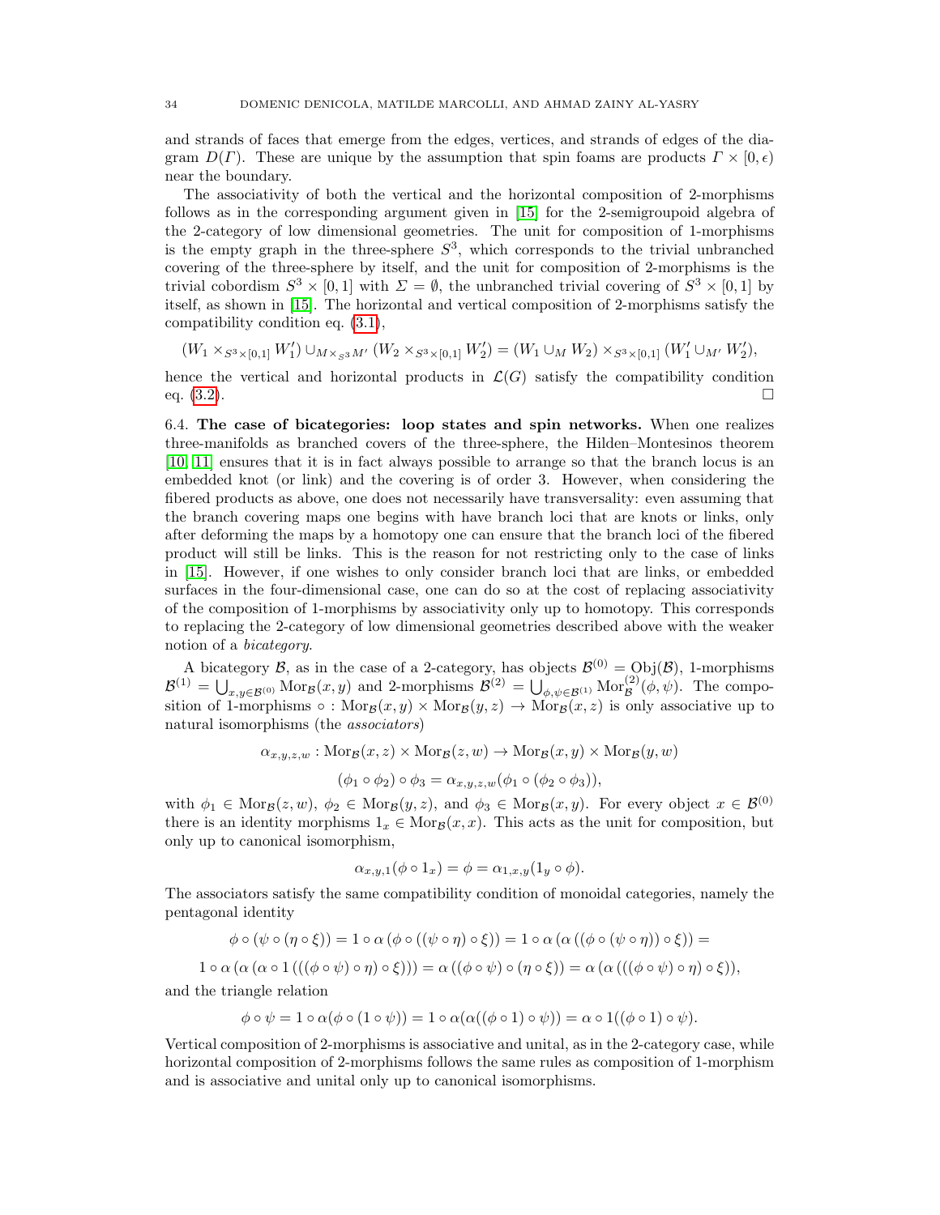and strands of faces that emerge from the edges, vertices, and strands of edges of the diagram $D(\Gamma)$. These are unique by the assumption that spin foams are products $\Gamma \times [0,\epsilon)$ near the boundary.

The associativity of both the vertical and the horizontal composition of 2-morphisms follows as in the corresponding argument given in [15] for the 2-semigroupoid algebra of the 2-category of low dimensional geometries. The unit for composition of 1-morphisms is the empty graph in the three-sphere $S^3$, which corresponds to the trivial unbranched covering of the three-sphere by itself, and the unit for composition of 2-morphisms is the trivial cobordism $S^3 \times [0,1]$ with $\Sigma = \emptyset$, the unbranched trivial covering of $S^3 \times [0,1]$ by itself, as shown in [15]. The horizontal and vertical composition of 2-morphisms satisfy the compatibility condition eq. (3.1),

$$(W_1 \times_{S^3\times[0,1]} W_1') \cup_{M\times_{S^3}M'} (W_2 \times_{S^3\times[0,1]} W_2') = (W_1 \cup_M W_2) \times_{S^3\times[0,1]} (W_1' \cup_{M'} W_2'),$$

hence the vertical and horizontal products in $\mathcal{L}(G)$ satisfy the compatibility condition eq. (3.2). $\square$

6.4. **The case of bicategories: loop states and spin networks.** When one realizes three-manifolds as branched covers of the three-sphere, the Hilden–Montesinos theorem [10, 11] ensures that it is in fact always possible to arrange so that the branch locus is an embedded knot (or link) and the covering is of order 3. However, when considering the fibered products as above, one does not necessarily have transversality: even assuming that the branch covering maps one begins with have branch loci that are knots or links, only after deforming the maps by a homotopy one can ensure that the branch loci of the fibered product will still be links. This is the reason for not restricting only to the case of links in [15]. However, if one wishes to only consider branch loci that are links, or embedded surfaces in the four-dimensional case, one can do so at the cost of replacing associativity of the composition of 1-morphisms by associativity only up to homotopy. This corresponds to replacing the 2-category of low dimensional geometries described above with the weaker notion of a *bicategory*.

A bicategory $\mathcal{B}$, as in the case of a 2-category, has objects $\mathcal{B}^{(0)} = \mathrm{Obj}(\mathcal{B})$, 1-morphisms $\mathcal{B}^{(1)} = \bigcup_{x,y\in\mathcal{B}^{(0)}} \mathrm{Mor}_{\mathcal{B}}(x,y)$ and 2-morphisms $\mathcal{B}^{(2)} = \bigcup_{\phi,\psi\in\mathcal{B}^{(1)}} \mathrm{Mor}^{(2)}_{\mathcal{B}}(\phi,\psi)$. The composition of 1-morphisms $\circ : \mathrm{Mor}_{\mathcal{B}}(x,y) \times \mathrm{Mor}_{\mathcal{B}}(y,z) \to \mathrm{Mor}_{\mathcal{B}}(x,z)$ is only associative up to natural isomorphisms (the *associators*)

$$\alpha_{x,y,z,w} : \mathrm{Mor}_{\mathcal{B}}(x,z) \times \mathrm{Mor}_{\mathcal{B}}(z,w) \to \mathrm{Mor}_{\mathcal{B}}(x,y) \times \mathrm{Mor}_{\mathcal{B}}(y,w)$$

$$(\phi_1 \circ \phi_2) \circ \phi_3 = \alpha_{x,y,z,w}(\phi_1 \circ (\phi_2 \circ \phi_3)),$$

with $\phi_1 \in \mathrm{Mor}_{\mathcal{B}}(z,w)$, $\phi_2 \in \mathrm{Mor}_{\mathcal{B}}(y,z)$, and $\phi_3 \in \mathrm{Mor}_{\mathcal{B}}(x,y)$. For every object $x \in \mathcal{B}^{(0)}$ there is an identity morphisms $1_x \in \mathrm{Mor}_{\mathcal{B}}(x,x)$. This acts as the unit for composition, but only up to canonical isomorphism,

$$\alpha_{x,y,1}(\phi \circ 1_x) = \phi = \alpha_{1,x,y}(1_y \circ \phi).$$

The associators satisfy the same compatibility condition of monoidal categories, namely the pentagonal identity

$$\phi \circ (\psi \circ (\eta \circ \xi)) = 1 \circ \alpha\,(\phi \circ ((\psi \circ \eta) \circ \xi)) = 1 \circ \alpha\,(\alpha\,((\phi \circ (\psi \circ \eta)) \circ \xi)) =$$

$$1 \circ \alpha\,(\alpha\,(\alpha \circ 1\,(((\phi \circ \psi) \circ \eta) \circ \xi))) = \alpha\,((\phi \circ \psi) \circ (\eta \circ \xi)) = \alpha\,(\alpha\,(((\phi \circ \psi) \circ \eta) \circ \xi)),$$

and the triangle relation

$$\phi \circ \psi = 1 \circ \alpha(\phi \circ (1 \circ \psi)) = 1 \circ \alpha(\alpha((\phi \circ 1) \circ \psi)) = \alpha \circ 1((\phi \circ 1) \circ \psi).$$

Vertical composition of 2-morphisms is associative and unital, as in the 2-category case, while horizontal composition of 2-morphisms follows the same rules as composition of 1-morphism and is associative and unital only up to canonical isomorphisms.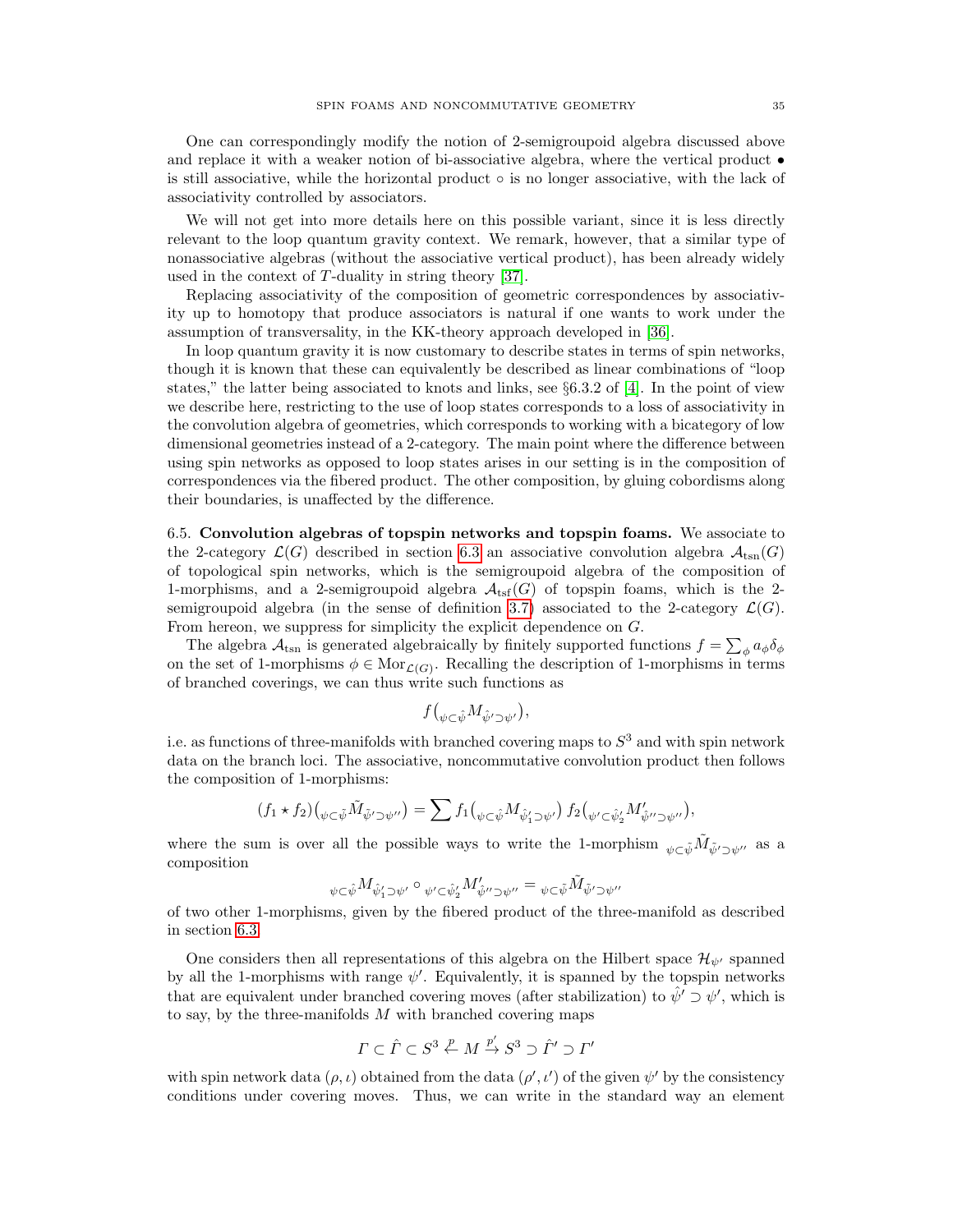One can correspondingly modify the notion of 2-semigroupoid algebra discussed above and replace it with a weaker notion of bi-associative algebra, where the vertical product $\bullet$ is still associative, while the horizontal product $\circ$ is no longer associative, with the lack of associativity controlled by associators.

We will not get into more details here on this possible variant, since it is less directly relevant to the loop quantum gravity context. We remark, however, that a similar type of nonassociative algebras (without the associative vertical product), has been already widely used in the context of $T$-duality in string theory [37].

Replacing associativity of the composition of geometric correspondences by associativity up to homotopy that produce associators is natural if one wants to work under the assumption of transversality, in the KK-theory approach developed in [36].

In loop quantum gravity it is now customary to describe states in terms of spin networks, though it is known that these can equivalently be described as linear combinations of "loop states," the latter being associated to knots and links, see §6.3.2 of [4]. In the point of view we describe here, restricting to the use of loop states corresponds to a loss of associativity in the convolution algebra of geometries, which corresponds to working with a bicategory of low dimensional geometries instead of a 2-category. The main point where the difference between using spin networks as opposed to loop states arises in our setting is in the composition of correspondences via the fibered product. The other composition, by gluing cobordisms along their boundaries, is unaffected by the difference.

## 6.5. **Convolution algebras of topspin networks and topspin foams.**

We associate to the 2-category $\mathcal{L}(G)$ described in section 6.3 an associative convolution algebra $\mathcal{A}_{\rm tsn}(G)$ of topological spin networks, which is the semigroupoid algebra of the composition of 1-morphisms, and a 2-semigroupoid algebra $\mathcal{A}_{\rm tsf}(G)$ of topspin foams, which is the 2-semigroupoid algebra (in the sense of definition 3.7) associated to the 2-category $\mathcal{L}(G)$. From hereon, we suppress for simplicity the explicit dependence on $G$.

The algebra $\mathcal{A}_{\rm tsn}$ is generated algebraically by finitely supported functions $f = \sum_\phi a_\phi \delta_\phi$ on the set of 1-morphisms $\phi \in {\rm Mor}_{\mathcal{L}(G)}$. Recalling the description of 1-morphisms in terms of branched coverings, we can thus write such functions as

$$f\big({}_{\psi\subset\hat\psi}M_{\hat\psi'\supset\psi'}\big),$$

i.e. as functions of three-manifolds with branched covering maps to $S^3$ and with spin network data on the branch loci. The associative, noncommutative convolution product then follows the composition of 1-morphisms:

$$(f_1 \star f_2)\big({}_{\psi\subset\hat\psi}\tilde M_{\tilde\psi'\supset\psi''}\big) = \sum f_1\big({}_{\psi\subset\hat\psi}M_{\hat\psi_1'\supset\psi'}\big)\, f_2\big({}_{\psi'\subset\hat\psi_2'}M'_{\hat\psi''\supset\psi''}\big),$$

where the sum is over all the possible ways to write the 1-morphism ${}_{\psi\subset\hat\psi}\tilde M_{\tilde\psi'\supset\psi''}$ as a composition

$${}_{\psi\subset\hat\psi}M_{\hat\psi_1'\supset\psi'} \circ {}_{\psi'\subset\hat\psi_2'}M'_{\hat\psi''\supset\psi''} = {}_{\psi\subset\hat\psi}\tilde M_{\tilde\psi'\supset\psi''}$$

of two other 1-morphisms, given by the fibered product of the three-manifold as described in section 6.3.

One considers then all representations of this algebra on the Hilbert space $\mathcal{H}_{\psi'}$ spanned by all the 1-morphisms with range $\psi'$. Equivalently, it is spanned by the topspin networks that are equivalent under branched covering moves (after stabilization) to $\hat\psi' \supset \psi'$, which is to say, by the three-manifolds $M$ with branched covering maps

$$\Gamma \subset \hat\Gamma \subset S^3 \stackrel{p}{\leftarrow} M \stackrel{p'}{\rightarrow} S^3 \supset \hat\Gamma' \supset \Gamma'$$

with spin network data $(\rho, \iota)$ obtained from the data $(\rho', \iota')$ of the given $\psi'$ by the consistency conditions under covering moves. Thus, we can write in the standard way an element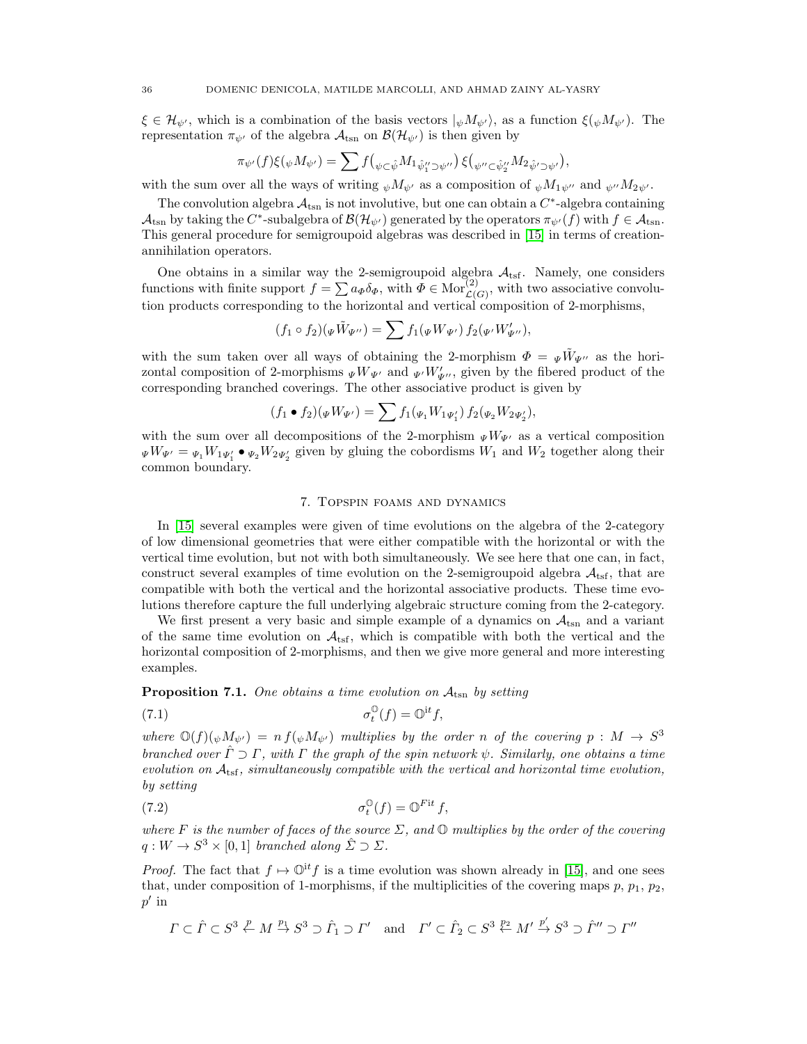$\xi \in \mathcal{H}_{\psi'}$, which is a combination of the basis vectors $|{}_{\psi}M_{\psi'}\rangle$, as a function $\xi({}_{\psi}M_{\psi'})$. The representation $\pi_{\psi'}$ of the algebra $\mathcal{A}_{\rm tsn}$ on $\mathcal{B}(\mathcal{H}_{\psi'})$ is then given by

$$\pi_{\psi'}(f)\xi({}_{\psi}M_{\psi'}) = \sum f\big({}_{\psi\subset\hat{\psi}}M_{1\,\hat{\psi}_1''\supset\psi''}\big)\,\xi\big({}_{\psi''\subset\hat{\psi}_2''}M_{2\,\hat{\psi}'\supset\psi'}\big),$$

with the sum over all the ways of writing ${}_{\psi}M_{\psi'}$ as a composition of ${}_{\psi}M_{1\,\psi''}$ and ${}_{\psi''}M_{2\,\psi'}$.

The convolution algebra $\mathcal{A}_{\rm tsn}$ is not involutive, but one can obtain a $C^*$-algebra containing $\mathcal{A}_{\rm tsn}$ by taking the $C^*$-subalgebra of $\mathcal{B}(\mathcal{H}_{\psi'})$ generated by the operators $\pi_{\psi'}(f)$ with $f \in \mathcal{A}_{\rm tsn}$. This general procedure for semigroupoid algebras was described in [15] in terms of creation-annihilation operators.

One obtains in a similar way the 2-semigroupoid algebra $\mathcal{A}_{\rm tsf}$. Namely, one considers functions with finite support $f = \sum a_{\Phi}\delta_{\Phi}$, with $\Phi \in {\rm Mor}^{(2)}_{\mathcal{L}(G)}$, with two associative convolution products corresponding to the horizontal and vertical composition of 2-morphisms,

$$(f_1 \circ f_2)({}_{\Psi}\tilde{W}_{\Psi''}) = \sum f_1({}_{\Psi}W_{\Psi'})\, f_2({}_{\Psi'}W'_{\Psi''}),$$

with the sum taken over all ways of obtaining the 2-morphism $\Phi = {}_{\Psi}\tilde{W}_{\Psi''}$ as the horizontal composition of 2-morphisms ${}_{\Psi}W_{\Psi'}$ and ${}_{\Psi'}W'_{\Psi''}$, given by the fibered product of the corresponding branched coverings. The other associative product is given by

$$(f_1 \bullet f_2)({}_{\Psi}W_{\Psi'}) = \sum f_1({}_{\Psi_1}W_{1\,\Psi_1'})\, f_2({}_{\Psi_2}W_{2\,\Psi_2'}),$$

with the sum over all decompositions of the 2-morphism ${}_{\Psi}W_{\Psi'}$ as a vertical composition ${}_{\Psi}W_{\Psi'} = {}_{\Psi_1}W_{1\,\Psi_1'} \bullet {}_{\Psi_2}W_{2\,\Psi_2'}$ given by gluing the cobordisms $W_1$ and $W_2$ together along their common boundary.

## 7. Topspin foams and dynamics

In [15] several examples were given of time evolutions on the algebra of the 2-category of low dimensional geometries that were either compatible with the horizontal or with the vertical time evolution, but not with both simultaneously. We see here that one can, in fact, construct several examples of time evolution on the 2-semigroupoid algebra $\mathcal{A}_{\rm tsf}$, that are compatible with both the vertical and the horizontal associative products. These time evolutions therefore capture the full underlying algebraic structure coming from the 2-category.

We first present a very basic and simple example of a dynamics on $\mathcal{A}_{\rm tsn}$ and a variant of the same time evolution on $\mathcal{A}_{\rm tsf}$, which is compatible with both the vertical and the horizontal composition of 2-morphisms, and then we give more general and more interesting examples.

**Proposition 7.1.** *One obtains a time evolution on $\mathcal{A}_{\rm tsn}$ by setting*

$$\sigma_t^{\mathbb{O}}(f) = \mathbb{O}^{it} f, \tag{7.1}$$

*where $\mathbb{O}(f)({}_{\psi}M_{\psi'}) = n\, f({}_{\psi}M_{\psi'})$ multiplies by the order $n$ of the covering $p : M \to S^3$ branched over $\hat{\Gamma} \supset \Gamma$, with $\Gamma$ the graph of the spin network $\psi$. Similarly, one obtains a time evolution on $\mathcal{A}_{\rm tsf}$, simultaneously compatible with the vertical and horizontal time evolution, by setting*

$$\sigma_t^{\mathbb{O}}(f) = \mathbb{O}^{Fit} f, \tag{7.2}$$

*where $F$ is the number of faces of the source $\Sigma$, and $\mathbb{O}$ multiplies by the order of the covering $q : W \to S^3 \times [0,1]$ branched along $\hat{\Sigma} \supset \Sigma$.*

*Proof.* The fact that $f \mapsto \mathbb{O}^{it} f$ is a time evolution was shown already in [15], and one sees that, under composition of 1-morphisms, if the multiplicities of the covering maps $p$, $p_1$, $p_2$, $p'$ in

$$\Gamma \subset \hat{\Gamma} \subset S^3 \stackrel{p}{\leftarrow} M \stackrel{p_1}{\rightarrow} S^3 \supset \hat{\Gamma}_1 \supset \Gamma' \quad \text{and} \quad \Gamma' \subset \hat{\Gamma}_2 \subset S^3 \stackrel{p_2}{\leftarrow} M' \stackrel{p'}{\rightarrow} S^3 \supset \hat{\Gamma}'' \supset \Gamma''$$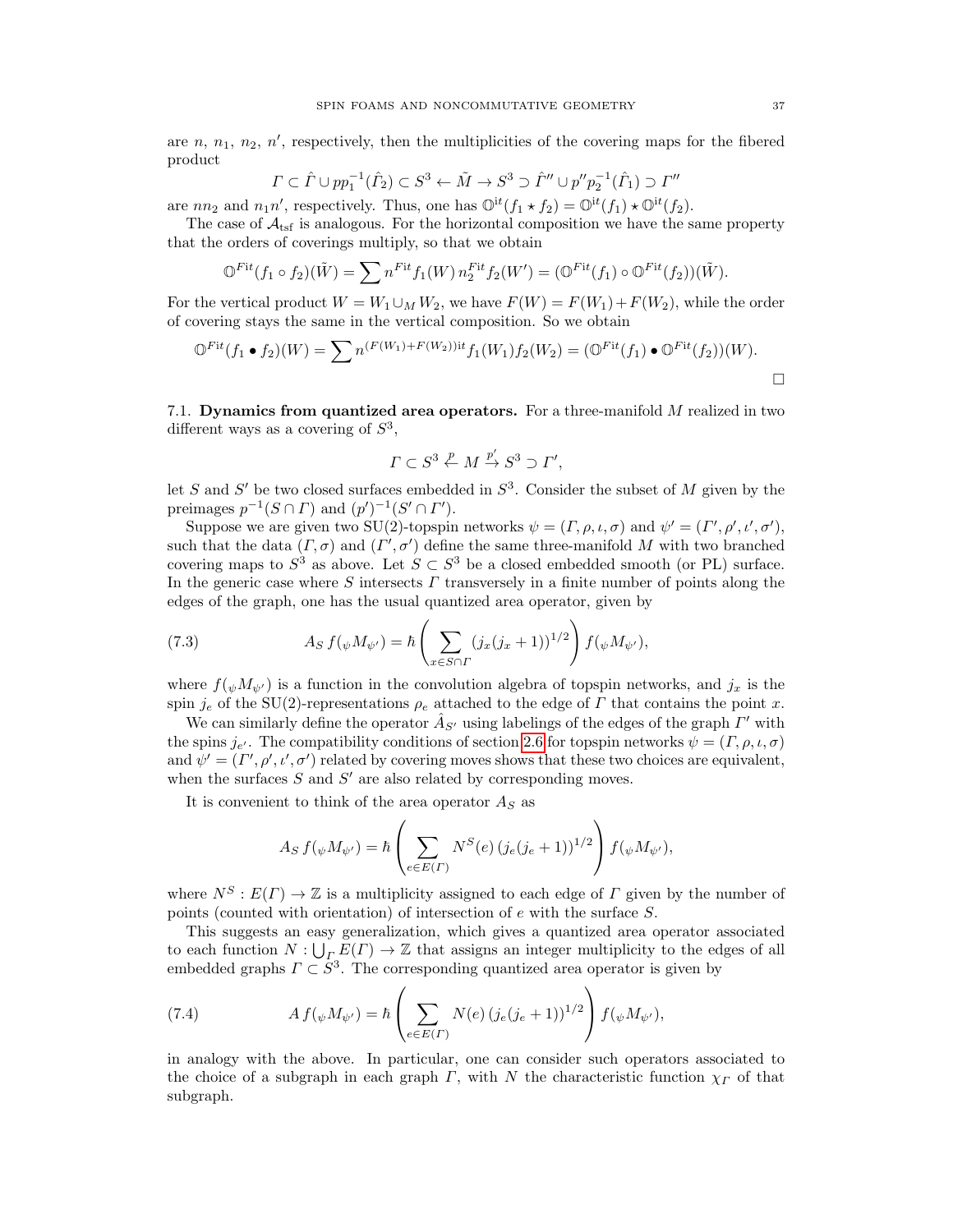are $n$, $n_1$, $n_2$, $n'$, respectively, then the multiplicities of the covering maps for the fibered product

$$\Gamma \subset \hat{\Gamma} \cup pp_1^{-1}(\hat{\Gamma}_2) \subset S^3 \leftarrow \tilde{M} \to S^3 \supset \hat{\Gamma}'' \cup p'' p_2^{-1}(\hat{\Gamma}_1) \supset \Gamma''$$

are $nn_2$ and $n_1 n'$, respectively. Thus, one has $\mathbb{O}^{\mathrm{it}}(f_1 \star f_2) = \mathbb{O}^{\mathrm{it}}(f_1) \star \mathbb{O}^{\mathrm{it}}(f_2)$.

The case of $\mathcal{A}_{\mathrm{tsf}}$ is analogous. For the horizontal composition we have the same property that the orders of coverings multiply, so that we obtain

$$\mathbb{O}^{F\mathrm{it}}(f_1 \circ f_2)(\tilde{W}) = \sum n^{F\mathrm{it}} f_1(W)\, n_2^{F\mathrm{it}} f_2(W') = (\mathbb{O}^{F\mathrm{it}}(f_1) \circ \mathbb{O}^{F\mathrm{it}}(f_2))(\tilde{W}).$$

For the vertical product $W = W_1 \cup_M W_2$, we have $F(W) = F(W_1) + F(W_2)$, while the order of covering stays the same in the vertical composition. So we obtain

$$\mathbb{O}^{F\mathrm{it}}(f_1 \bullet f_2)(W) = \sum n^{(F(W_1)+F(W_2))\mathrm{it}} f_1(W_1) f_2(W_2) = (\mathbb{O}^{F\mathrm{it}}(f_1) \bullet \mathbb{O}^{F\mathrm{it}}(f_2))(W).$$

$\square$

### 7.1. Dynamics from quantized area operators.

For a three-manifold $M$ realized in two different ways as a covering of $S^3$,

$$\Gamma \subset S^3 \stackrel{p}{\leftarrow} M \stackrel{p'}{\to} S^3 \supset \Gamma',$$

let $S$ and $S'$ be two closed surfaces embedded in $S^3$. Consider the subset of $M$ given by the preimages $p^{-1}(S \cap \Gamma)$ and $(p')^{-1}(S' \cap \Gamma')$.

Suppose we are given two SU(2)-topspin networks $\psi = (\Gamma, \rho, \iota, \sigma)$ and $\psi' = (\Gamma', \rho', \iota', \sigma')$, such that the data $(\Gamma, \sigma)$ and $(\Gamma', \sigma')$ define the same three-manifold $M$ with two branched covering maps to $S^3$ as above. Let $S \subset S^3$ be a closed embedded smooth (or PL) surface. In the generic case where $S$ intersects $\Gamma$ transversely in a finite number of points along the edges of the graph, one has the usual quantized area operator, given by

$$A_S\, f({}_\psi M_{\psi'}) = \hbar \left( \sum_{x \in S \cap \Gamma} (j_x(j_x+1))^{1/2} \right) f({}_\psi M_{\psi'}), \tag{7.3}$$

where $f({}_\psi M_{\psi'})$ is a function in the convolution algebra of topspin networks, and $j_x$ is the spin $j_e$ of the SU(2)-representations $\rho_e$ attached to the edge of $\Gamma$ that contains the point $x$.

We can similarly define the operator $\hat{A}_{S'}$ using labelings of the edges of the graph $\Gamma'$ with the spins $j_{e'}$. The compatibility conditions of section 2.6 for topspin networks $\psi = (\Gamma, \rho, \iota, \sigma)$ and $\psi' = (\Gamma', \rho', \iota', \sigma')$ related by covering moves shows that these two choices are equivalent, when the surfaces $S$ and $S'$ are also related by corresponding moves.

It is convenient to think of the area operator $A_S$ as

$$A_S\, f({}_\psi M_{\psi'}) = \hbar \left( \sum_{e \in E(\Gamma)} N^S(e)\, (j_e(j_e+1))^{1/2} \right) f({}_\psi M_{\psi'}),$$

where $N^S : E(\Gamma) \to \mathbb{Z}$ is a multiplicity assigned to each edge of $\Gamma$ given by the number of points (counted with orientation) of intersection of $e$ with the surface $S$.

This suggests an easy generalization, which gives a quantized area operator associated to each function $N : \bigcup_\Gamma E(\Gamma) \to \mathbb{Z}$ that assigns an integer multiplicity to the edges of all embedded graphs $\Gamma \subset S^3$. The corresponding quantized area operator is given by

$$A\, f({}_\psi M_{\psi'}) = \hbar \left( \sum_{e \in E(\Gamma)} N(e)\, (j_e(j_e+1))^{1/2} \right) f({}_\psi M_{\psi'}), \tag{7.4}$$

in analogy with the above. In particular, one can consider such operators associated to the choice of a subgraph in each graph $\Gamma$, with $N$ the characteristic function $\chi_\Gamma$ of that subgraph.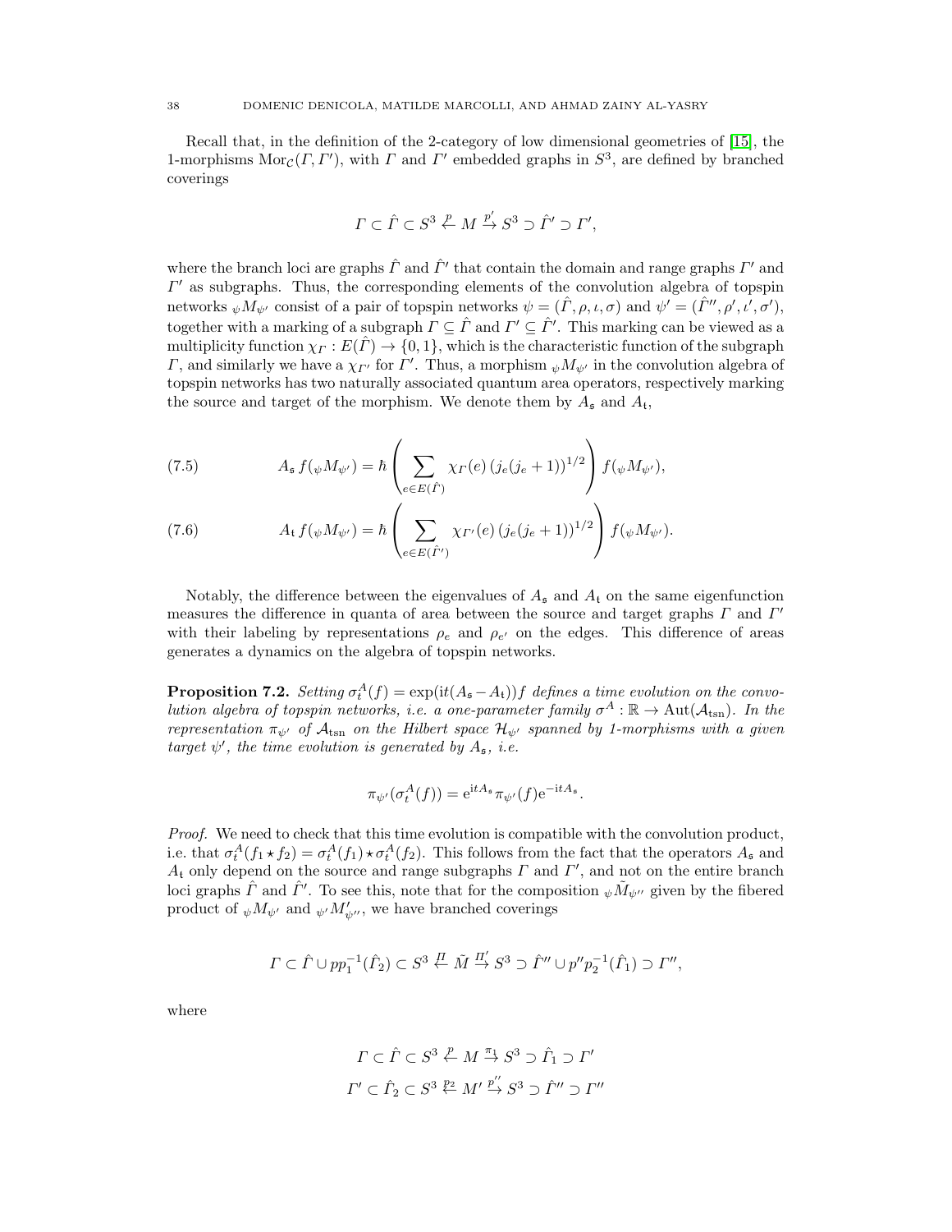Recall that, in the definition of the 2-category of low dimensional geometries of [15], the 1-morphisms $\mathrm{Mor}_{\mathcal{C}}(\Gamma, \Gamma')$, with $\Gamma$ and $\Gamma'$ embedded graphs in $S^3$, are defined by branched coverings

$$\Gamma \subset \hat{\Gamma} \subset S^3 \stackrel{p}{\leftarrow} M \stackrel{p'}{\to} S^3 \supset \hat{\Gamma}' \supset \Gamma',$$

where the branch loci are graphs $\hat{\Gamma}$ and $\hat{\Gamma}'$ that contain the domain and range graphs $\Gamma'$ and $\Gamma'$ as subgraphs. Thus, the corresponding elements of the convolution algebra of topspin networks ${}_{\psi}M_{\psi'}$ consist of a pair of topspin networks $\psi = (\hat{\Gamma}, \rho, \iota, \sigma)$ and $\psi' = (\hat{\Gamma}'', \rho', \iota', \sigma')$, together with a marking of a subgraph $\Gamma \subseteq \hat{\Gamma}$ and $\Gamma' \subseteq \hat{\Gamma}'$. This marking can be viewed as a multiplicity function $\chi_{\Gamma} : E(\hat{\Gamma}) \to \{0, 1\}$, which is the characteristic function of the subgraph $\Gamma$, and similarly we have a $\chi_{\Gamma'}$ for $\Gamma'$. Thus, a morphism ${}_{\psi}M_{\psi'}$ in the convolution algebra of topspin networks has two naturally associated quantum area operators, respectively marking the source and target of the morphism. We denote them by $A_{\mathfrak{s}}$ and $A_{\mathfrak{t}}$,

$$A_{\mathfrak{s}}\, f({}_{\psi}M_{\psi'}) = \hbar \left( \sum_{e \in E(\hat{\Gamma})} \chi_{\Gamma}(e)\, (j_e(j_e+1))^{1/2} \right) f({}_{\psi}M_{\psi'}), \tag{7.5}$$

$$A_{\mathfrak{t}}\, f({}_{\psi}M_{\psi'}) = \hbar \left( \sum_{e \in E(\hat{\Gamma}')} \chi_{\Gamma'}(e)\, (j_e(j_e+1))^{1/2} \right) f({}_{\psi}M_{\psi'}). \tag{7.6}$$

Notably, the difference between the eigenvalues of $A_{\mathfrak{s}}$ and $A_{\mathfrak{t}}$ on the same eigenfunction measures the difference in quanta of area between the source and target graphs $\Gamma$ and $\Gamma'$ with their labeling by representations $\rho_e$ and $\rho_{e'}$ on the edges. This difference of areas generates a dynamics on the algebra of topspin networks.

**Proposition 7.2.** *Setting $\sigma_t^A(f) = \exp(\mathrm{i}t(A_{\mathfrak{s}} - A_{\mathfrak{t}}))f$ defines a time evolution on the convolution algebra of topspin networks, i.e. a one-parameter family $\sigma^A : \mathbb{R} \to \mathrm{Aut}(\mathcal{A}_{\mathrm{tsn}})$. In the representation $\pi_{\psi'}$ of $\mathcal{A}_{\mathrm{tsn}}$ on the Hilbert space $\mathcal{H}_{\psi'}$ spanned by 1-morphisms with a given target $\psi'$, the time evolution is generated by $A_{\mathfrak{s}}$, i.e.*

$$\pi_{\psi'}(\sigma_t^A(f)) = \mathrm{e}^{\mathrm{i}tA_{\mathfrak{s}}} \pi_{\psi'}(f) \mathrm{e}^{-\mathrm{i}tA_{\mathfrak{s}}}.$$

*Proof.* We need to check that this time evolution is compatible with the convolution product, i.e. that $\sigma_t^A(f_1 \star f_2) = \sigma_t^A(f_1) \star \sigma_t^A(f_2)$. This follows from the fact that the operators $A_{\mathfrak{s}}$ and $A_{\mathfrak{t}}$ only depend on the source and range subgraphs $\Gamma$ and $\Gamma'$, and not on the entire branch loci graphs $\hat{\Gamma}$ and $\hat{\Gamma}'$. To see this, note that for the composition ${}_{\psi}\tilde{M}_{\psi''}$ given by the fibered product of ${}_{\psi}M_{\psi'}$ and ${}_{\psi'}M'_{\psi''}$, we have branched coverings

$$\Gamma \subset \hat{\Gamma} \cup pp_1^{-1}(\hat{\Gamma}_2) \subset S^3 \stackrel{\Pi}{\leftarrow} \tilde{M} \stackrel{\Pi'}{\to} S^3 \supset \hat{\Gamma}'' \cup p''p_2^{-1}(\hat{\Gamma}_1) \supset \Gamma'',$$

where

$$\Gamma \subset \hat{\Gamma} \subset S^3 \stackrel{p}{\leftarrow} M \stackrel{\pi_1}{\to} S^3 \supset \hat{\Gamma}_1 \supset \Gamma'$$

$$\Gamma' \subset \hat{\Gamma}_2 \subset S^3 \stackrel{p_2}{\leftarrow} M' \stackrel{p''}{\to} S^3 \supset \hat{\Gamma}'' \supset \Gamma''$$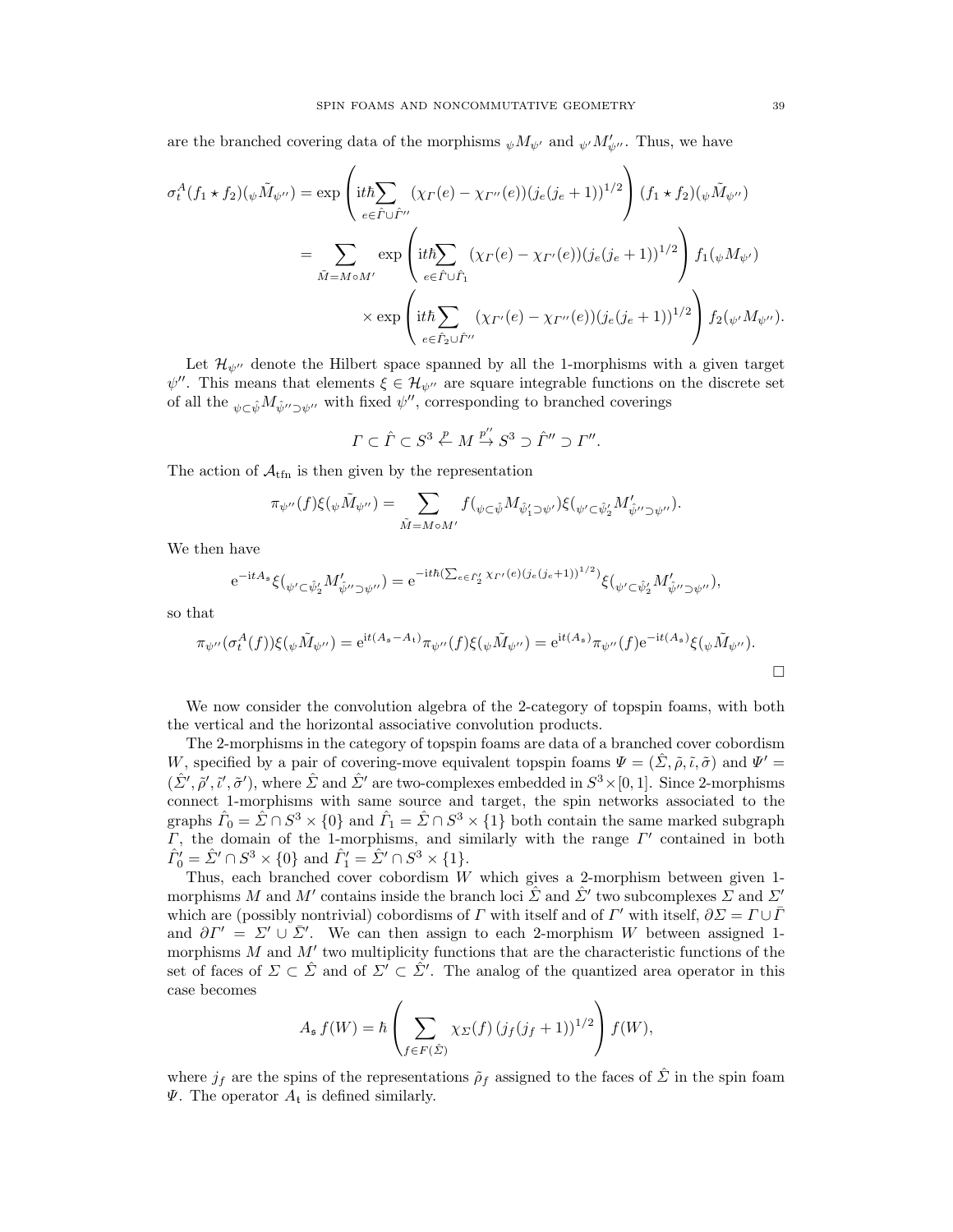are the branched covering data of the morphisms ${}_{\psi}M_{\psi'}$ and ${}_{\psi'}M'_{\psi''}$. Thus, we have

$$
\begin{aligned}
\sigma_t^A(f_1 \star f_2)({}_{\psi}\tilde{M}_{\psi''}) &= \exp\left( \mathrm{i}t\hbar \sum_{e\in \hat{\Gamma}\cup\hat{\Gamma}''} (\chi_{\Gamma}(e) - \chi_{\Gamma''}(e))(j_e(j_e+1))^{1/2} \right) (f_1 \star f_2)({}_{\psi}\tilde{M}_{\psi''}) \\
&= \sum_{\tilde{M}=M\circ M'} \exp\left( \mathrm{i}t\hbar \sum_{e\in \hat{\Gamma}\cup\hat{\Gamma}_1} (\chi_{\Gamma}(e) - \chi_{\Gamma'}(e))(j_e(j_e+1))^{1/2} \right) f_1({}_{\psi}M_{\psi'}) \\
&\qquad \times \exp\left( \mathrm{i}t\hbar \sum_{e\in \hat{\Gamma}_2\cup\hat{\Gamma}''} (\chi_{\Gamma'}(e) - \chi_{\Gamma''}(e))(j_e(j_e+1))^{1/2} \right) f_2({}_{\psi'}M_{\psi''}).
\end{aligned}
$$

Let $\mathcal{H}_{\psi''}$ denote the Hilbert space spanned by all the 1-morphisms with a given target $\psi''$. This means that elements $\xi \in \mathcal{H}_{\psi''}$ are square integrable functions on the discrete set of all the ${}_{\psi\subset\hat{\psi}}M_{\hat{\psi}''\supset\psi''}$ with fixed $\psi''$, corresponding to branched coverings

$$
\Gamma \subset \hat{\Gamma} \subset S^3 \overset{p}{\leftarrow} M \overset{p''}{\to} S^3 \supset \hat{\Gamma}'' \supset \Gamma''.
$$

The action of $\mathcal{A}_{\rm tfn}$ is then given by the representation

$$
\pi_{\psi''}(f)\xi({}_{\psi}\tilde{M}_{\psi''}) = \sum_{\tilde{M}=M\circ M'} f({}_{\psi\subset\hat{\psi}}M_{\hat{\psi}'_1\supset\psi'})\xi({}_{\psi'\subset\hat{\psi}'_2}M'_{\hat{\psi}''\supset\psi''}).
$$

We then have

$$
\mathrm{e}^{-\mathrm{i}tA_{\mathfrak{s}}}\xi({}_{\psi'\subset\hat{\psi}'_2}M'_{\hat{\psi}''\supset\psi''}) = \mathrm{e}^{-\mathrm{i}t\hbar(\sum_{e\in\hat{\Gamma}'_2}\chi_{\Gamma'}(e)(j_e(j_e+1))^{1/2})}\xi({}_{\psi'\subset\hat{\psi}'_2}M'_{\hat{\psi}''\supset\psi''}),
$$

so that

$$
\pi_{\psi''}(\sigma_t^A(f))\xi({}_{\psi}\tilde{M}_{\psi''}) = \mathrm{e}^{\mathrm{i}t(A_{\mathfrak{s}}-A_{\mathfrak{t}})}\pi_{\psi''}(f)\xi({}_{\psi}\tilde{M}_{\psi''}) = \mathrm{e}^{\mathrm{i}t(A_{\mathfrak{s}})}\pi_{\psi''}(f)\mathrm{e}^{-\mathrm{i}t(A_{\mathfrak{s}})}\xi({}_{\psi}\tilde{M}_{\psi''}).
$$

∎

We now consider the convolution algebra of the 2-category of topspin foams, with both the vertical and the horizontal associative convolution products.

The 2-morphisms in the category of topspin foams are data of a branched cover cobordism $W$, specified by a pair of covering-move equivalent topspin foams $\Psi = (\hat{\Sigma}, \tilde{\rho}, \tilde{\iota}, \tilde{\sigma})$ and $\Psi' = (\hat{\Sigma}', \tilde{\rho}', \tilde{\iota}', \tilde{\sigma}')$, where $\hat{\Sigma}$ and $\hat{\Sigma}'$ are two-complexes embedded in $S^3\times[0,1]$. Since 2-morphisms connect 1-morphisms with same source and target, the spin networks associated to the graphs $\hat{\Gamma}_0 = \hat{\Sigma}\cap S^3\times\{0\}$ and $\hat{\Gamma}_1 = \hat{\Sigma}\cap S^3\times\{1\}$ both contain the same marked subgraph $\Gamma$, the domain of the 1-morphisms, and similarly with the range $\Gamma'$ contained in both $\hat{\Gamma}'_0 = \hat{\Sigma}'\cap S^3\times\{0\}$ and $\hat{\Gamma}'_1 = \hat{\Sigma}'\cap S^3\times\{1\}$.

Thus, each branched cover cobordism $W$ which gives a 2-morphism between given 1-morphisms $M$ and $M'$ contains inside the branch loci $\hat{\Sigma}$ and $\hat{\Sigma}'$ two subcomplexes $\Sigma$ and $\Sigma'$ which are (possibly nontrivial) cobordisms of $\Gamma$ with itself and of $\Gamma'$ with itself, $\partial\Sigma = \Gamma\cup\bar{\Gamma}$ and $\partial\Gamma' = \Sigma'\cup\bar{\Sigma}'$. We can then assign to each 2-morphism $W$ between assigned 1-morphisms $M$ and $M'$ two multiplicity functions that are the characteristic functions of the set of faces of $\Sigma\subset\hat{\Sigma}$ and of $\Sigma'\subset\hat{\Sigma}'$. The analog of the quantized area operator in this case becomes

$$
A_{\mathfrak{s}}\, f(W) = \hbar\left( \sum_{f\in F(\hat{\Sigma})} \chi_{\Sigma}(f)\,(j_f(j_f+1))^{1/2} \right) f(W),
$$

where $j_f$ are the spins of the representations $\tilde{\rho}_f$ assigned to the faces of $\hat{\Sigma}$ in the spin foam $\Psi$. The operator $A_{\mathfrak{t}}$ is defined similarly.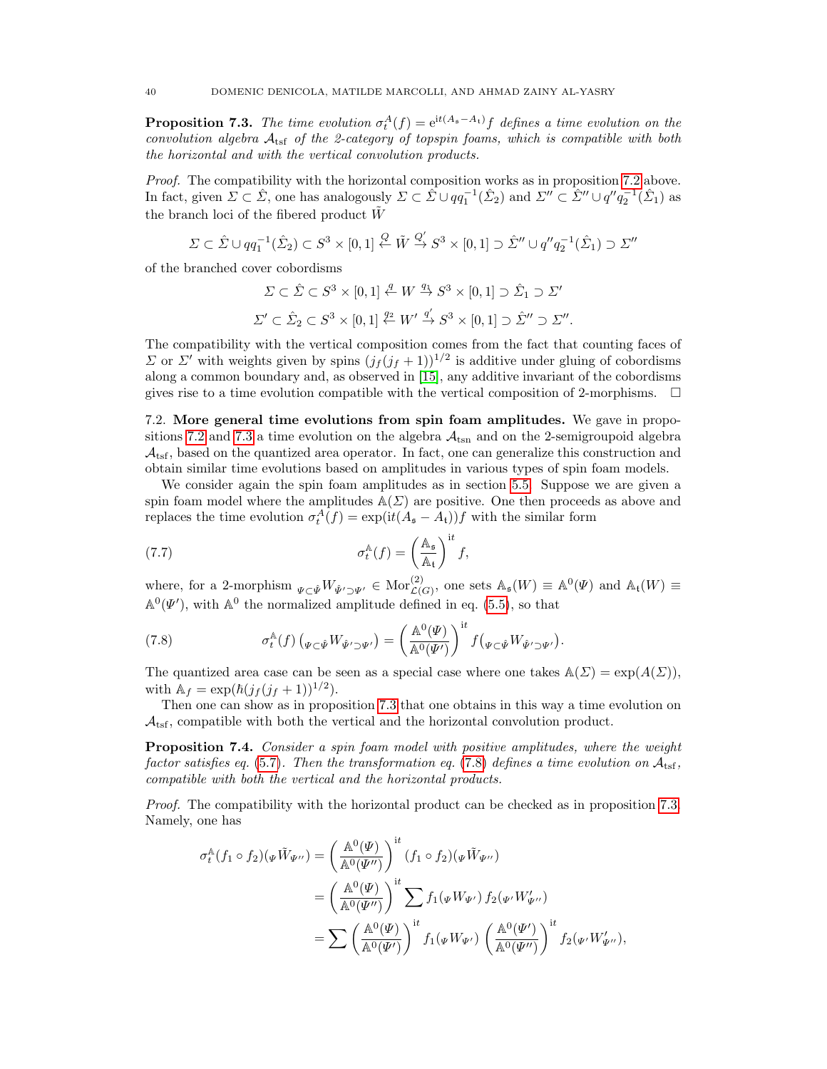**Proposition 7.3.** *The time evolution $\sigma_t^A(f) = e^{it(A_\mathfrak{s} - A_\mathfrak{t})} f$ defines a time evolution on the convolution algebra $\mathcal{A}_{\rm tsf}$ of the 2-category of topspin foams, which is compatible with both the horizontal and with the vertical convolution products.*

*Proof.* The compatibility with the horizontal composition works as in proposition 7.2 above. In fact, given $\Sigma \subset \hat{\Sigma}$, one has analogously $\Sigma \subset \hat{\Sigma} \cup qq_1^{-1}(\hat{\Sigma}_2)$ and $\Sigma'' \subset \hat{\Sigma}'' \cup q'' q_2^{-1}(\hat{\Sigma}_1)$ as the branch loci of the fibered product $\tilde{W}$

$$\Sigma \subset \hat{\Sigma} \cup qq_1^{-1}(\hat{\Sigma}_2) \subset S^3 \times [0,1] \stackrel{Q}{\leftarrow} \tilde{W} \stackrel{Q'}{\rightarrow} S^3 \times [0,1] \supset \hat{\Sigma}'' \cup q'' q_2^{-1}(\hat{\Sigma}_1) \supset \Sigma''$$

of the branched cover cobordisms

$$\Sigma \subset \hat{\Sigma} \subset S^3 \times [0,1] \stackrel{q}{\leftarrow} W \stackrel{q_1}{\rightarrow} S^3 \times [0,1] \supset \hat{\Sigma}_1 \supset \Sigma'$$

$$\Sigma' \subset \hat{\Sigma}_2 \subset S^3 \times [0,1] \stackrel{q_2}{\leftarrow} W' \stackrel{q'_1}{\rightarrow} S^3 \times [0,1] \supset \hat{\Sigma}'' \supset \Sigma''.$$

The compatibility with the vertical composition comes from the fact that counting faces of $\Sigma$ or $\Sigma'$ with weights given by spins $(j_f(j_f+1))^{1/2}$ is additive under gluing of cobordisms along a common boundary and, as observed in [15], any additive invariant of the cobordisms gives rise to a time evolution compatible with the vertical composition of 2-morphisms. $\square$

7.2. **More general time evolutions from spin foam amplitudes.** We gave in propositions 7.2 and 7.3 a time evolution on the algebra $\mathcal{A}_{\rm tsn}$ and on the 2-semigroupoid algebra $\mathcal{A}_{\rm tsf}$, based on the quantized area operator. In fact, one can generalize this construction and obtain similar time evolutions based on amplitudes in various types of spin foam models.

We consider again the spin foam amplitudes as in section 5.5. Suppose we are given a spin foam model where the amplitudes $\mathbb{A}(\Sigma)$ are positive. One then proceeds as above and replaces the time evolution $\sigma_t^A(f) = \exp(it(A_\mathfrak{s} - A_\mathfrak{t}))f$ with the similar form

$$\sigma_t^{\mathbb{A}}(f) = \left(\frac{\mathbb{A}_\mathfrak{s}}{\mathbb{A}_\mathfrak{t}}\right)^{it} f, \tag{7.7}$$

where, for a 2-morphism ${}_{\Psi\subset\hat{\Psi}}W_{\hat{\Psi}'\supset\Psi'} \in {\rm Mor}^{(2)}_{\mathcal{L}(G)}$, one sets $\mathbb{A}_\mathfrak{s}(W) \equiv \mathbb{A}^0(\Psi)$ and $\mathbb{A}_\mathfrak{t}(W) \equiv \mathbb{A}^0(\Psi')$, with $\mathbb{A}^0$ the normalized amplitude defined in eq. (5.5), so that

$$\sigma_t^{\mathbb{A}}(f)\left({}_{\Psi\subset\hat{\Psi}}W_{\hat{\Psi}'\supset\Psi'}\right) = \left(\frac{\mathbb{A}^0(\Psi)}{\mathbb{A}^0(\Psi')}\right)^{it} f\left({}_{\Psi\subset\hat{\Psi}}W_{\hat{\Psi}'\supset\Psi'}\right). \tag{7.8}$$

The quantized area case can be seen as a special case where one takes $\mathbb{A}(\Sigma) = \exp(A(\Sigma))$, with $\mathbb{A}_f = \exp(\hbar(j_f(j_f+1))^{1/2})$.

Then one can show as in proposition 7.3 that one obtains in this way a time evolution on $\mathcal{A}_{\rm tsf}$, compatible with both the vertical and the horizontal convolution product.

**Proposition 7.4.** *Consider a spin foam model with positive amplitudes, where the weight factor satisfies eq. (5.7). Then the transformation eq. (7.8) defines a time evolution on $\mathcal{A}_{\rm tsf}$, compatible with both the vertical and the horizontal products.*

*Proof.* The compatibility with the horizontal product can be checked as in proposition 7.3. Namely, one has

$$\begin{aligned}
\sigma_t^{\mathbb{A}}(f_1 \circ f_2)({}_\Psi \tilde{W}_{\Psi''}) &= \left(\frac{\mathbb{A}^0(\Psi)}{\mathbb{A}^0(\Psi'')}\right)^{it} (f_1 \circ f_2)({}_\Psi \tilde{W}_{\Psi''}) \\
&= \left(\frac{\mathbb{A}^0(\Psi)}{\mathbb{A}^0(\Psi'')}\right)^{it} \sum f_1({}_\Psi W_{\Psi'})\, f_2({}_{\Psi'} W'_{\Psi''}) \\
&= \sum \left(\frac{\mathbb{A}^0(\Psi)}{\mathbb{A}^0(\Psi')}\right)^{it} f_1({}_\Psi W_{\Psi'}) \left(\frac{\mathbb{A}^0(\Psi')}{\mathbb{A}^0(\Psi'')}\right)^{it} f_2({}_{\Psi'} W'_{\Psi''}),
\end{aligned}$$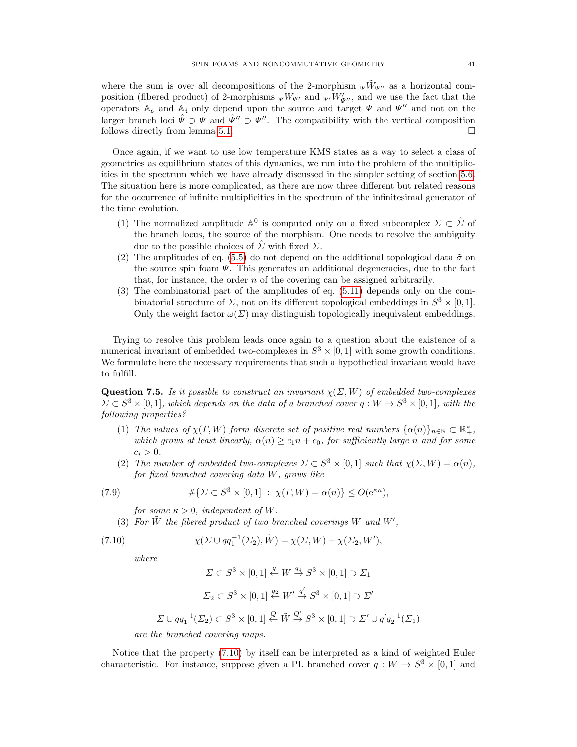where the sum is over all decompositions of the 2-morphism ${}_{\Psi}\tilde{W}_{\Psi''}$ as a horizontal composition (fibered product) of 2-morphisms ${}_{\Psi}W_{\Psi'}$ and ${}_{\Psi'}W'_{\Psi''}$, and we use the fact that the operators $\mathbb{A}_{\mathfrak{s}}$ and $\mathbb{A}_{\mathfrak{t}}$ only depend upon the source and target $\Psi$ and $\Psi''$ and not on the larger branch loci $\hat{\Psi} \supset \Psi$ and $\hat{\Psi}'' \supset \Psi''$. The compatibility with the vertical composition follows directly from lemma 5.1. □

Once again, if we want to use low temperature KMS states as a way to select a class of geometries as equilibrium states of this dynamics, we run into the problem of the multiplicities in the spectrum which we have already discussed in the simpler setting of section 5.6. The situation here is more complicated, as there are now three different but related reasons for the occurrence of infinite multiplicities in the spectrum of the infinitesimal generator of the time evolution.

1. The normalized amplitude $\mathbb{A}^0$ is computed only on a fixed subcomplex $\Sigma \subset \hat{\Sigma}$ of the branch locus, the source of the morphism. One needs to resolve the ambiguity due to the possible choices of $\hat{\Sigma}$ with fixed $\Sigma$.
2. The amplitudes of eq. (5.5) do not depend on the additional topological data $\tilde{\sigma}$ on the source spin foam $\Psi$. This generates an additional degeneracies, due to the fact that, for instance, the order $n$ of the covering can be assigned arbitrarily.
3. The combinatorial part of the amplitudes of eq. (5.11) depends only on the combinatorial structure of $\Sigma$, not on its different topological embeddings in $S^3 \times [0,1]$. Only the weight factor $\omega(\Sigma)$ may distinguish topologically inequivalent embeddings.

Trying to resolve this problem leads once again to a question about the existence of a numerical invariant of embedded two-complexes in $S^3 \times [0,1]$ with some growth conditions. We formulate here the necessary requirements that such a hypothetical invariant would have to fulfill.

**Question 7.5.** *Is it possible to construct an invariant $\chi(\Sigma, W)$ of embedded two-complexes $\Sigma \subset S^3 \times [0,1]$, which depends on the data of a branched cover $q : W \to S^3 \times [0,1]$, with the following properties?*

1. *The values of $\chi(\Gamma, W)$ form discrete set of positive real numbers $\{\alpha(n)\}_{n\in\mathbb{N}} \subset \mathbb{R}_+^*$, which grows at least linearly, $\alpha(n) \geq c_1 n + c_0$, for sufficiently large $n$ and for some $c_i > 0$.*
2. *The number of embedded two-complexes $\Sigma \subset S^3 \times [0,1]$ such that $\chi(\Sigma, W) = \alpha(n)$, for fixed branched covering data $W$, grows like*

$$\#\{\Sigma \subset S^3 \times [0,1] \ : \ \chi(\Gamma, W) = \alpha(n)\} \leq O(e^{\kappa n}), \tag{7.9}$$

   *for some $\kappa > 0$, independent of $W$.*
3. *For $\tilde{W}$ the fibered product of two branched coverings $W$ and $W'$,*

$$\chi(\Sigma \cup q q_1^{-1}(\Sigma_2), \tilde{W}) = \chi(\Sigma, W) + \chi(\Sigma_2, W'), \tag{7.10}$$

   *where*

$$\Sigma \subset S^3 \times [0,1] \stackrel{q}{\leftarrow} W \stackrel{q_1}{\to} S^3 \times [0,1] \supset \Sigma_1$$

$$\Sigma_2 \subset S^3 \times [0,1] \stackrel{q_2}{\leftarrow} W' \stackrel{q_1'}{\to} S^3 \times [0,1] \supset \Sigma'$$

$$\Sigma \cup q q_1^{-1}(\Sigma_2) \subset S^3 \times [0,1] \stackrel{Q}{\leftarrow} \tilde{W} \stackrel{Q'}{\to} S^3 \times [0,1] \supset \Sigma' \cup q' q_2^{-1}(\Sigma_1)$$

   *are the branched covering maps.*

Notice that the property (7.10) by itself can be interpreted as a kind of weighted Euler characteristic. For instance, suppose given a PL branched cover $q : W \to S^3 \times [0,1]$ and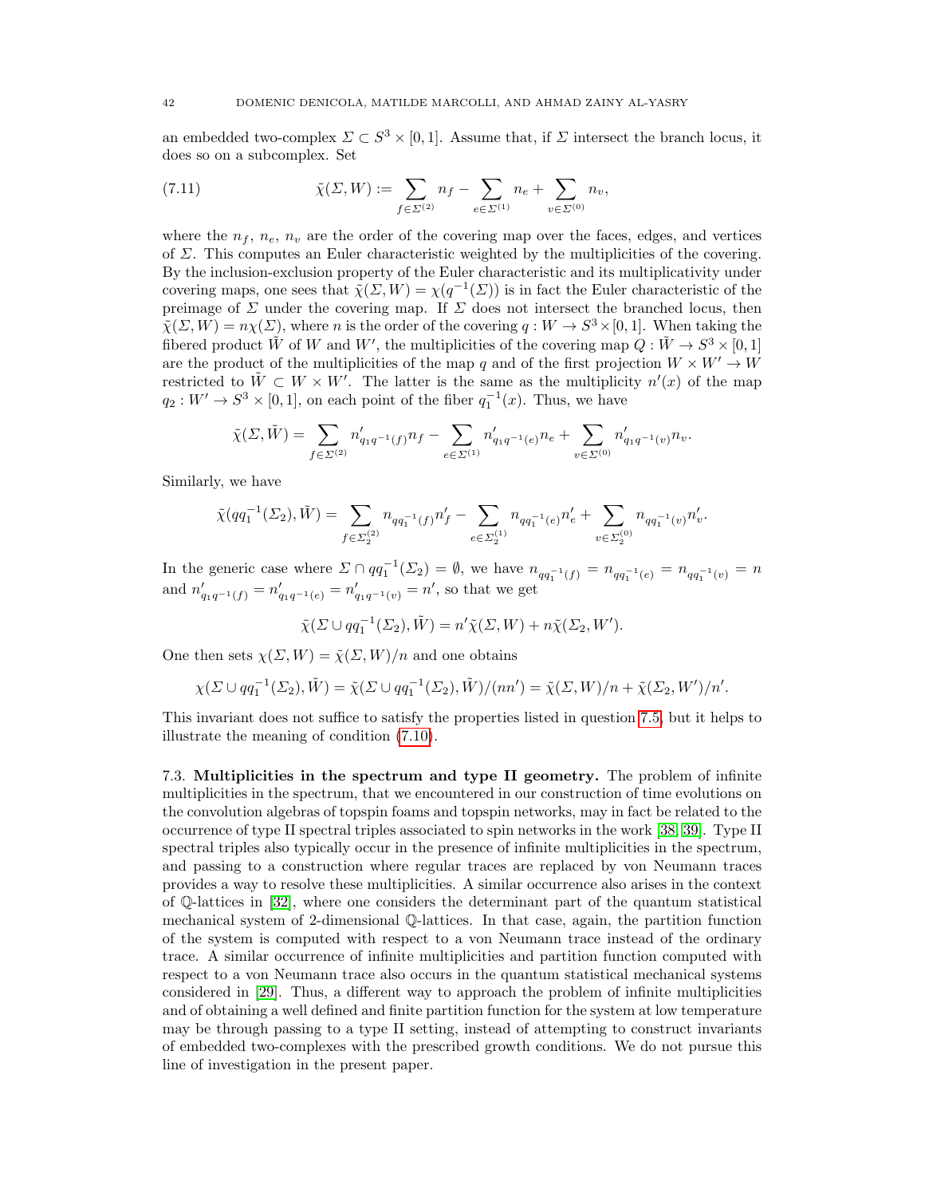an embedded two-complex $\Sigma \subset S^3 \times [0,1]$. Assume that, if $\Sigma$ intersect the branch locus, it does so on a subcomplex. Set

$$\tilde{\chi}(\Sigma, W) := \sum_{f \in \Sigma^{(2)}} n_f - \sum_{e \in \Sigma^{(1)}} n_e + \sum_{v \in \Sigma^{(0)}} n_v, \tag{7.11}$$

where the $n_f$, $n_e$, $n_v$ are the order of the covering map over the faces, edges, and vertices of $\Sigma$. This computes an Euler characteristic weighted by the multiplicities of the covering. By the inclusion-exclusion property of the Euler characteristic and its multiplicativity under covering maps, one sees that $\tilde{\chi}(\Sigma, W) = \chi(q^{-1}(\Sigma))$ is in fact the Euler characteristic of the preimage of $\Sigma$ under the covering map. If $\Sigma$ does not intersect the branched locus, then $\tilde{\chi}(\Sigma, W) = n\chi(\Sigma)$, where $n$ is the order of the covering $q : W \to S^3 \times [0,1]$. When taking the fibered product $\tilde{W}$ of $W$ and $W'$, the multiplicities of the covering map $Q : \tilde{W} \to S^3 \times [0,1]$ are the product of the multiplicities of the map $q$ and of the first projection $W \times W' \to W$ restricted to $\tilde{W} \subset W \times W'$. The latter is the same as the multiplicity $n'(x)$ of the map $q_2 : W' \to S^3 \times [0,1]$, on each point of the fiber $q_1^{-1}(x)$. Thus, we have

$$\tilde{\chi}(\Sigma, \tilde{W}) = \sum_{f \in \Sigma^{(2)}} n'_{q_1 q^{-1}(f)} n_f - \sum_{e \in \Sigma^{(1)}} n'_{q_1 q^{-1}(e)} n_e + \sum_{v \in \Sigma^{(0)}} n'_{q_1 q^{-1}(v)} n_v.$$

Similarly, we have

$$\tilde{\chi}(q q_1^{-1}(\Sigma_2), \tilde{W}) = \sum_{f \in \Sigma_2^{(2)}} n_{q q_1^{-1}(f)} n'_f - \sum_{e \in \Sigma_2^{(1)}} n_{q q_1^{-1}(e)} n'_e + \sum_{v \in \Sigma_2^{(0)}} n_{q q_1^{-1}(v)} n'_v.$$

In the generic case where $\Sigma \cap q q_1^{-1}(\Sigma_2) = \emptyset$, we have $n_{q q_1^{-1}(f)} = n_{q q_1^{-1}(e)} = n_{q q_1^{-1}(v)} = n$ and $n'_{q_1 q^{-1}(f)} = n'_{q_1 q^{-1}(e)} = n'_{q_1 q^{-1}(v)} = n'$, so that we get

$$\tilde{\chi}(\Sigma \cup q q_1^{-1}(\Sigma_2), \tilde{W}) = n' \tilde{\chi}(\Sigma, W) + n \tilde{\chi}(\Sigma_2, W').$$

One then sets $\chi(\Sigma, W) = \tilde{\chi}(\Sigma, W)/n$ and one obtains

$$\chi(\Sigma \cup q q_1^{-1}(\Sigma_2), \tilde{W}) = \tilde{\chi}(\Sigma \cup q q_1^{-1}(\Sigma_2), \tilde{W})/(nn') = \tilde{\chi}(\Sigma, W)/n + \tilde{\chi}(\Sigma_2, W')/n'.$$

This invariant does not suffice to satisfy the properties listed in question 7.5, but it helps to illustrate the meaning of condition (7.10).

**7.3. Multiplicities in the spectrum and type II geometry.** The problem of infinite multiplicities in the spectrum, that we encountered in our construction of time evolutions on the convolution algebras of topspin foams and topspin networks, may in fact be related to the occurrence of type II spectral triples associated to spin networks in the work [38, 39]. Type II spectral triples also typically occur in the presence of infinite multiplicities in the spectrum, and passing to a construction where regular traces are replaced by von Neumann traces provides a way to resolve these multiplicities. A similar occurrence also arises in the context of $\mathbb{Q}$-lattices in [32], where one considers the determinant part of the quantum statistical mechanical system of 2-dimensional $\mathbb{Q}$-lattices. In that case, again, the partition function of the system is computed with respect to a von Neumann trace instead of the ordinary trace. A similar occurrence of infinite multiplicities and partition function computed with respect to a von Neumann trace also occurs in the quantum statistical mechanical systems considered in [29]. Thus, a different way to approach the problem of infinite multiplicities and of obtaining a well defined and finite partition function for the system at low temperature may be through passing to a type II setting, instead of attempting to construct invariants of embedded two-complexes with the prescribed growth conditions. We do not pursue this line of investigation in the present paper.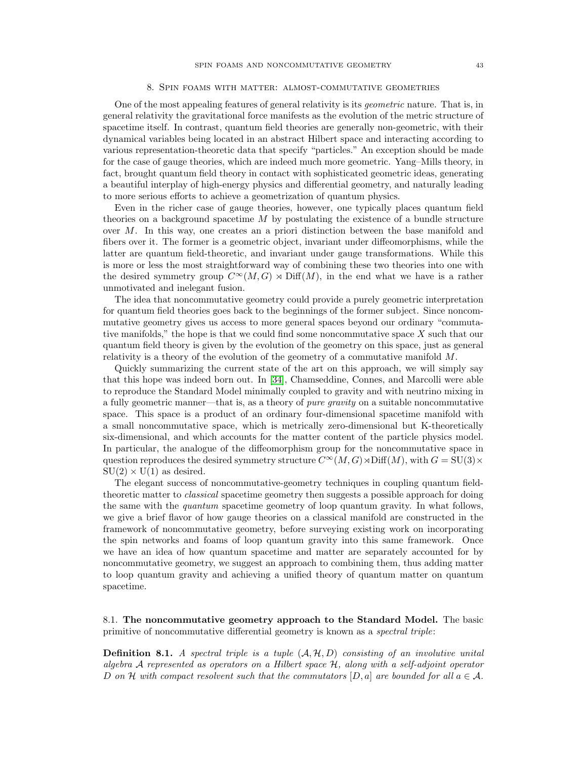## 8. Spin foams with matter: almost-commutative geometries

One of the most appealing features of general relativity is its *geometric* nature. That is, in general relativity the gravitational force manifests as the evolution of the metric structure of spacetime itself. In contrast, quantum field theories are generally non-geometric, with their dynamical variables being located in an abstract Hilbert space and interacting according to various representation-theoretic data that specify "particles." An exception should be made for the case of gauge theories, which are indeed much more geometric. Yang–Mills theory, in fact, brought quantum field theory in contact with sophisticated geometric ideas, generating a beautiful interplay of high-energy physics and differential geometry, and naturally leading to more serious efforts to achieve a geometrization of quantum physics.

Even in the richer case of gauge theories, however, one typically places quantum field theories on a background spacetime $M$ by postulating the existence of a bundle structure over $M$. In this way, one creates an a priori distinction between the base manifold and fibers over it. The former is a geometric object, invariant under diffeomorphisms, while the latter are quantum field-theoretic, and invariant under gauge transformations. While this is more or less the most straightforward way of combining these two theories into one with the desired symmetry group $C^\infty(M, G) \rtimes \mathrm{Diff}(M)$, in the end what we have is a rather unmotivated and inelegant fusion.

The idea that noncommutative geometry could provide a purely geometric interpretation for quantum field theories goes back to the beginnings of the former subject. Since noncommutative geometry gives us access to more general spaces beyond our ordinary "commutative manifolds," the hope is that we could find some noncommutative space $X$ such that our quantum field theory is given by the evolution of the geometry on this space, just as general relativity is a theory of the evolution of the geometry of a commutative manifold $M$.

Quickly summarizing the current state of the art on this approach, we will simply say that this hope was indeed born out. In [34], Chamseddine, Connes, and Marcolli were able to reproduce the Standard Model minimally coupled to gravity and with neutrino mixing in a fully geometric manner—that is, as a theory of *pure gravity* on a suitable noncommutative space. This space is a product of an ordinary four-dimensional spacetime manifold with a small noncommutative space, which is metrically zero-dimensional but K-theoretically six-dimensional, and which accounts for the matter content of the particle physics model. In particular, the analogue of the diffeomorphism group for the noncommutative space in question reproduces the desired symmetry structure $C^\infty(M, G) \rtimes \mathrm{Diff}(M)$, with $G = \mathrm{SU}(3) \times \mathrm{SU}(2) \times \mathrm{U}(1)$ as desired.

The elegant success of noncommutative-geometry techniques in coupling quantum field-theoretic matter to *classical* spacetime geometry then suggests a possible approach for doing the same with the *quantum* spacetime geometry of loop quantum gravity. In what follows, we give a brief flavor of how gauge theories on a classical manifold are constructed in the framework of noncommutative geometry, before surveying existing work on incorporating the spin networks and foams of loop quantum gravity into this same framework. Once we have an idea of how quantum spacetime and matter are separately accounted for by noncommutative geometry, we suggest an approach to combining them, thus adding matter to loop quantum gravity and achieving a unified theory of quantum matter on quantum spacetime.

### 8.1. The noncommutative geometry approach to the Standard Model.

The basic primitive of noncommutative differential geometry is known as a *spectral triple*:

**Definition 8.1.** *A spectral triple is a tuple $(\mathcal{A}, \mathcal{H}, D)$ consisting of an involutive unital algebra $\mathcal{A}$ represented as operators on a Hilbert space $\mathcal{H}$, along with a self-adjoint operator $D$ on $\mathcal{H}$ with compact resolvent such that the commutators $[D, a]$ are bounded for all $a \in \mathcal{A}$.*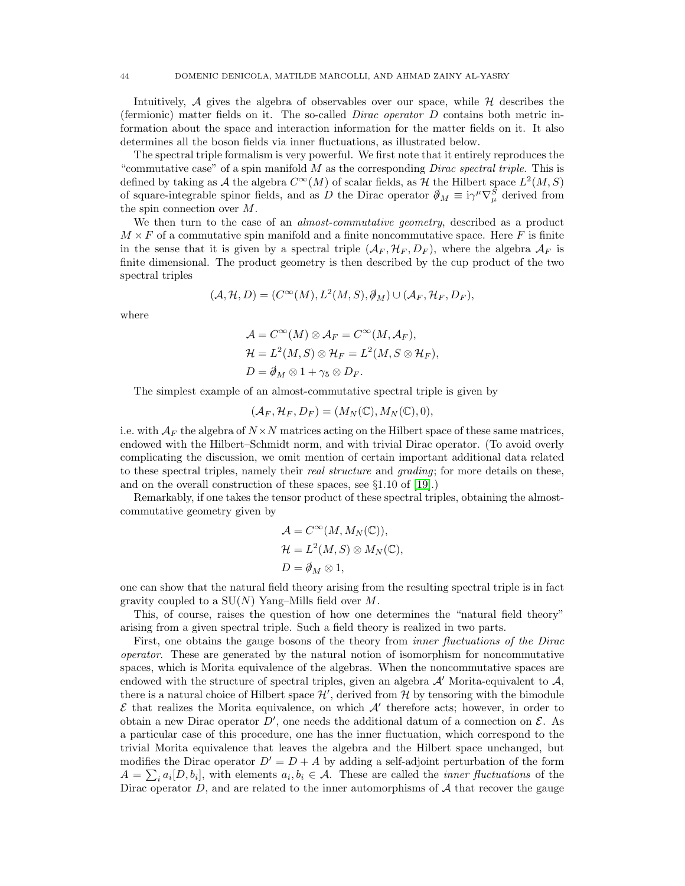Intuitively, $\mathcal{A}$ gives the algebra of observables over our space, while $\mathcal{H}$ describes the (fermionic) matter fields on it. The so-called *Dirac operator* $D$ contains both metric information about the space and interaction information for the matter fields on it. It also determines all the boson fields via inner fluctuations, as illustrated below.

The spectral triple formalism is very powerful. We first note that it entirely reproduces the "commutative case" of a spin manifold $M$ as the corresponding *Dirac spectral triple*. This is defined by taking as $\mathcal{A}$ the algebra $C^\infty(M)$ of scalar fields, as $\mathcal{H}$ the Hilbert space $L^2(M, S)$ of square-integrable spinor fields, and as $D$ the Dirac operator $\partial\!\!\!/_M \equiv \mathrm{i}\gamma^\mu \nabla^S_\mu$ derived from the spin connection over $M$.

We then turn to the case of an *almost-commutative geometry*, described as a product $M \times F$ of a commutative spin manifold and a finite noncommutative space. Here $F$ is finite in the sense that it is given by a spectral triple $(\mathcal{A}_F, \mathcal{H}_F, D_F)$, where the algebra $\mathcal{A}_F$ is finite dimensional. The product geometry is then described by the cup product of the two spectral triples

$$(\mathcal{A}, \mathcal{H}, D) = (C^\infty(M), L^2(M, S), \partial\!\!\!/_M) \cup (\mathcal{A}_F, \mathcal{H}_F, D_F),$$

where

$$\begin{aligned}
\mathcal{A} &= C^\infty(M) \otimes \mathcal{A}_F = C^\infty(M, \mathcal{A}_F), \\
\mathcal{H} &= L^2(M, S) \otimes \mathcal{H}_F = L^2(M, S \otimes \mathcal{H}_F), \\
D &= \partial\!\!\!/_M \otimes 1 + \gamma_5 \otimes D_F.
\end{aligned}$$

The simplest example of an almost-commutative spectral triple is given by

$$(\mathcal{A}_F, \mathcal{H}_F, D_F) = (M_N(\mathbb{C}), M_N(\mathbb{C}), 0),$$

i.e. with $\mathcal{A}_F$ the algebra of $N \times N$ matrices acting on the Hilbert space of these same matrices, endowed with the Hilbert–Schmidt norm, and with trivial Dirac operator. (To avoid overly complicating the discussion, we omit mention of certain important additional data related to these spectral triples, namely their *real structure* and *grading*; for more details on these, and on the overall construction of these spaces, see §1.10 of [19].)

Remarkably, if one takes the tensor product of these spectral triples, obtaining the almost-commutative geometry given by

$$\begin{aligned}
\mathcal{A} &= C^\infty(M, M_N(\mathbb{C})), \\
\mathcal{H} &= L^2(M, S) \otimes M_N(\mathbb{C}), \\
D &= \partial\!\!\!/_M \otimes 1,
\end{aligned}$$

one can show that the natural field theory arising from the resulting spectral triple is in fact gravity coupled to a $\mathrm{SU}(N)$ Yang–Mills field over $M$.

This, of course, raises the question of how one determines the "natural field theory" arising from a given spectral triple. Such a field theory is realized in two parts.

First, one obtains the gauge bosons of the theory from *inner fluctuations of the Dirac operator*. These are generated by the natural notion of isomorphism for noncommutative spaces, which is Morita equivalence of the algebras. When the noncommutative spaces are endowed with the structure of spectral triples, given an algebra $\mathcal{A}'$ Morita-equivalent to $\mathcal{A}$, there is a natural choice of Hilbert space $\mathcal{H}'$, derived from $\mathcal{H}$ by tensoring with the bimodule $\mathcal{E}$ that realizes the Morita equivalence, on which $\mathcal{A}'$ therefore acts; however, in order to obtain a new Dirac operator $D'$, one needs the additional datum of a connection on $\mathcal{E}$. As a particular case of this procedure, one has the inner fluctuation, which correspond to the trivial Morita equivalence that leaves the algebra and the Hilbert space unchanged, but modifies the Dirac operator $D' = D + A$ by adding a self-adjoint perturbation of the form $A = \sum_i a_i[D, b_i]$, with elements $a_i, b_i \in \mathcal{A}$. These are called the *inner fluctuations* of the Dirac operator $D$, and are related to the inner automorphisms of $\mathcal{A}$ that recover the gauge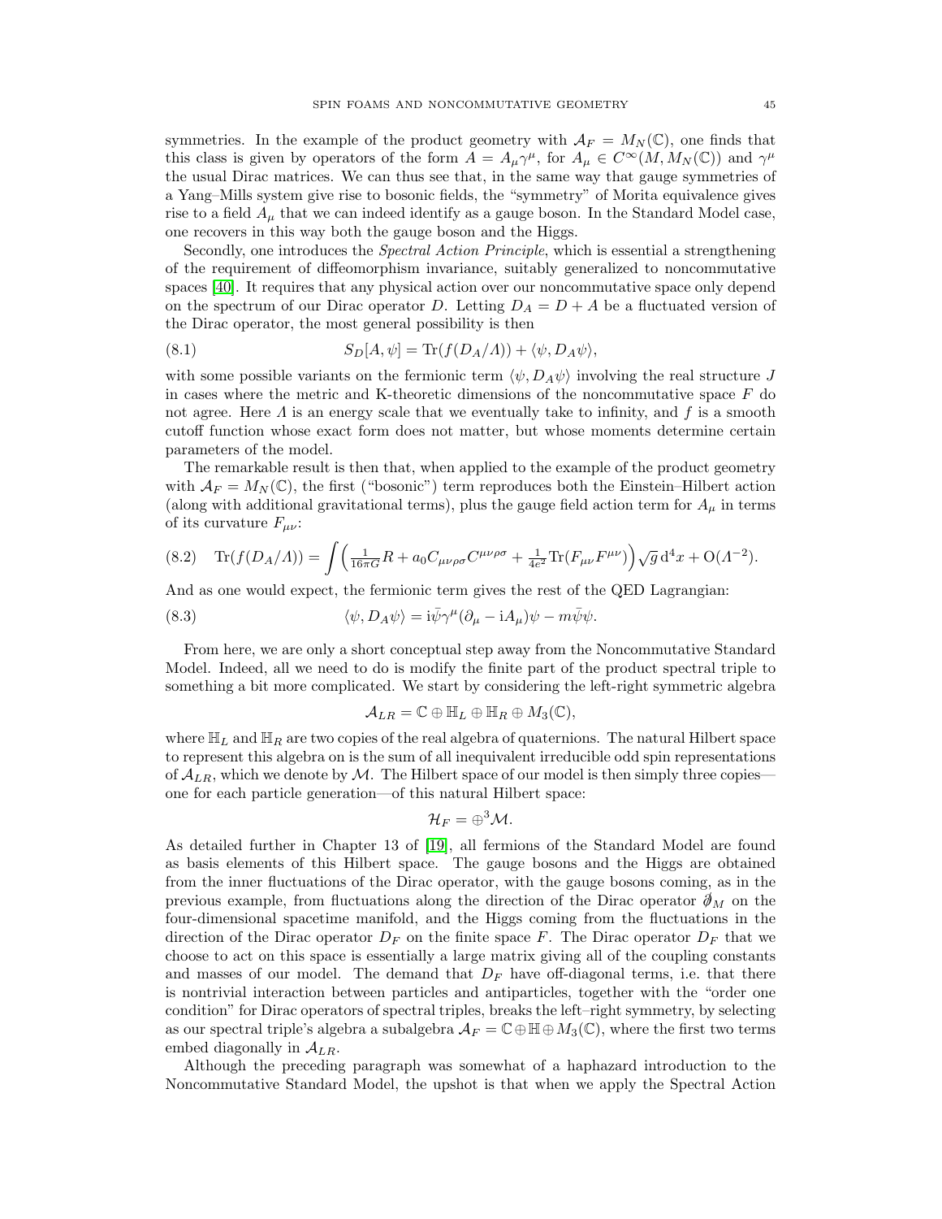symmetries. In the example of the product geometry with $\mathcal{A}_F = M_N(\mathbb{C})$, one finds that this class is given by operators of the form $A = A_\mu \gamma^\mu$, for $A_\mu \in C^\infty(M, M_N(\mathbb{C}))$ and $\gamma^\mu$ the usual Dirac matrices. We can thus see that, in the same way that gauge symmetries of a Yang–Mills system give rise to bosonic fields, the "symmetry" of Morita equivalence gives rise to a field $A_\mu$ that we can indeed identify as a gauge boson. In the Standard Model case, one recovers in this way both the gauge boson and the Higgs.

Secondly, one introduces the *Spectral Action Principle*, which is essential a strengthening of the requirement of diffeomorphism invariance, suitably generalized to noncommutative spaces [40]. It requires that any physical action over our noncommutative space only depend on the spectrum of our Dirac operator $D$. Letting $D_A = D + A$ be a fluctuated version of the Dirac operator, the most general possibility is then

$$S_D[A, \psi] = \mathrm{Tr}(f(D_A/\Lambda)) + \langle \psi, D_A \psi \rangle, \tag{8.1}$$

with some possible variants on the fermionic term $\langle \psi, D_A \psi \rangle$ involving the real structure $J$ in cases where the metric and K-theoretic dimensions of the noncommutative space $F$ do not agree. Here $\Lambda$ is an energy scale that we eventually take to infinity, and $f$ is a smooth cutoff function whose exact form does not matter, but whose moments determine certain parameters of the model.

The remarkable result is then that, when applied to the example of the product geometry with $\mathcal{A}_F = M_N(\mathbb{C})$, the first ("bosonic") term reproduces both the Einstein–Hilbert action (along with additional gravitational terms), plus the gauge field action term for $A_\mu$ in terms of its curvature $F_{\mu\nu}$:

$$\mathrm{Tr}(f(D_A/\Lambda)) = \int \Big( \tfrac{1}{16\pi G} R + a_0 C_{\mu\nu\rho\sigma} C^{\mu\nu\rho\sigma} + \tfrac{1}{4e^2} \mathrm{Tr}(F_{\mu\nu} F^{\mu\nu}) \Big) \sqrt{g}\, \mathrm{d}^4 x + \mathrm{O}(\Lambda^{-2}). \tag{8.2}$$

And as one would expect, the fermionic term gives the rest of the QED Lagrangian:

$$\langle \psi, D_A \psi \rangle = \mathrm{i} \bar{\psi} \gamma^\mu (\partial_\mu - \mathrm{i} A_\mu) \psi - m \bar{\psi} \psi. \tag{8.3}$$

From here, we are only a short conceptual step away from the Noncommutative Standard Model. Indeed, all we need to do is modify the finite part of the product spectral triple to something a bit more complicated. We start by considering the left-right symmetric algebra

$$\mathcal{A}_{LR} = \mathbb{C} \oplus \mathbb{H}_L \oplus \mathbb{H}_R \oplus M_3(\mathbb{C}),$$

where $\mathbb{H}_L$ and $\mathbb{H}_R$ are two copies of the real algebra of quaternions. The natural Hilbert space to represent this algebra on is the sum of all inequivalent irreducible odd spin representations of $\mathcal{A}_{LR}$, which we denote by $\mathcal{M}$. The Hilbert space of our model is then simply three copies—one for each particle generation—of this natural Hilbert space:

$$\mathcal{H}_F = \oplus^3 \mathcal{M}.$$

As detailed further in Chapter 13 of [19], all fermions of the Standard Model are found as basis elements of this Hilbert space. The gauge bosons and the Higgs are obtained from the inner fluctuations of the Dirac operator, with the gauge bosons coming, as in the previous example, from fluctuations along the direction of the Dirac operator $\partial\!\!\!/_M$ on the four-dimensional spacetime manifold, and the Higgs coming from the fluctuations in the direction of the Dirac operator $D_F$ on the finite space $F$. The Dirac operator $D_F$ that we choose to act on this space is essentially a large matrix giving all of the coupling constants and masses of our model. The demand that $D_F$ have off-diagonal terms, i.e. that there is nontrivial interaction between particles and antiparticles, together with the "order one condition" for Dirac operators of spectral triples, breaks the left–right symmetry, by selecting as our spectral triple's algebra a subalgebra $\mathcal{A}_F = \mathbb{C} \oplus \mathbb{H} \oplus M_3(\mathbb{C})$, where the first two terms embed diagonally in $\mathcal{A}_{LR}$.

Although the preceding paragraph was somewhat of a haphazard introduction to the Noncommutative Standard Model, the upshot is that when we apply the Spectral Action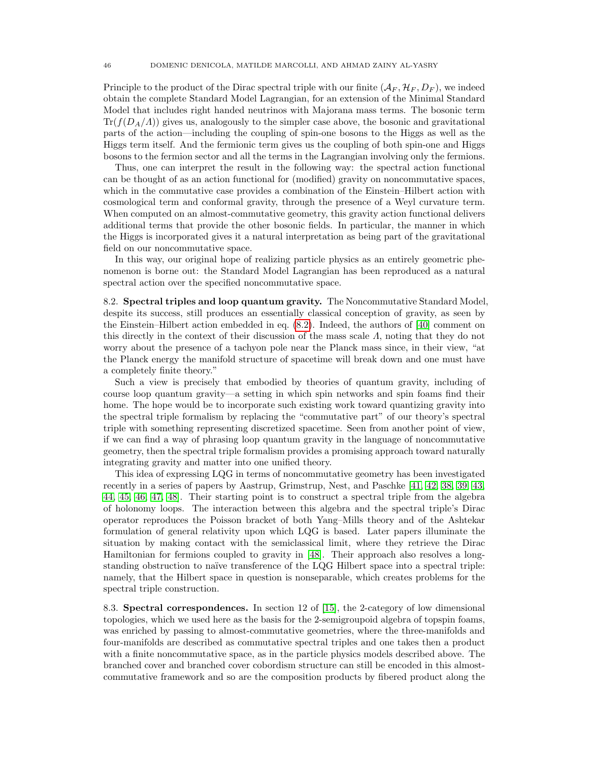Principle to the product of the Dirac spectral triple with our finite $(\mathcal{A}_F, \mathcal{H}_F, D_F)$, we indeed obtain the complete Standard Model Lagrangian, for an extension of the Minimal Standard Model that includes right handed neutrinos with Majorana mass terms. The bosonic term $\mathrm{Tr}(f(D_A/\Lambda))$ gives us, analogously to the simpler case above, the bosonic and gravitational parts of the action—including the coupling of spin-one bosons to the Higgs as well as the Higgs term itself. And the fermionic term gives us the coupling of both spin-one and Higgs bosons to the fermion sector and all the terms in the Lagrangian involving only the fermions.

Thus, one can interpret the result in the following way: the spectral action functional can be thought of as an action functional for (modified) gravity on noncommutative spaces, which in the commutative case provides a combination of the Einstein–Hilbert action with cosmological term and conformal gravity, through the presence of a Weyl curvature term. When computed on an almost-commutative geometry, this gravity action functional delivers additional terms that provide the other bosonic fields. In particular, the manner in which the Higgs is incorporated gives it a natural interpretation as being part of the gravitational field on our noncommutative space.

In this way, our original hope of realizing particle physics as an entirely geometric phenomenon is borne out: the Standard Model Lagrangian has been reproduced as a natural spectral action over the specified noncommutative space.

**8.2. Spectral triples and loop quantum gravity.** The Noncommutative Standard Model, despite its success, still produces an essentially classical conception of gravity, as seen by the Einstein–Hilbert action embedded in eq. (8.2). Indeed, the authors of [40] comment on this directly in the context of their discussion of the mass scale $\Lambda$, noting that they do not worry about the presence of a tachyon pole near the Planck mass since, in their view, "at the Planck energy the manifold structure of spacetime will break down and one must have a completely finite theory."

Such a view is precisely that embodied by theories of quantum gravity, including of course loop quantum gravity—a setting in which spin networks and spin foams find their home. The hope would be to incorporate such existing work toward quantizing gravity into the spectral triple formalism by replacing the "commutative part" of our theory's spectral triple with something representing discretized spacetime. Seen from another point of view, if we can find a way of phrasing loop quantum gravity in the language of noncommutative geometry, then the spectral triple formalism provides a promising approach toward naturally integrating gravity and matter into one unified theory.

This idea of expressing LQG in terms of noncommutative geometry has been investigated recently in a series of papers by Aastrup, Grimstrup, Nest, and Paschke [41, 42, 38, 39, 43, 44, 45, 46, 47, 48]. Their starting point is to construct a spectral triple from the algebra of holonomy loops. The interaction between this algebra and the spectral triple's Dirac operator reproduces the Poisson bracket of both Yang–Mills theory and of the Ashtekar formulation of general relativity upon which LQG is based. Later papers illuminate the situation by making contact with the semiclassical limit, where they retrieve the Dirac Hamiltonian for fermions coupled to gravity in [48]. Their approach also resolves a long-standing obstruction to naïve transference of the LQG Hilbert space into a spectral triple: namely, that the Hilbert space in question is nonseparable, which creates problems for the spectral triple construction.

**8.3. Spectral correspondences.** In section 12 of [15], the 2-category of low dimensional topologies, which we used here as the basis for the 2-semigroupoid algebra of topspin foams, was enriched by passing to almost-commutative geometries, where the three-manifolds and four-manifolds are described as commutative spectral triples and one takes then a product with a finite noncommutative space, as in the particle physics models described above. The branched cover and branched cover cobordism structure can still be encoded in this almost-commutative framework and so are the composition products by fibered product along the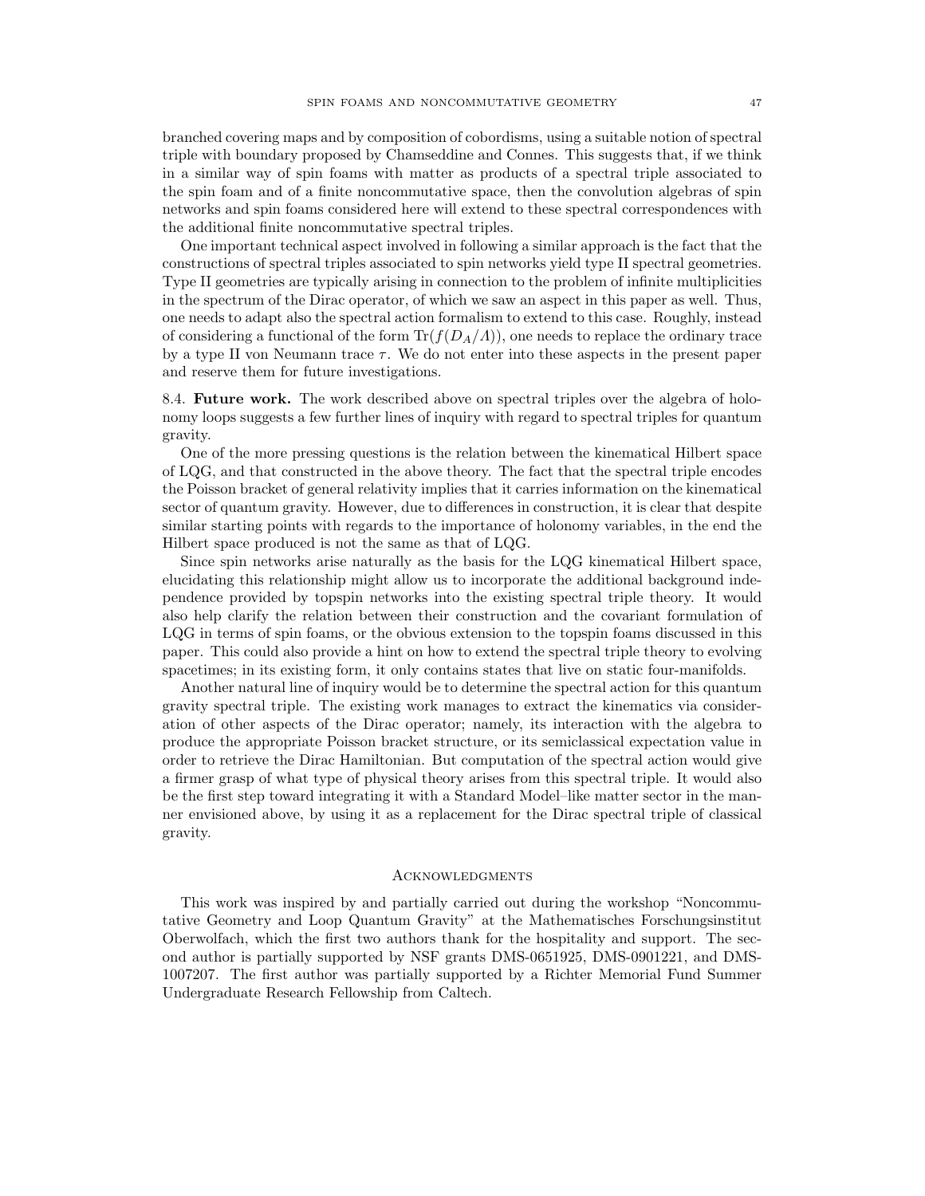branched covering maps and by composition of cobordisms, using a suitable notion of spectral triple with boundary proposed by Chamseddine and Connes. This suggests that, if we think in a similar way of spin foams with matter as products of a spectral triple associated to the spin foam and of a finite noncommutative space, then the convolution algebras of spin networks and spin foams considered here will extend to these spectral correspondences with the additional finite noncommutative spectral triples.

One important technical aspect involved in following a similar approach is the fact that the constructions of spectral triples associated to spin networks yield type II spectral geometries. Type II geometries are typically arising in connection to the problem of infinite multiplicities in the spectrum of the Dirac operator, of which we saw an aspect in this paper as well. Thus, one needs to adapt also the spectral action formalism to extend to this case. Roughly, instead of considering a functional of the form $\mathrm{Tr}(f(D_A/\Lambda))$, one needs to replace the ordinary trace by a type II von Neumann trace $\tau$. We do not enter into these aspects in the present paper and reserve them for future investigations.

8.4. **Future work.** The work described above on spectral triples over the algebra of holonomy loops suggests a few further lines of inquiry with regard to spectral triples for quantum gravity.

One of the more pressing questions is the relation between the kinematical Hilbert space of LQG, and that constructed in the above theory. The fact that the spectral triple encodes the Poisson bracket of general relativity implies that it carries information on the kinematical sector of quantum gravity. However, due to differences in construction, it is clear that despite similar starting points with regards to the importance of holonomy variables, in the end the Hilbert space produced is not the same as that of LQG.

Since spin networks arise naturally as the basis for the LQG kinematical Hilbert space, elucidating this relationship might allow us to incorporate the additional background independence provided by topspin networks into the existing spectral triple theory. It would also help clarify the relation between their construction and the covariant formulation of LQG in terms of spin foams, or the obvious extension to the topspin foams discussed in this paper. This could also provide a hint on how to extend the spectral triple theory to evolving spacetimes; in its existing form, it only contains states that live on static four-manifolds.

Another natural line of inquiry would be to determine the spectral action for this quantum gravity spectral triple. The existing work manages to extract the kinematics via consideration of other aspects of the Dirac operator; namely, its interaction with the algebra to produce the appropriate Poisson bracket structure, or its semiclassical expectation value in order to retrieve the Dirac Hamiltonian. But computation of the spectral action would give a firmer grasp of what type of physical theory arises from this spectral triple. It would also be the first step toward integrating it with a Standard Model–like matter sector in the manner envisioned above, by using it as a replacement for the Dirac spectral triple of classical gravity.

## Acknowledgments

This work was inspired by and partially carried out during the workshop "Noncommutative Geometry and Loop Quantum Gravity" at the Mathematisches Forschungsinstitut Oberwolfach, which the first two authors thank for the hospitality and support. The second author is partially supported by NSF grants DMS-0651925, DMS-0901221, and DMS-1007207. The first author was partially supported by a Richter Memorial Fund Summer Undergraduate Research Fellowship from Caltech.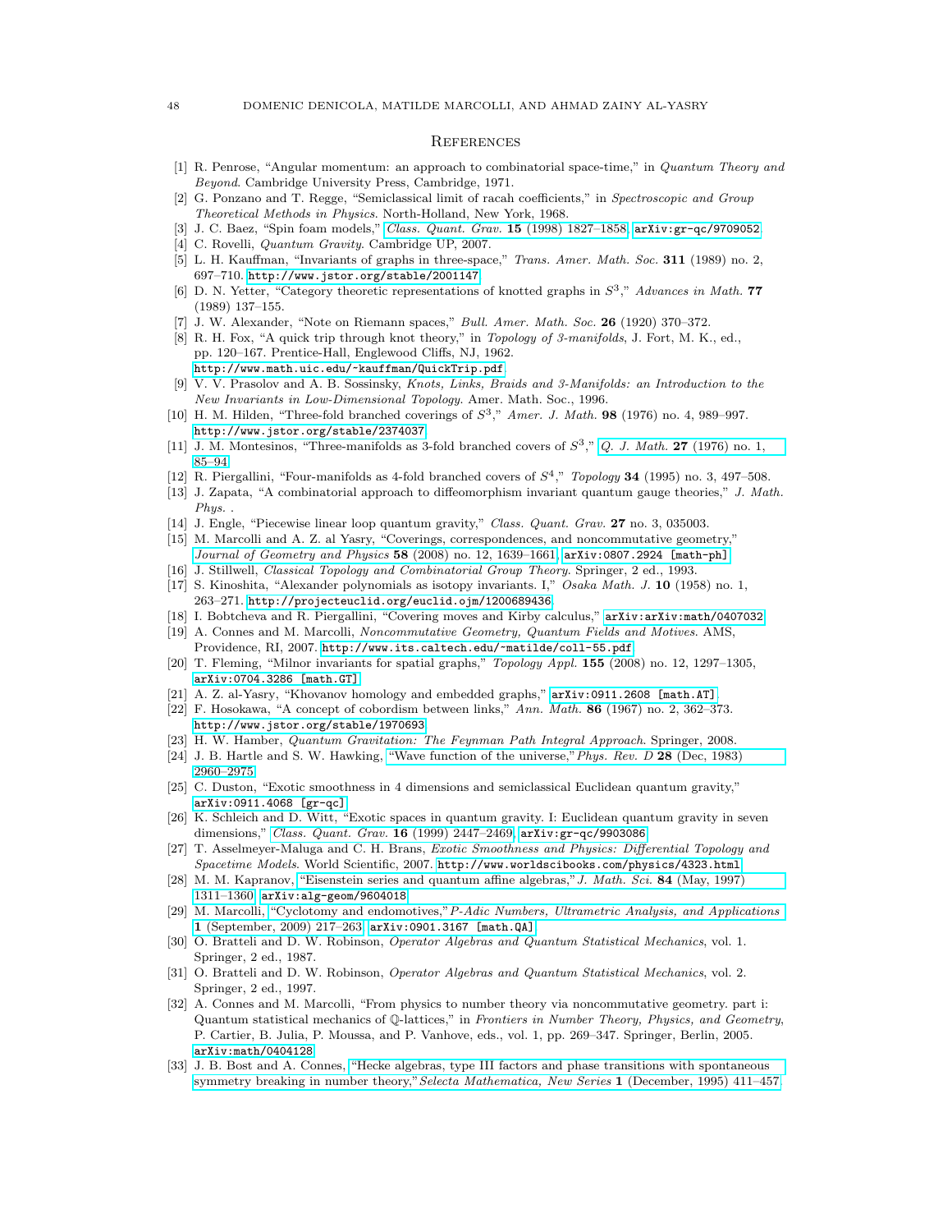## References

[1] R. Penrose, "Angular momentum: an approach to combinatorial space-time," in *Quantum Theory and Beyond*. Cambridge University Press, Cambridge, 1971.

[2] G. Ponzano and T. Regge, "Semiclassical limit of racah coefficients," in *Spectroscopic and Group Theoretical Methods in Physics*. North-Holland, New York, 1968.

[3] J. C. Baez, "Spin foam models," *Class. Quant. Grav.* **15** (1998) 1827–1858, arXiv:gr-qc/9709052.

[4] C. Rovelli, *Quantum Gravity*. Cambridge UP, 2007.

[5] L. H. Kauffman, "Invariants of graphs in three-space," *Trans. Amer. Math. Soc.* **311** (1989) no. 2, 697–710. http://www.jstor.org/stable/2001147.

[6] D. N. Yetter, "Category theoretic representations of knotted graphs in $S^3$," *Advances in Math.* **77** (1989) 137–155.

[7] J. W. Alexander, "Note on Riemann spaces," *Bull. Amer. Math. Soc.* **26** (1920) 370–372.

[8] R. H. Fox, "A quick trip through knot theory," in *Topology of 3-manifolds*, J. Fort, M. K., ed., pp. 120–167. Prentice-Hall, Englewood Cliffs, NJ, 1962. http://www.math.uic.edu/~kauffman/QuickTrip.pdf.

[9] V. V. Prasolov and A. B. Sossinsky, *Knots, Links, Braids and 3-Manifolds: an Introduction to the New Invariants in Low-Dimensional Topology*. Amer. Math. Soc., 1996.

[10] H. M. Hilden, "Three-fold branched coverings of $S^3$," *Amer. J. Math.* **98** (1976) no. 4, 989–997. http://www.jstor.org/stable/2374037.

[11] J. M. Montesinos, "Three-manifolds as 3-fold branched covers of $S^3$," *Q. J. Math.* **27** (1976) no. 1, 85–94.

[12] R. Piergallini, "Four-manifolds as 4-fold branched covers of $S^4$," *Topology* **34** (1995) no. 3, 497–508.

[13] J. Zapata, "A combinatorial approach to diffeomorphism invariant quantum gauge theories," *J. Math. Phys.* .

[14] J. Engle, "Piecewise linear loop quantum gravity," *Class. Quant. Grav.* **27** no. 3, 035003.

[15] M. Marcolli and A. Z. al Yasry, "Coverings, correspondences, and noncommutative geometry," *Journal of Geometry and Physics* **58** (2008) no. 12, 1639–1661, arXiv:0807.2924 [math-ph].

[16] J. Stillwell, *Classical Topology and Combinatorial Group Theory*. Springer, 2 ed., 1993.

[17] S. Kinoshita, "Alexander polynomials as isotopy invariants. I," *Osaka Math. J.* **10** (1958) no. 1, 263–271. http://projecteuclid.org/euclid.ojm/1200689436.

[18] I. Bobtcheva and R. Piergallini, "Covering moves and Kirby calculus," arXiv:arXiv:math/0407032.

[19] A. Connes and M. Marcolli, *Noncommutative Geometry, Quantum Fields and Motives*. AMS, Providence, RI, 2007. http://www.its.caltech.edu/~matilde/coll-55.pdf.

[20] T. Fleming, "Milnor invariants for spatial graphs," *Topology Appl.* **155** (2008) no. 12, 1297–1305, arXiv:0704.3286 [math.GT].

[21] A. Z. al-Yasry, "Khovanov homology and embedded graphs," arXiv:0911.2608 [math.AT].

[22] F. Hosokawa, "A concept of cobordism between links," *Ann. Math.* **86** (1967) no. 2, 362–373. http://www.jstor.org/stable/1970693.

[23] H. W. Hamber, *Quantum Gravitation: The Feynman Path Integral Approach*. Springer, 2008.

[24] J. B. Hartle and S. W. Hawking, "Wave function of the universe," *Phys. Rev. D* **28** (Dec, 1983) 2960–2975.

[25] C. Duston, "Exotic smoothness in 4 dimensions and semiclassical Euclidean quantum gravity," arXiv:0911.4068 [gr-qc].

[26] K. Schleich and D. Witt, "Exotic spaces in quantum gravity. I: Euclidean quantum gravity in seven dimensions," *Class. Quant. Grav.* **16** (1999) 2447–2469, arXiv:gr-qc/9903086.

[27] T. Asselmeyer-Maluga and C. H. Brans, *Exotic Smoothness and Physics: Differential Topology and Spacetime Models*. World Scientific, 2007. http://www.worldscibooks.com/physics/4323.html.

[28] M. M. Kapranov, "Eisenstein series and quantum affine algebras," *J. Math. Sci.* **84** (May, 1997) 1311–1360, arXiv:alg-geom/9604018.

[29] M. Marcolli, "Cyclotomy and endomotives," *P-Adic Numbers, Ultrametric Analysis, and Applications* **1** (September, 2009) 217–263, arXiv:0901.3167 [math.QA].

[30] O. Bratteli and D. W. Robinson, *Operator Algebras and Quantum Statistical Mechanics*, vol. 1. Springer, 2 ed., 1987.

[31] O. Bratteli and D. W. Robinson, *Operator Algebras and Quantum Statistical Mechanics*, vol. 2. Springer, 2 ed., 1997.

[32] A. Connes and M. Marcolli, "From physics to number theory via noncommutative geometry. part i: Quantum statistical mechanics of $\mathbb{Q}$-lattices," in *Frontiers in Number Theory, Physics, and Geometry*, P. Cartier, B. Julia, P. Moussa, and P. Vanhove, eds., vol. 1, pp. 269–347. Springer, Berlin, 2005. arXiv:math/0404128.

[33] J. B. Bost and A. Connes, "Hecke algebras, type III factors and phase transitions with spontaneous symmetry breaking in number theory," *Selecta Mathematica, New Series* **1** (December, 1995) 411–457.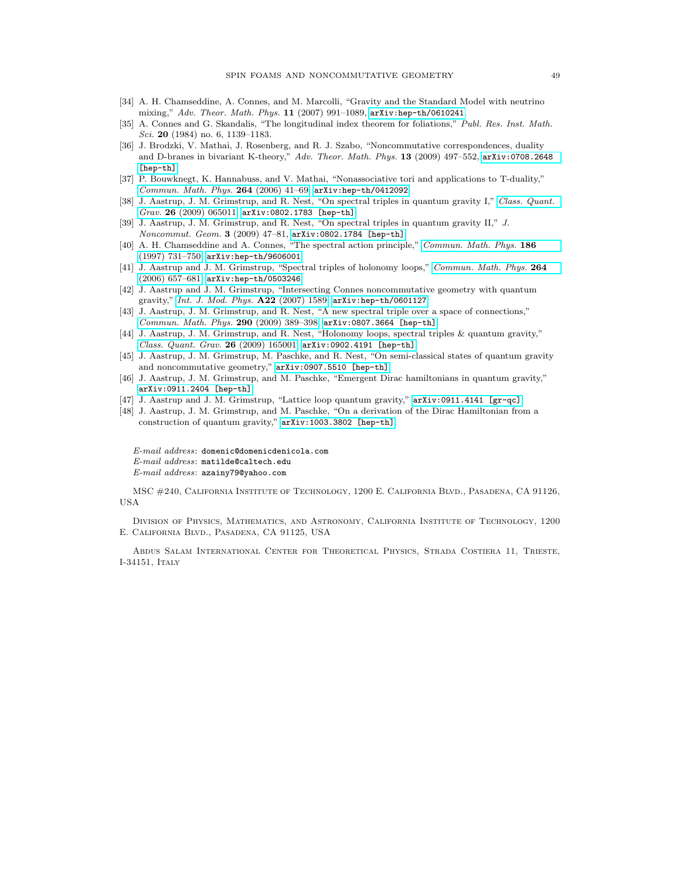[34] A. H. Chamseddine, A. Connes, and M. Marcolli, "Gravity and the Standard Model with neutrino mixing," *Adv. Theor. Math. Phys.* **11** (2007) 991–1089, arXiv:hep-th/0610241.

[35] A. Connes and G. Skandalis, "The longitudinal index theorem for foliations," *Publ. Res. Inst. Math. Sci.* **20** (1984) no. 6, 1139–1183.

[36] J. Brodzki, V. Mathai, J. Rosenberg, and R. J. Szabo, "Noncommutative correspondences, duality and D-branes in bivariant K-theory," *Adv. Theor. Math. Phys.* **13** (2009) 497–552, arXiv:0708.2648 [hep-th].

[37] P. Bouwknegt, K. Hannabuss, and V. Mathai, "Nonassociative tori and applications to T-duality," *Commun. Math. Phys.* **264** (2006) 41–69, arXiv:hep-th/0412092.

[38] J. Aastrup, J. M. Grimstrup, and R. Nest, "On spectral triples in quantum gravity I," *Class. Quant. Grav.* **26** (2009) 065011, arXiv:0802.1783 [hep-th].

[39] J. Aastrup, J. M. Grimstrup, and R. Nest, "On spectral triples in quantum gravity II," *J. Noncommut. Geom.* **3** (2009) 47–81, arXiv:0802.1784 [hep-th].

[40] A. H. Chamseddine and A. Connes, "The spectral action principle," *Commun. Math. Phys.* **186** (1997) 731–750, arXiv:hep-th/9606001.

[41] J. Aastrup and J. M. Grimstrup, "Spectral triples of holonomy loops," *Commun. Math. Phys.* **264** (2006) 657–681, arXiv:hep-th/0503246.

[42] J. Aastrup and J. M. Grimstrup, "Intersecting Connes noncommutative geometry with quantum gravity," *Int. J. Mod. Phys.* **A22** (2007) 1589, arXiv:hep-th/0601127.

[43] J. Aastrup, J. M. Grimstrup, and R. Nest, "A new spectral triple over a space of connections," *Commun. Math. Phys.* **290** (2009) 389–398, arXiv:0807.3664 [hep-th].

[44] J. Aastrup, J. M. Grimstrup, and R. Nest, "Holonomy loops, spectral triples & quantum gravity," *Class. Quant. Grav.* **26** (2009) 165001, arXiv:0902.4191 [hep-th].

[45] J. Aastrup, J. M. Grimstrup, M. Paschke, and R. Nest, "On semi-classical states of quantum gravity and noncommutative geometry," arXiv:0907.5510 [hep-th].

[46] J. Aastrup, J. M. Grimstrup, and M. Paschke, "Emergent Dirac hamiltonians in quantum gravity," arXiv:0911.2404 [hep-th].

[47] J. Aastrup and J. M. Grimstrup, "Lattice loop quantum gravity," arXiv:0911.4141 [gr-qc].

[48] J. Aastrup, J. M. Grimstrup, and M. Paschke, "On a derivation of the Dirac Hamiltonian from a construction of quantum gravity," arXiv:1003.3802 [hep-th].

*E-mail address*: domenic@domenicdenicola.com
*E-mail address*: matilde@caltech.edu
*E-mail address*: azainy79@yahoo.com

MSC #240, California Institute of Technology, 1200 E. California Blvd., Pasadena, CA 91126, USA

Division of Physics, Mathematics, and Astronomy, California Institute of Technology, 1200 E. California Blvd., Pasadena, CA 91125, USA

Abdus Salam International Center for Theoretical Physics, Strada Costiera 11, Trieste, I-34151, Italy